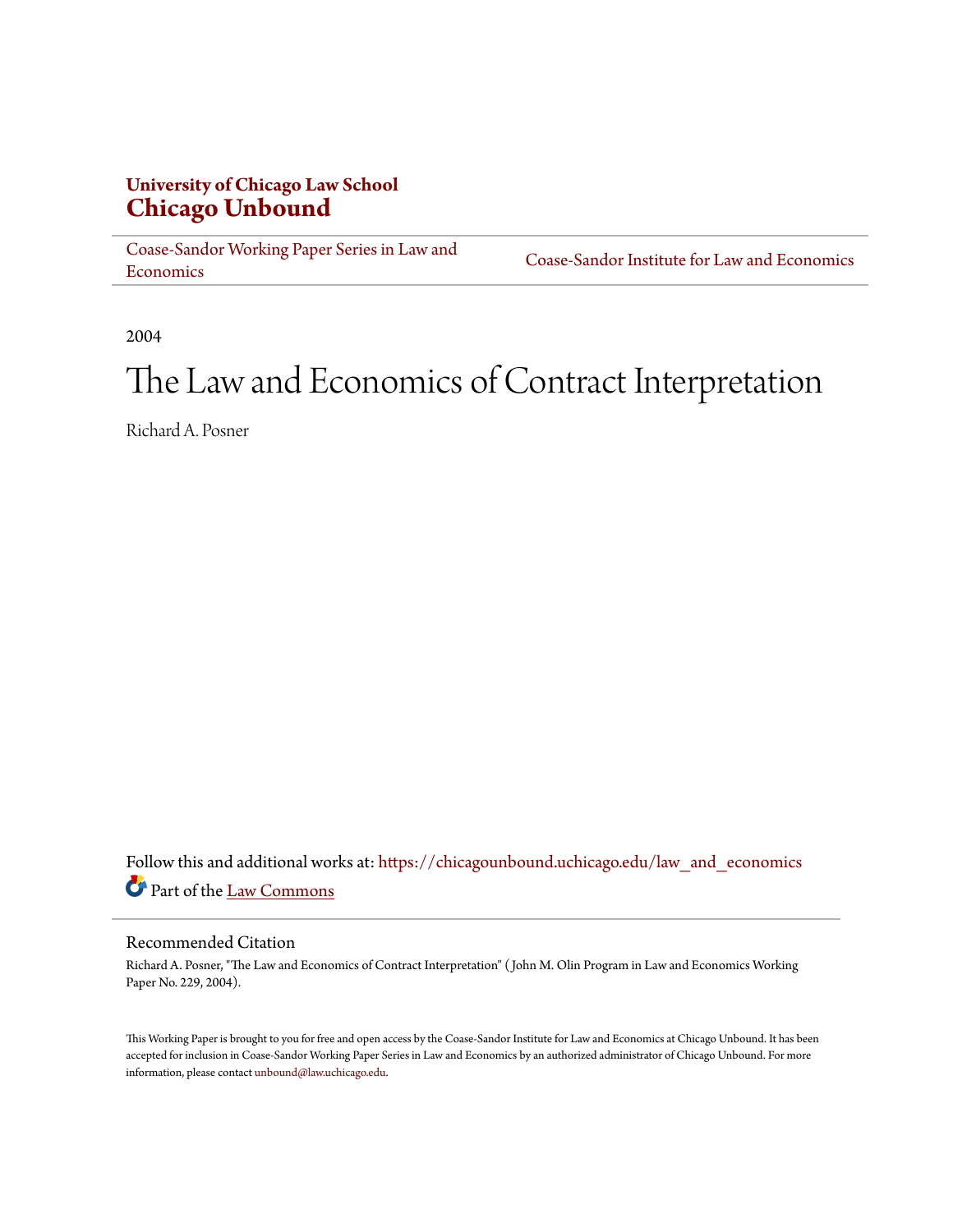**University of Chicago Law School**
**Chicago Unbound**

Coase-Sandor Working Paper Series in Law and Economics | Coase-Sandor Institute for Law and Economics

2004

# The Law and Economics of Contract Interpretation

Richard A. Posner

Follow this and additional works at: https://chicagounbound.uchicago.edu/law_and_economics

Part of the Law Commons

## Recommended Citation

Richard A. Posner, "The Law and Economics of Contract Interpretation" ( John M. Olin Program in Law and Economics Working Paper No. 229, 2004).

This Working Paper is brought to you for free and open access by the Coase-Sandor Institute for Law and Economics at Chicago Unbound. It has been accepted for inclusion in Coase-Sandor Working Paper Series in Law and Economics by an authorized administrator of Chicago Unbound. For more information, please contact unbound@law.uchicago.edu.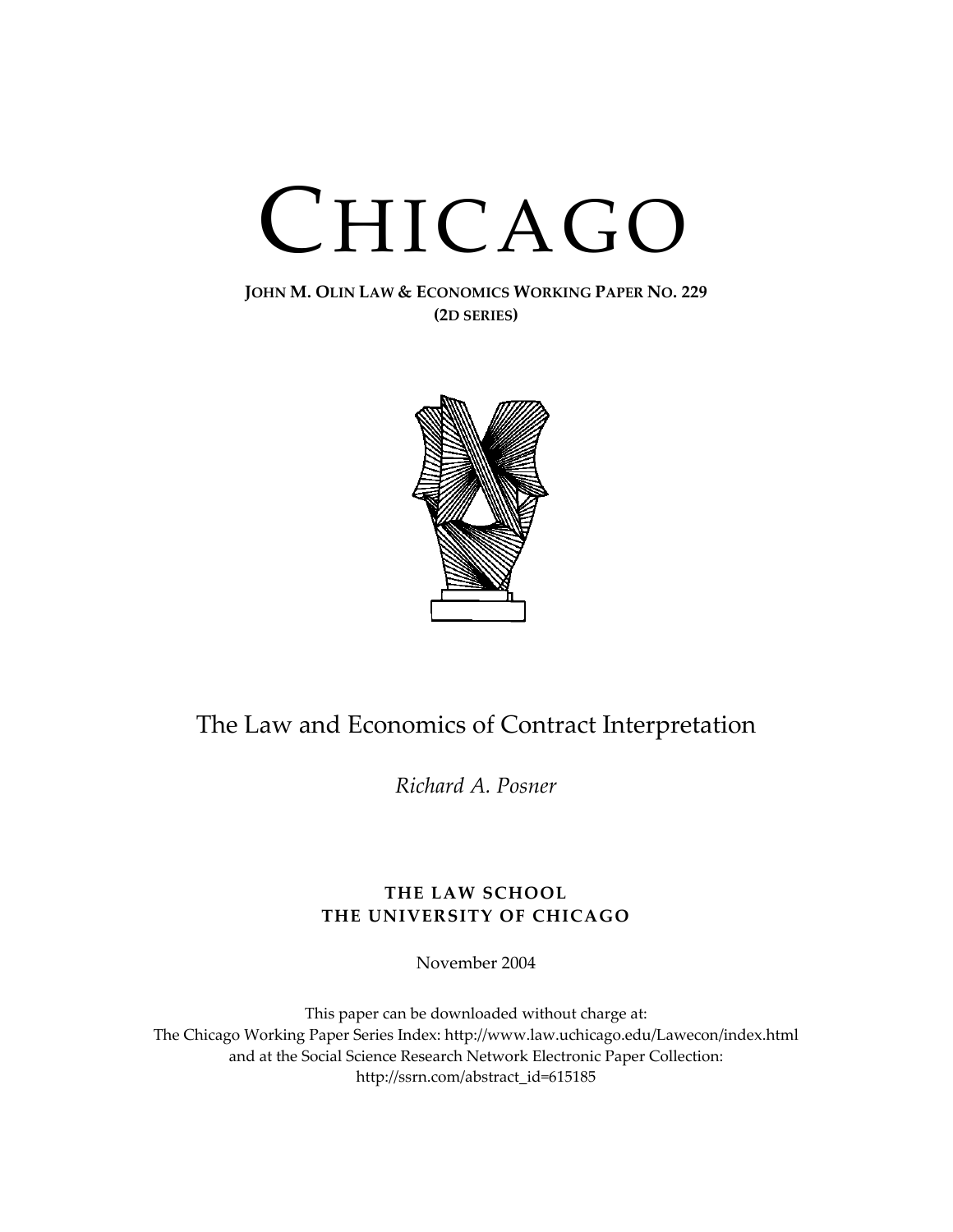# CHICAGO

**JOHN M. OLIN LAW & ECONOMICS WORKING PAPER NO. 229**
**(2D SERIES)**

## The Law and Economics of Contract Interpretation

*Richard A. Posner*

**THE LAW SCHOOL**
**THE UNIVERSITY OF CHICAGO**

November 2004

This paper can be downloaded without charge at:
The Chicago Working Paper Series Index: http://www.law.uchicago.edu/Lawecon/index.html
and at the Social Science Research Network Electronic Paper Collection:
http://ssrn.com/abstract_id=615185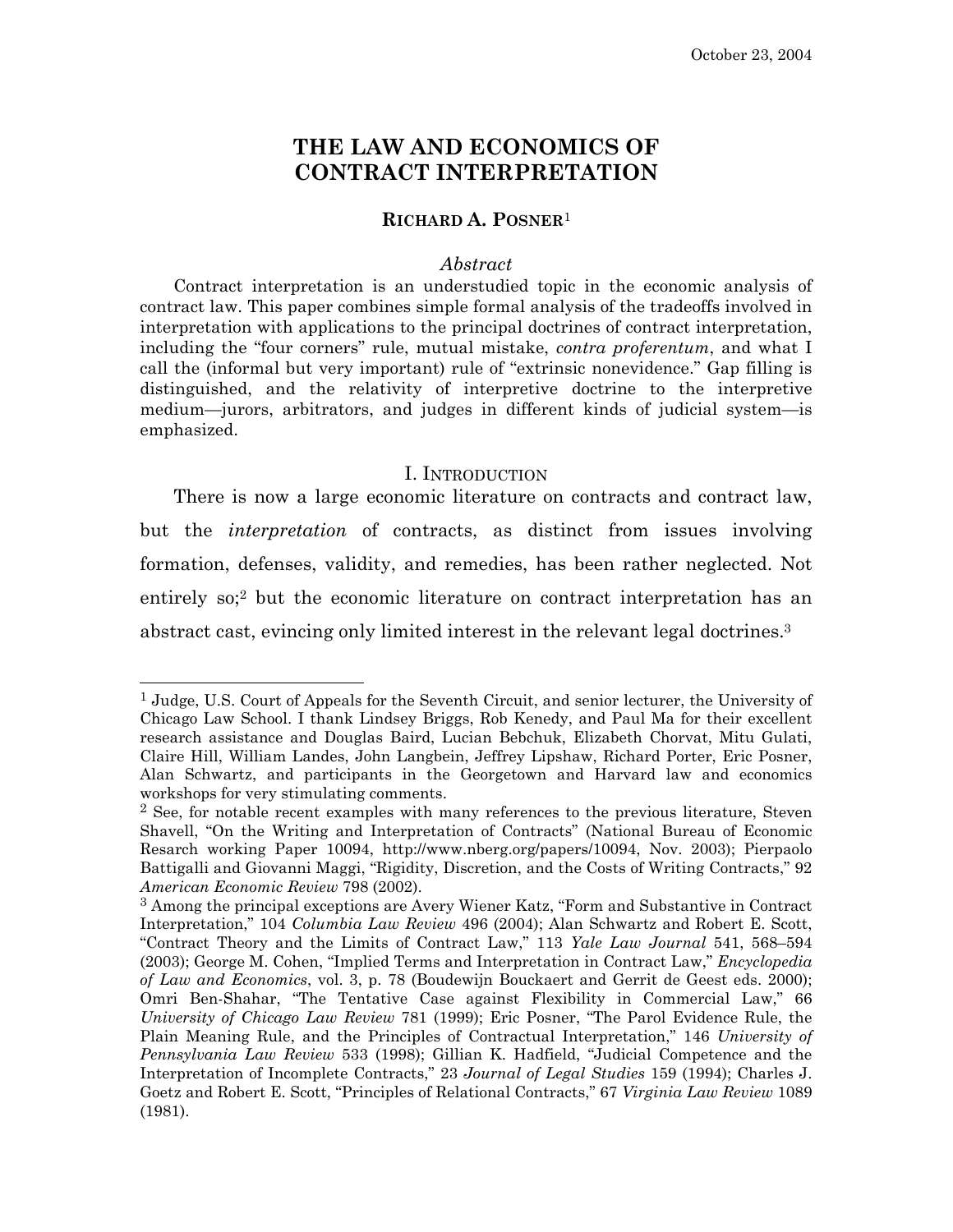October 23, 2004

# THE LAW AND ECONOMICS OF CONTRACT INTERPRETATION

**RICHARD A. POSNER**[1]

*Abstract*

Contract interpretation is an understudied topic in the economic analysis of contract law. This paper combines simple formal analysis of the tradeoffs involved in interpretation with applications to the principal doctrines of contract interpretation, including the "four corners" rule, mutual mistake, *contra proferentum*, and what I call the (informal but very important) rule of "extrinsic nonevidence." Gap filling is distinguished, and the relativity of interpretive doctrine to the interpretive medium—jurors, arbitrators, and judges in different kinds of judicial system—is emphasized.

## I. INTRODUCTION

There is now a large economic literature on contracts and contract law, but the *interpretation* of contracts, as distinct from issues involving formation, defenses, validity, and remedies, has been rather neglected. Not entirely so;[2] but the economic literature on contract interpretation has an abstract cast, evincing only limited interest in the relevant legal doctrines.[3]

---

[1] Judge, U.S. Court of Appeals for the Seventh Circuit, and senior lecturer, the University of Chicago Law School. I thank Lindsey Briggs, Rob Kenedy, and Paul Ma for their excellent research assistance and Douglas Baird, Lucian Bebchuk, Elizabeth Chorvat, Mitu Gulati, Claire Hill, William Landes, John Langbein, Jeffrey Lipshaw, Richard Porter, Eric Posner, Alan Schwartz, and participants in the Georgetown and Harvard law and economics workshops for very stimulating comments.

[2] See, for notable recent examples with many references to the previous literature, Steven Shavell, "On the Writing and Interpretation of Contracts" (National Bureau of Economic Resarch working Paper 10094, http://www.nberg.org/papers/10094, Nov. 2003); Pierpaolo Battigalli and Giovanni Maggi, "Rigidity, Discretion, and the Costs of Writing Contracts," 92 *American Economic Review* 798 (2002).

[3] Among the principal exceptions are Avery Wiener Katz, "Form and Substantive in Contract Interpretation," 104 *Columbia Law Review* 496 (2004); Alan Schwartz and Robert E. Scott, "Contract Theory and the Limits of Contract Law," 113 *Yale Law Journal* 541, 568–594 (2003); George M. Cohen, "Implied Terms and Interpretation in Contract Law," *Encyclopedia of Law and Economics*, vol. 3, p. 78 (Boudewijn Bouckaert and Gerrit de Geest eds. 2000); Omri Ben-Shahar, "The Tentative Case against Flexibility in Commercial Law," 66 *University of Chicago Law Review* 781 (1999); Eric Posner, "The Parol Evidence Rule, the Plain Meaning Rule, and the Principles of Contractual Interpretation," 146 *University of Pennsylvania Law Review* 533 (1998); Gillian K. Hadfield, "Judicial Competence and the Interpretation of Incomplete Contracts," 23 *Journal of Legal Studies* 159 (1994); Charles J. Goetz and Robert E. Scott, "Principles of Relational Contracts," 67 *Virginia Law Review* 1089 (1981).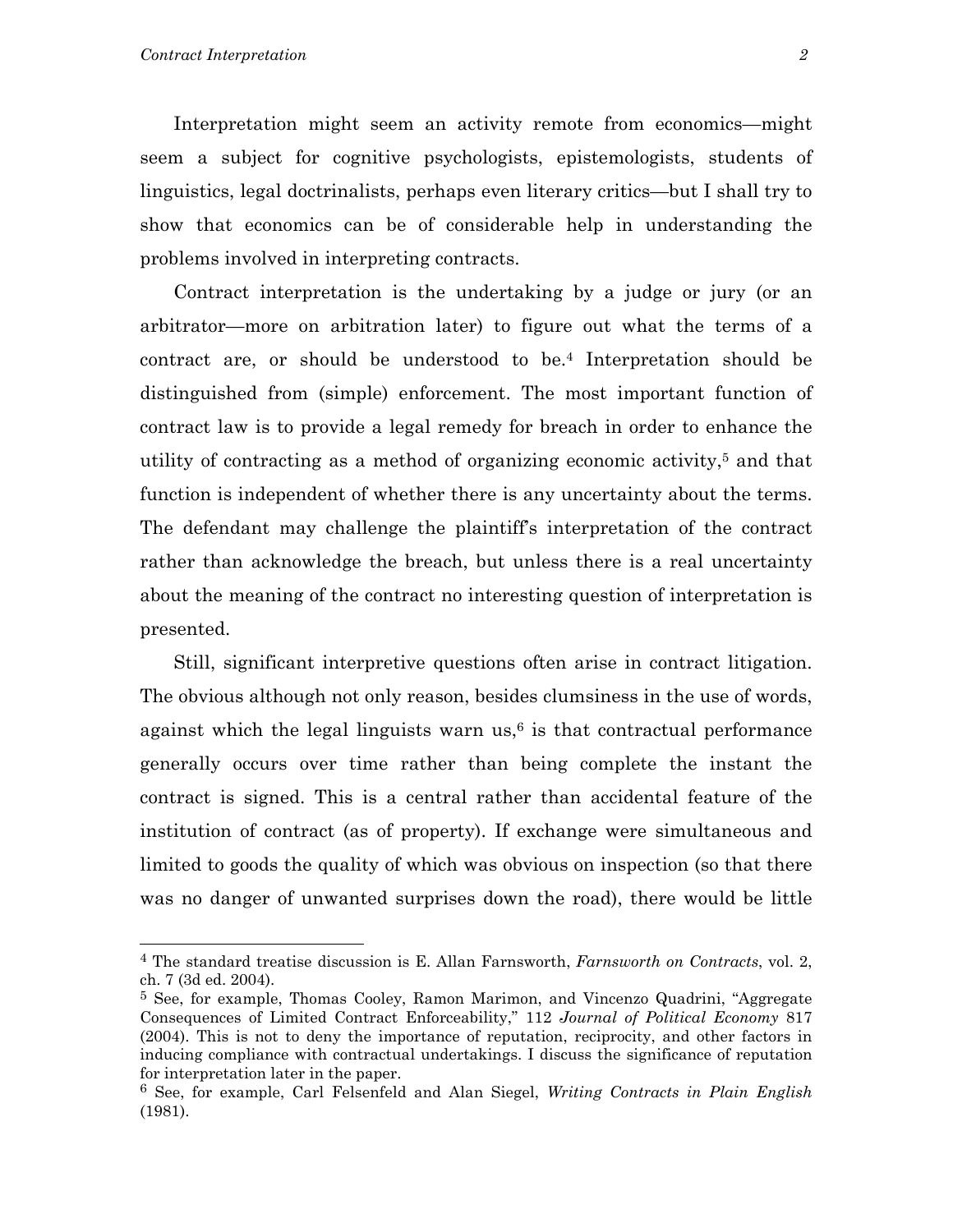Interpretation might seem an activity remote from economics—might seem a subject for cognitive psychologists, epistemologists, students of linguistics, legal doctrinalists, perhaps even literary critics—but I shall try to show that economics can be of considerable help in understanding the problems involved in interpreting contracts.

Contract interpretation is the undertaking by a judge or jury (or an arbitrator—more on arbitration later) to figure out what the terms of a contract are, or should be understood to be.[4] Interpretation should be distinguished from (simple) enforcement. The most important function of contract law is to provide a legal remedy for breach in order to enhance the utility of contracting as a method of organizing economic activity,[5] and that function is independent of whether there is any uncertainty about the terms. The defendant may challenge the plaintiff's interpretation of the contract rather than acknowledge the breach, but unless there is a real uncertainty about the meaning of the contract no interesting question of interpretation is presented.

Still, significant interpretive questions often arise in contract litigation. The obvious although not only reason, besides clumsiness in the use of words, against which the legal linguists warn us,[6] is that contractual performance generally occurs over time rather than being complete the instant the contract is signed. This is a central rather than accidental feature of the institution of contract (as of property). If exchange were simultaneous and limited to goods the quality of which was obvious on inspection (so that there was no danger of unwanted surprises down the road), there would be little

---

[4] The standard treatise discussion is E. Allan Farnsworth, *Farnsworth on Contracts*, vol. 2, ch. 7 (3d ed. 2004).

[5] See, for example, Thomas Cooley, Ramon Marimon, and Vincenzo Quadrini, "Aggregate Consequences of Limited Contract Enforceability," 112 *Journal of Political Economy* 817 (2004). This is not to deny the importance of reputation, reciprocity, and other factors in inducing compliance with contractual undertakings. I discuss the significance of reputation for interpretation later in the paper.

[6] See, for example, Carl Felsenfeld and Alan Siegel, *Writing Contracts in Plain English* (1981).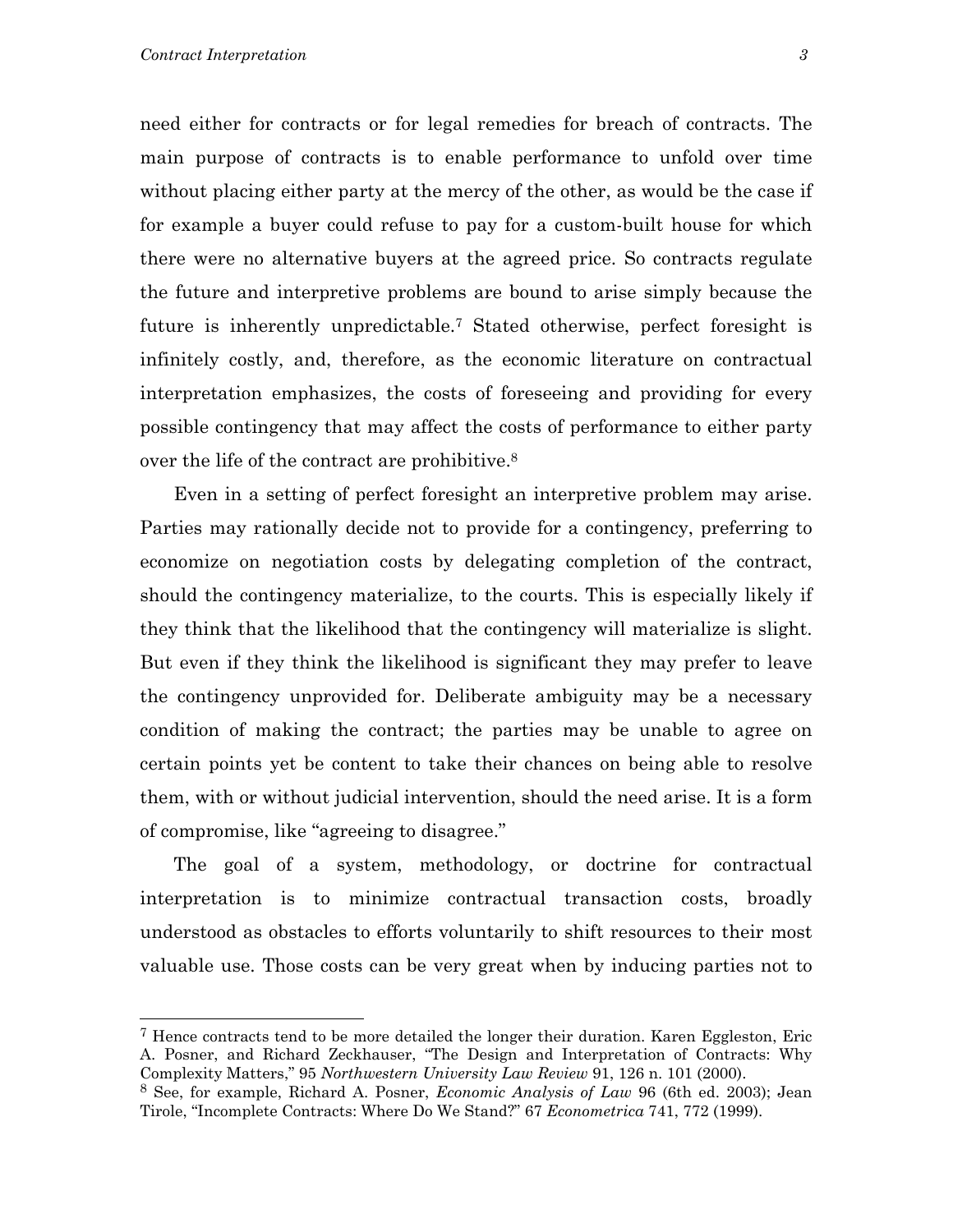need either for contracts or for legal remedies for breach of contracts. The main purpose of contracts is to enable performance to unfold over time without placing either party at the mercy of the other, as would be the case if for example a buyer could refuse to pay for a custom-built house for which there were no alternative buyers at the agreed price. So contracts regulate the future and interpretive problems are bound to arise simply because the future is inherently unpredictable.[7] Stated otherwise, perfect foresight is infinitely costly, and, therefore, as the economic literature on contractual interpretation emphasizes, the costs of foreseeing and providing for every possible contingency that may affect the costs of performance to either party over the life of the contract are prohibitive.[8]

Even in a setting of perfect foresight an interpretive problem may arise. Parties may rationally decide not to provide for a contingency, preferring to economize on negotiation costs by delegating completion of the contract, should the contingency materialize, to the courts. This is especially likely if they think that the likelihood that the contingency will materialize is slight. But even if they think the likelihood is significant they may prefer to leave the contingency unprovided for. Deliberate ambiguity may be a necessary condition of making the contract; the parties may be unable to agree on certain points yet be content to take their chances on being able to resolve them, with or without judicial intervention, should the need arise. It is a form of compromise, like "agreeing to disagree."

The goal of a system, methodology, or doctrine for contractual interpretation is to minimize contractual transaction costs, broadly understood as obstacles to efforts voluntarily to shift resources to their most valuable use. Those costs can be very great when by inducing parties not to

---

[7] Hence contracts tend to be more detailed the longer their duration. Karen Eggleston, Eric A. Posner, and Richard Zeckhauser, "The Design and Interpretation of Contracts: Why Complexity Matters," 95 *Northwestern University Law Review* 91, 126 n. 101 (2000).

[8] See, for example, Richard A. Posner, *Economic Analysis of Law* 96 (6th ed. 2003); Jean Tirole, "Incomplete Contracts: Where Do We Stand?" 67 *Econometrica* 741, 772 (1999).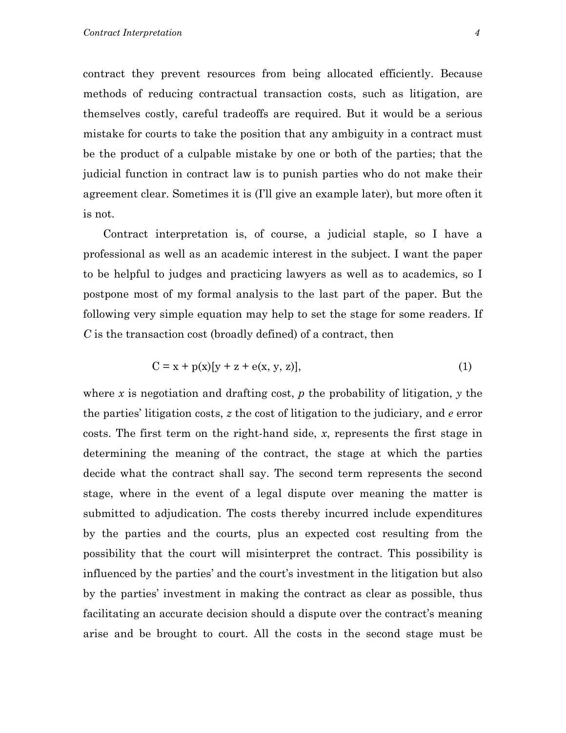contract they prevent resources from being allocated efficiently. Because methods of reducing contractual transaction costs, such as litigation, are themselves costly, careful tradeoffs are required. But it would be a serious mistake for courts to take the position that any ambiguity in a contract must be the product of a culpable mistake by one or both of the parties; that the judicial function in contract law is to punish parties who do not make their agreement clear. Sometimes it is (I'll give an example later), but more often it is not.

Contract interpretation is, of course, a judicial staple, so I have a professional as well as an academic interest in the subject. I want the paper to be helpful to judges and practicing lawyers as well as to academics, so I postpone most of my formal analysis to the last part of the paper. But the following very simple equation may help to set the stage for some readers. If $C$ is the transaction cost (broadly defined) of a contract, then

$$C = x + p(x)[y + z + e(x, y, z)], \tag{1}$$

where $x$ is negotiation and drafting cost, $p$ the probability of litigation, $y$ the the parties' litigation costs, $z$ the cost of litigation to the judiciary, and $e$ error costs. The first term on the right-hand side, $x$, represents the first stage in determining the meaning of the contract, the stage at which the parties decide what the contract shall say. The second term represents the second stage, where in the event of a legal dispute over meaning the matter is submitted to adjudication. The costs thereby incurred include expenditures by the parties and the courts, plus an expected cost resulting from the possibility that the court will misinterpret the contract. This possibility is influenced by the parties' and the court's investment in the litigation but also by the parties' investment in making the contract as clear as possible, thus facilitating an accurate decision should a dispute over the contract's meaning arise and be brought to court. All the costs in the second stage must be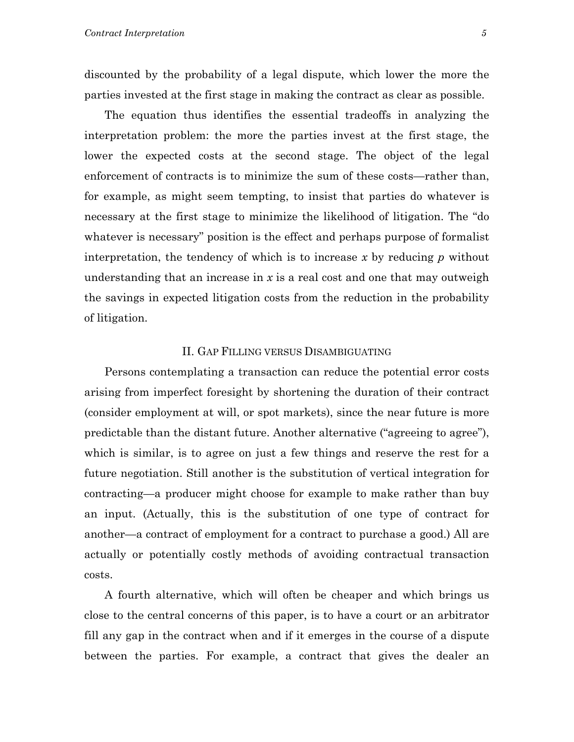discounted by the probability of a legal dispute, which lower the more the parties invested at the first stage in making the contract as clear as possible.

The equation thus identifies the essential tradeoffs in analyzing the interpretation problem: the more the parties invest at the first stage, the lower the expected costs at the second stage. The object of the legal enforcement of contracts is to minimize the sum of these costs—rather than, for example, as might seem tempting, to insist that parties do whatever is necessary at the first stage to minimize the likelihood of litigation. The "do whatever is necessary" position is the effect and perhaps purpose of formalist interpretation, the tendency of which is to increase $x$ by reducing $p$ without understanding that an increase in $x$ is a real cost and one that may outweigh the savings in expected litigation costs from the reduction in the probability of litigation.

## II. Gap Filling versus Disambiguating

Persons contemplating a transaction can reduce the potential error costs arising from imperfect foresight by shortening the duration of their contract (consider employment at will, or spot markets), since the near future is more predictable than the distant future. Another alternative ("agreeing to agree"), which is similar, is to agree on just a few things and reserve the rest for a future negotiation. Still another is the substitution of vertical integration for contracting—a producer might choose for example to make rather than buy an input. (Actually, this is the substitution of one type of contract for another—a contract of employment for a contract to purchase a good.) All are actually or potentially costly methods of avoiding contractual transaction costs.

A fourth alternative, which will often be cheaper and which brings us close to the central concerns of this paper, is to have a court or an arbitrator fill any gap in the contract when and if it emerges in the course of a dispute between the parties. For example, a contract that gives the dealer an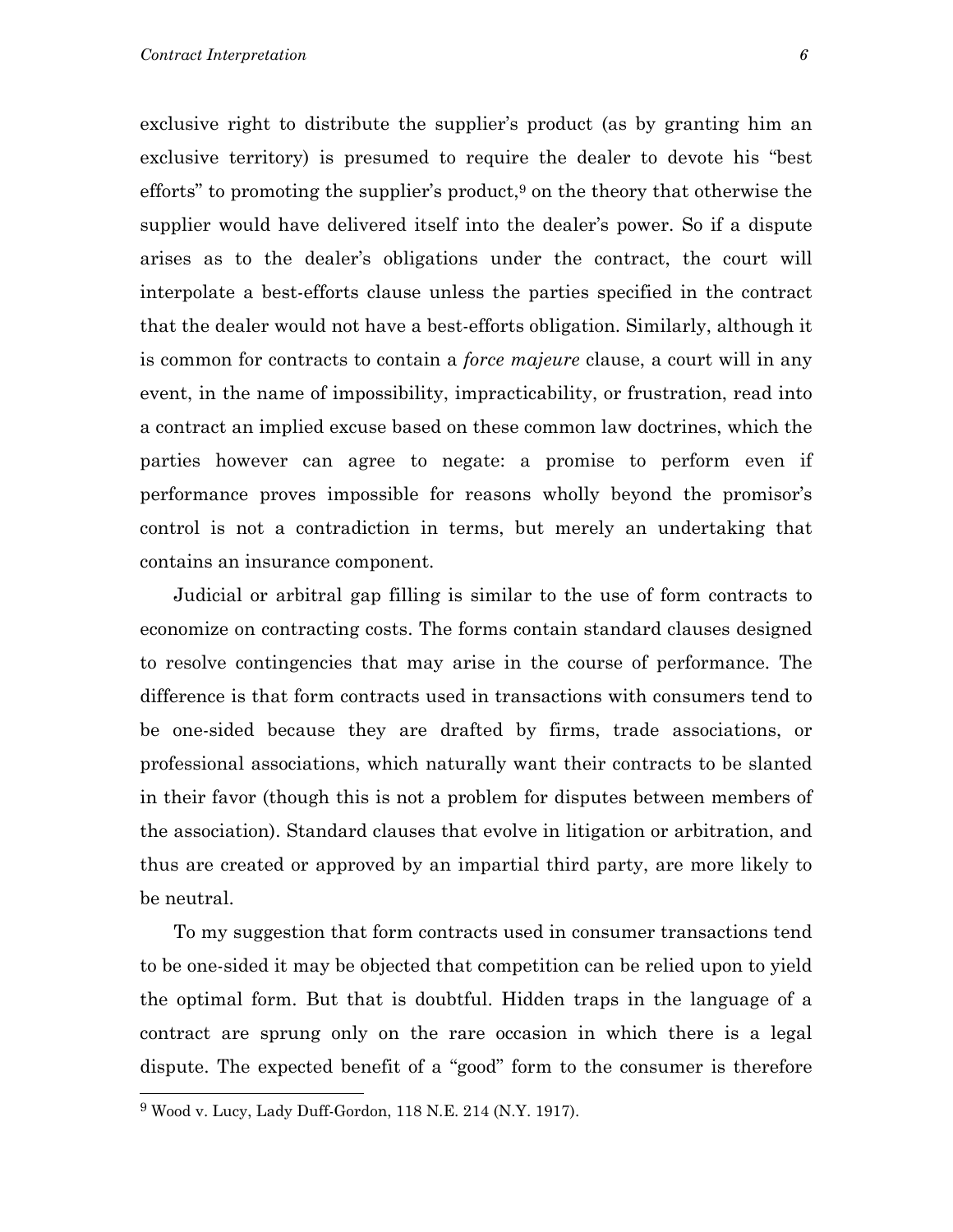exclusive right to distribute the supplier's product (as by granting him an exclusive territory) is presumed to require the dealer to devote his "best efforts" to promoting the supplier's product,[9] on the theory that otherwise the supplier would have delivered itself into the dealer's power. So if a dispute arises as to the dealer's obligations under the contract, the court will interpolate a best-efforts clause unless the parties specified in the contract that the dealer would not have a best-efforts obligation. Similarly, although it is common for contracts to contain a *force majeure* clause, a court will in any event, in the name of impossibility, impracticability, or frustration, read into a contract an implied excuse based on these common law doctrines, which the parties however can agree to negate: a promise to perform even if performance proves impossible for reasons wholly beyond the promisor's control is not a contradiction in terms, but merely an undertaking that contains an insurance component.

Judicial or arbitral gap filling is similar to the use of form contracts to economize on contracting costs. The forms contain standard clauses designed to resolve contingencies that may arise in the course of performance. The difference is that form contracts used in transactions with consumers tend to be one-sided because they are drafted by firms, trade associations, or professional associations, which naturally want their contracts to be slanted in their favor (though this is not a problem for disputes between members of the association). Standard clauses that evolve in litigation or arbitration, and thus are created or approved by an impartial third party, are more likely to be neutral.

To my suggestion that form contracts used in consumer transactions tend to be one-sided it may be objected that competition can be relied upon to yield the optimal form. But that is doubtful. Hidden traps in the language of a contract are sprung only on the rare occasion in which there is a legal dispute. The expected benefit of a "good" form to the consumer is therefore

---

[9] Wood v. Lucy, Lady Duff-Gordon, 118 N.E. 214 (N.Y. 1917).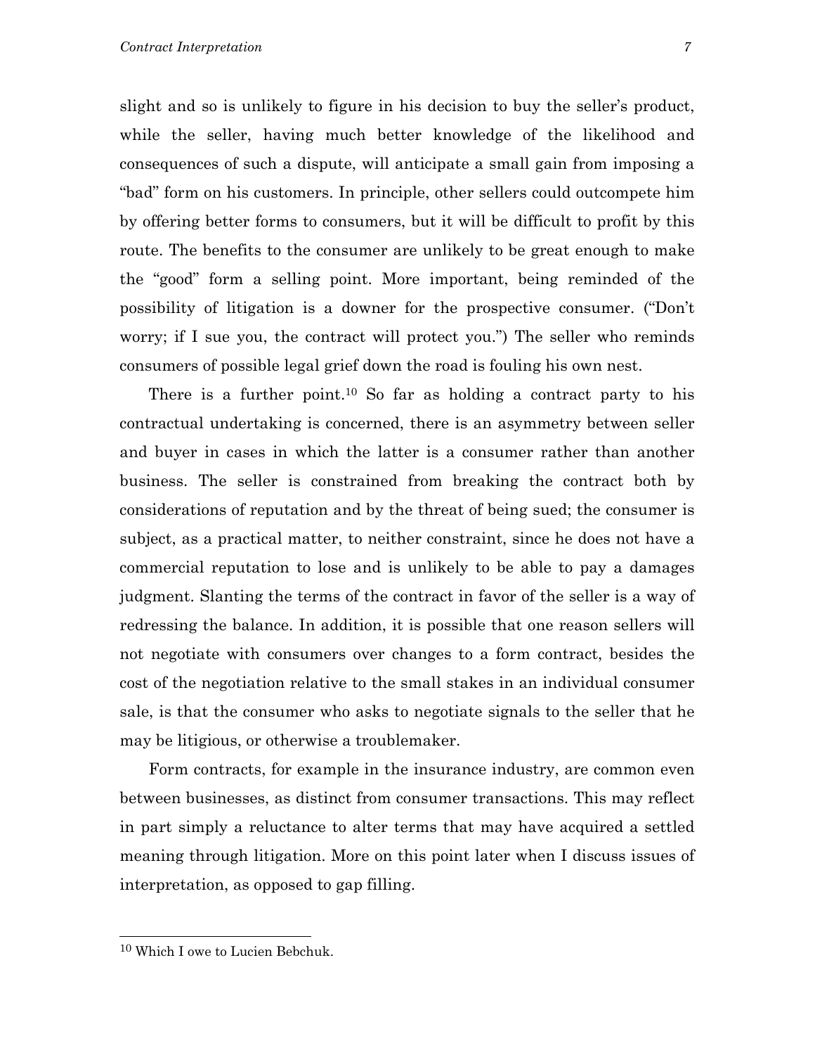slight and so is unlikely to figure in his decision to buy the seller's product, while the seller, having much better knowledge of the likelihood and consequences of such a dispute, will anticipate a small gain from imposing a "bad" form on his customers. In principle, other sellers could outcompete him by offering better forms to consumers, but it will be difficult to profit by this route. The benefits to the consumer are unlikely to be great enough to make the "good" form a selling point. More important, being reminded of the possibility of litigation is a downer for the prospective consumer. ("Don't worry; if I sue you, the contract will protect you.") The seller who reminds consumers of possible legal grief down the road is fouling his own nest.

There is a further point.[10] So far as holding a contract party to his contractual undertaking is concerned, there is an asymmetry between seller and buyer in cases in which the latter is a consumer rather than another business. The seller is constrained from breaking the contract both by considerations of reputation and by the threat of being sued; the consumer is subject, as a practical matter, to neither constraint, since he does not have a commercial reputation to lose and is unlikely to be able to pay a damages judgment. Slanting the terms of the contract in favor of the seller is a way of redressing the balance. In addition, it is possible that one reason sellers will not negotiate with consumers over changes to a form contract, besides the cost of the negotiation relative to the small stakes in an individual consumer sale, is that the consumer who asks to negotiate signals to the seller that he may be litigious, or otherwise a troublemaker.

Form contracts, for example in the insurance industry, are common even between businesses, as distinct from consumer transactions. This may reflect in part simply a reluctance to alter terms that may have acquired a settled meaning through litigation. More on this point later when I discuss issues of interpretation, as opposed to gap filling.

---

[10] Which I owe to Lucien Bebchuk.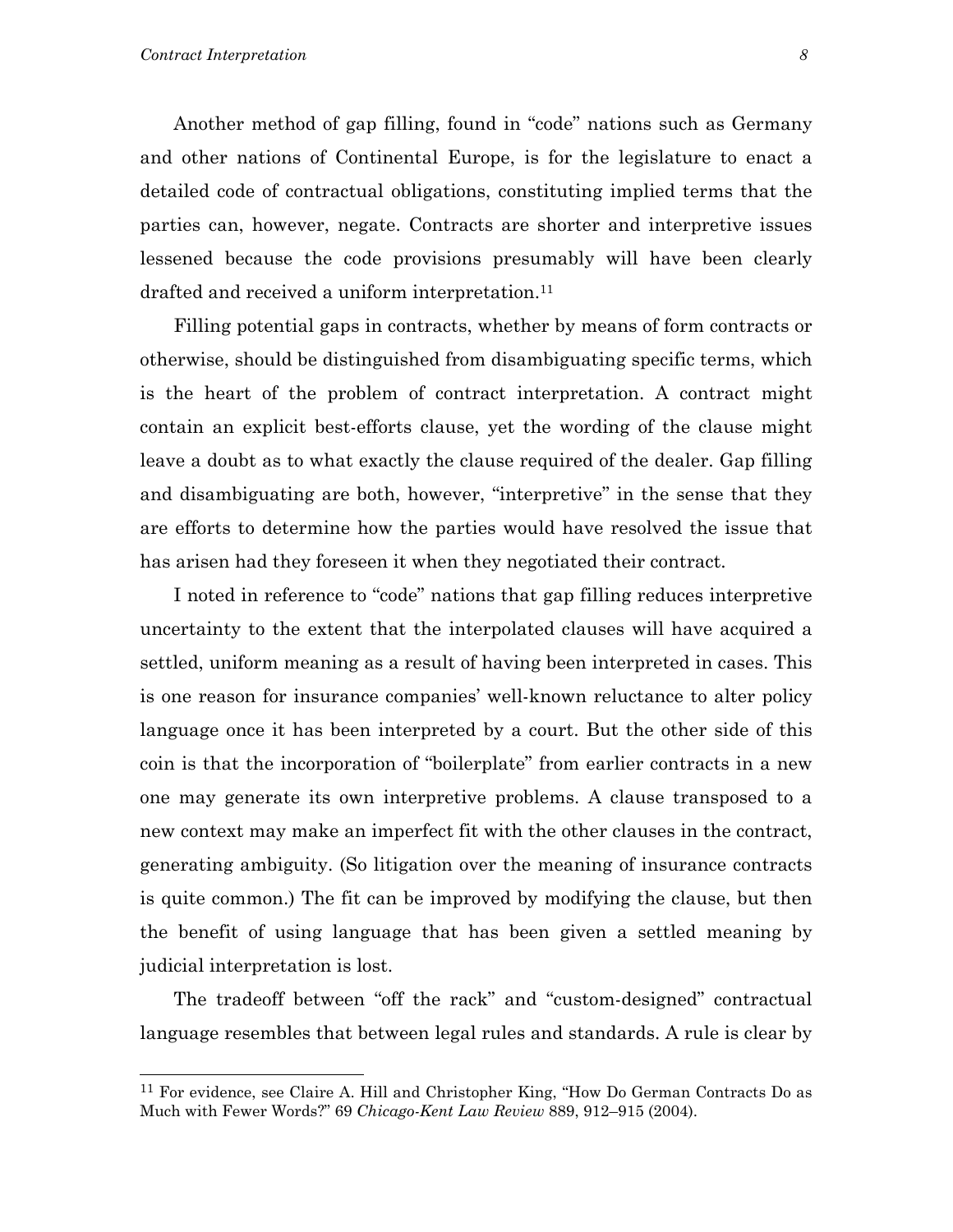Another method of gap filling, found in "code" nations such as Germany and other nations of Continental Europe, is for the legislature to enact a detailed code of contractual obligations, constituting implied terms that the parties can, however, negate. Contracts are shorter and interpretive issues lessened because the code provisions presumably will have been clearly drafted and received a uniform interpretation.[11]

Filling potential gaps in contracts, whether by means of form contracts or otherwise, should be distinguished from disambiguating specific terms, which is the heart of the problem of contract interpretation. A contract might contain an explicit best-efforts clause, yet the wording of the clause might leave a doubt as to what exactly the clause required of the dealer. Gap filling and disambiguating are both, however, "interpretive" in the sense that they are efforts to determine how the parties would have resolved the issue that has arisen had they foreseen it when they negotiated their contract.

I noted in reference to "code" nations that gap filling reduces interpretive uncertainty to the extent that the interpolated clauses will have acquired a settled, uniform meaning as a result of having been interpreted in cases. This is one reason for insurance companies' well-known reluctance to alter policy language once it has been interpreted by a court. But the other side of this coin is that the incorporation of "boilerplate" from earlier contracts in a new one may generate its own interpretive problems. A clause transposed to a new context may make an imperfect fit with the other clauses in the contract, generating ambiguity. (So litigation over the meaning of insurance contracts is quite common.) The fit can be improved by modifying the clause, but then the benefit of using language that has been given a settled meaning by judicial interpretation is lost.

The tradeoff between "off the rack" and "custom-designed" contractual language resembles that between legal rules and standards. A rule is clear by

[11] For evidence, see Claire A. Hill and Christopher King, "How Do German Contracts Do as Much with Fewer Words?" 69 *Chicago-Kent Law Review* 889, 912–915 (2004).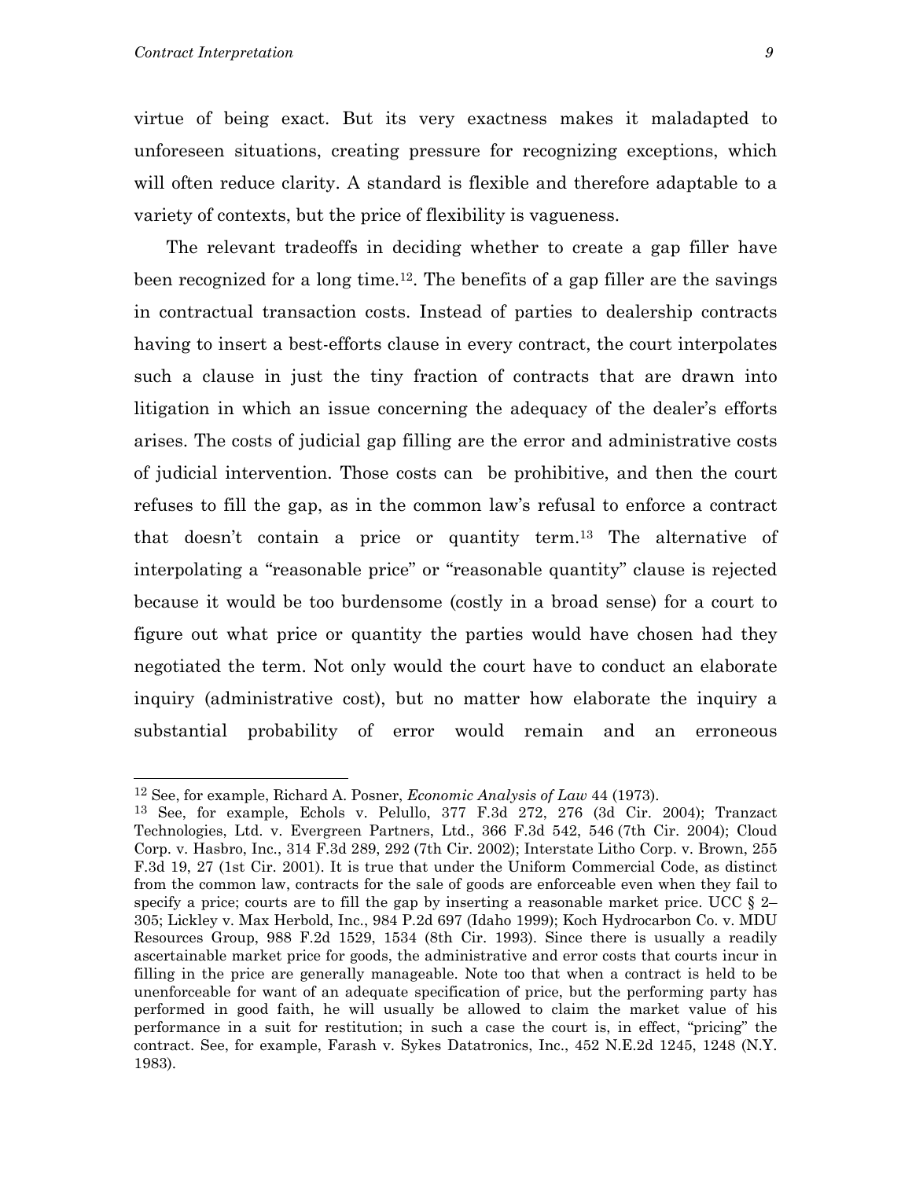virtue of being exact. But its very exactness makes it maladapted to unforeseen situations, creating pressure for recognizing exceptions, which will often reduce clarity. A standard is flexible and therefore adaptable to a variety of contexts, but the price of flexibility is vagueness.

The relevant tradeoffs in deciding whether to create a gap filler have been recognized for a long time.[12]. The benefits of a gap filler are the savings in contractual transaction costs. Instead of parties to dealership contracts having to insert a best-efforts clause in every contract, the court interpolates such a clause in just the tiny fraction of contracts that are drawn into litigation in which an issue concerning the adequacy of the dealer's efforts arises. The costs of judicial gap filling are the error and administrative costs of judicial intervention. Those costs can be prohibitive, and then the court refuses to fill the gap, as in the common law's refusal to enforce a contract that doesn't contain a price or quantity term.[13] The alternative of interpolating a "reasonable price" or "reasonable quantity" clause is rejected because it would be too burdensome (costly in a broad sense) for a court to figure out what price or quantity the parties would have chosen had they negotiated the term. Not only would the court have to conduct an elaborate inquiry (administrative cost), but no matter how elaborate the inquiry a substantial probability of error would remain and an erroneous

---

[12] See, for example, Richard A. Posner, *Economic Analysis of Law* 44 (1973).

[13] See, for example, Echols v. Pelullo, 377 F.3d 272, 276 (3d Cir. 2004); Tranzact Technologies, Ltd. v. Evergreen Partners, Ltd., 366 F.3d 542, 546 (7th Cir. 2004); Cloud Corp. v. Hasbro, Inc., 314 F.3d 289, 292 (7th Cir. 2002); Interstate Litho Corp. v. Brown, 255 F.3d 19, 27 (1st Cir. 2001). It is true that under the Uniform Commercial Code, as distinct from the common law, contracts for the sale of goods are enforceable even when they fail to specify a price; courts are to fill the gap by inserting a reasonable market price. UCC § 2–305; Lickley v. Max Herbold, Inc., 984 P.2d 697 (Idaho 1999); Koch Hydrocarbon Co. v. MDU Resources Group, 988 F.2d 1529, 1534 (8th Cir. 1993). Since there is usually a readily ascertainable market price for goods, the administrative and error costs that courts incur in filling in the price are generally manageable. Note too that when a contract is held to be unenforceable for want of an adequate specification of price, but the performing party has performed in good faith, he will usually be allowed to claim the market value of his performance in a suit for restitution; in such a case the court is, in effect, "pricing" the contract. See, for example, Farash v. Sykes Datatronics, Inc., 452 N.E.2d 1245, 1248 (N.Y. 1983).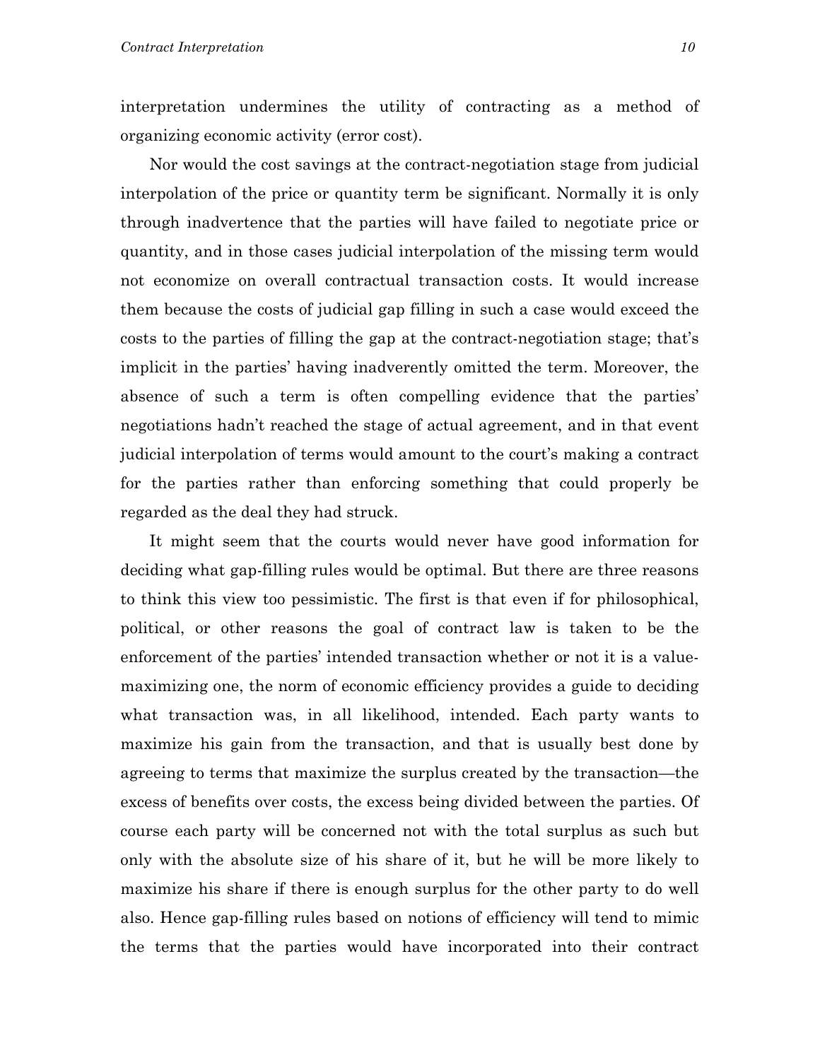interpretation undermines the utility of contracting as a method of organizing economic activity (error cost).

Nor would the cost savings at the contract-negotiation stage from judicial interpolation of the price or quantity term be significant. Normally it is only through inadvertence that the parties will have failed to negotiate price or quantity, and in those cases judicial interpolation of the missing term would not economize on overall contractual transaction costs. It would increase them because the costs of judicial gap filling in such a case would exceed the costs to the parties of filling the gap at the contract-negotiation stage; that's implicit in the parties' having inadverently omitted the term. Moreover, the absence of such a term is often compelling evidence that the parties' negotiations hadn't reached the stage of actual agreement, and in that event judicial interpolation of terms would amount to the court's making a contract for the parties rather than enforcing something that could properly be regarded as the deal they had struck.

It might seem that the courts would never have good information for deciding what gap-filling rules would be optimal. But there are three reasons to think this view too pessimistic. The first is that even if for philosophical, political, or other reasons the goal of contract law is taken to be the enforcement of the parties' intended transaction whether or not it is a value-maximizing one, the norm of economic efficiency provides a guide to deciding what transaction was, in all likelihood, intended. Each party wants to maximize his gain from the transaction, and that is usually best done by agreeing to terms that maximize the surplus created by the transaction—the excess of benefits over costs, the excess being divided between the parties. Of course each party will be concerned not with the total surplus as such but only with the absolute size of his share of it, but he will be more likely to maximize his share if there is enough surplus for the other party to do well also. Hence gap-filling rules based on notions of efficiency will tend to mimic the terms that the parties would have incorporated into their contract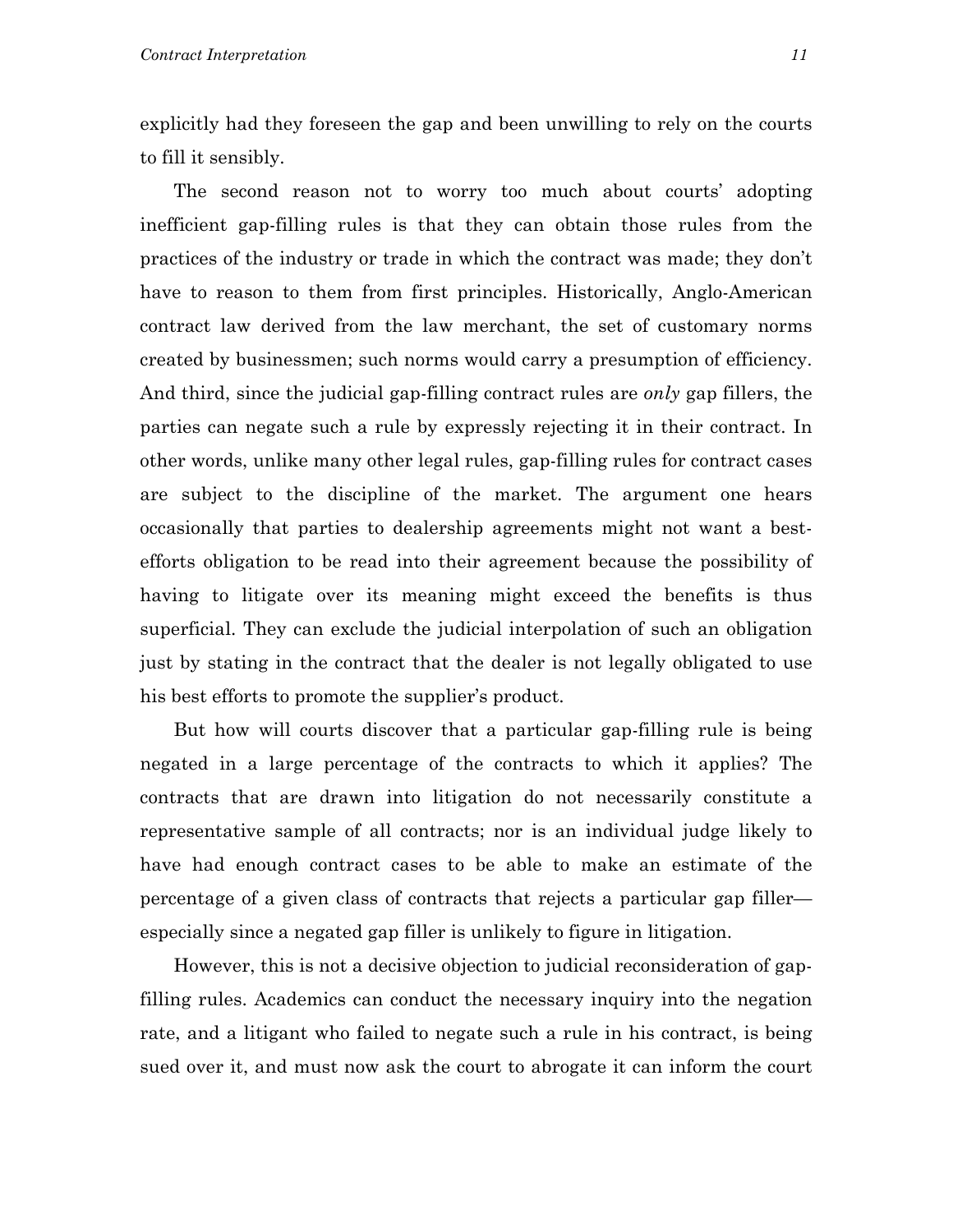explicitly had they foreseen the gap and been unwilling to rely on the courts to fill it sensibly.

The second reason not to worry too much about courts' adopting inefficient gap-filling rules is that they can obtain those rules from the practices of the industry or trade in which the contract was made; they don't have to reason to them from first principles. Historically, Anglo-American contract law derived from the law merchant, the set of customary norms created by businessmen; such norms would carry a presumption of efficiency. And third, since the judicial gap-filling contract rules are *only* gap fillers, the parties can negate such a rule by expressly rejecting it in their contract. In other words, unlike many other legal rules, gap-filling rules for contract cases are subject to the discipline of the market. The argument one hears occasionally that parties to dealership agreements might not want a best-efforts obligation to be read into their agreement because the possibility of having to litigate over its meaning might exceed the benefits is thus superficial. They can exclude the judicial interpolation of such an obligation just by stating in the contract that the dealer is not legally obligated to use his best efforts to promote the supplier's product.

But how will courts discover that a particular gap-filling rule is being negated in a large percentage of the contracts to which it applies? The contracts that are drawn into litigation do not necessarily constitute a representative sample of all contracts; nor is an individual judge likely to have had enough contract cases to be able to make an estimate of the percentage of a given class of contracts that rejects a particular gap filler—especially since a negated gap filler is unlikely to figure in litigation.

However, this is not a decisive objection to judicial reconsideration of gap-filling rules. Academics can conduct the necessary inquiry into the negation rate, and a litigant who failed to negate such a rule in his contract, is being sued over it, and must now ask the court to abrogate it can inform the court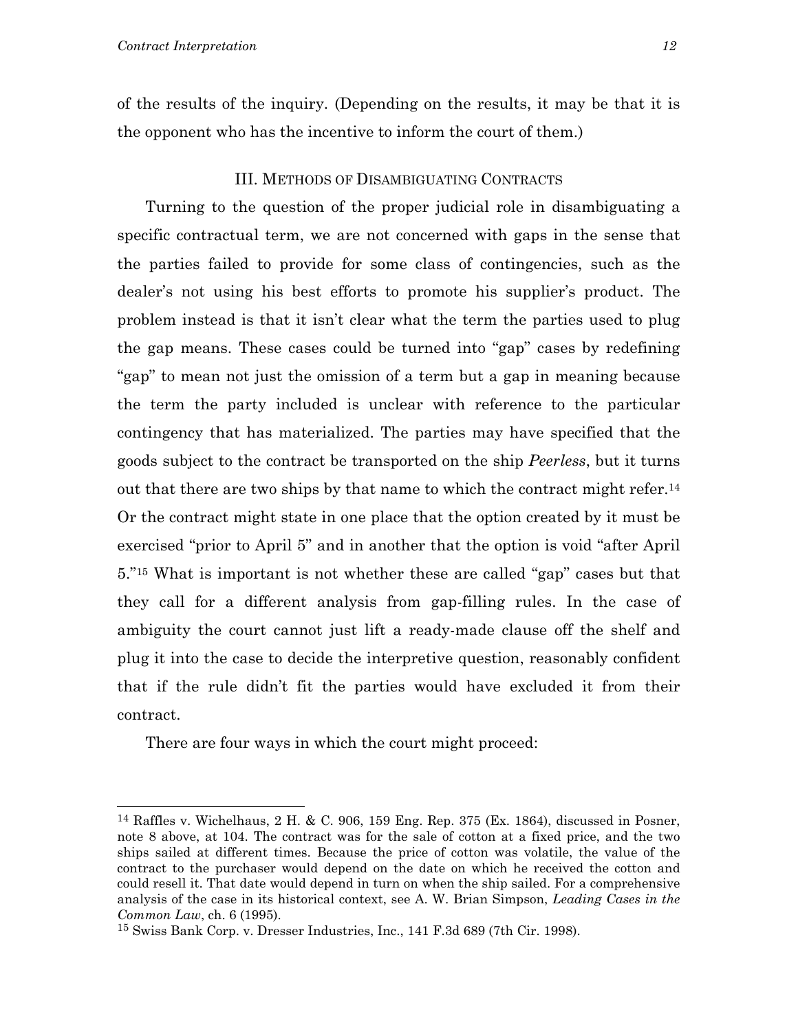of the results of the inquiry. (Depending on the results, it may be that it is the opponent who has the incentive to inform the court of them.)

## III. Methods of Disambiguating Contracts

Turning to the question of the proper judicial role in disambiguating a specific contractual term, we are not concerned with gaps in the sense that the parties failed to provide for some class of contingencies, such as the dealer's not using his best efforts to promote his supplier's product. The problem instead is that it isn't clear what the term the parties used to plug the gap means. These cases could be turned into "gap" cases by redefining "gap" to mean not just the omission of a term but a gap in meaning because the term the party included is unclear with reference to the particular contingency that has materialized. The parties may have specified that the goods subject to the contract be transported on the ship *Peerless*, but it turns out that there are two ships by that name to which the contract might refer.[14] Or the contract might state in one place that the option created by it must be exercised "prior to April 5" and in another that the option is void "after April 5."[15] What is important is not whether these are called "gap" cases but that they call for a different analysis from gap-filling rules. In the case of ambiguity the court cannot just lift a ready-made clause off the shelf and plug it into the case to decide the interpretive question, reasonably confident that if the rule didn't fit the parties would have excluded it from their contract.

There are four ways in which the court might proceed:

---

[14] Raffles v. Wichelhaus, 2 H. & C. 906, 159 Eng. Rep. 375 (Ex. 1864), discussed in Posner, note 8 above, at 104. The contract was for the sale of cotton at a fixed price, and the two ships sailed at different times. Because the price of cotton was volatile, the value of the contract to the purchaser would depend on the date on which he received the cotton and could resell it. That date would depend in turn on when the ship sailed. For a comprehensive analysis of the case in its historical context, see A. W. Brian Simpson, *Leading Cases in the Common Law*, ch. 6 (1995).

[15] Swiss Bank Corp. v. Dresser Industries, Inc., 141 F.3d 689 (7th Cir. 1998).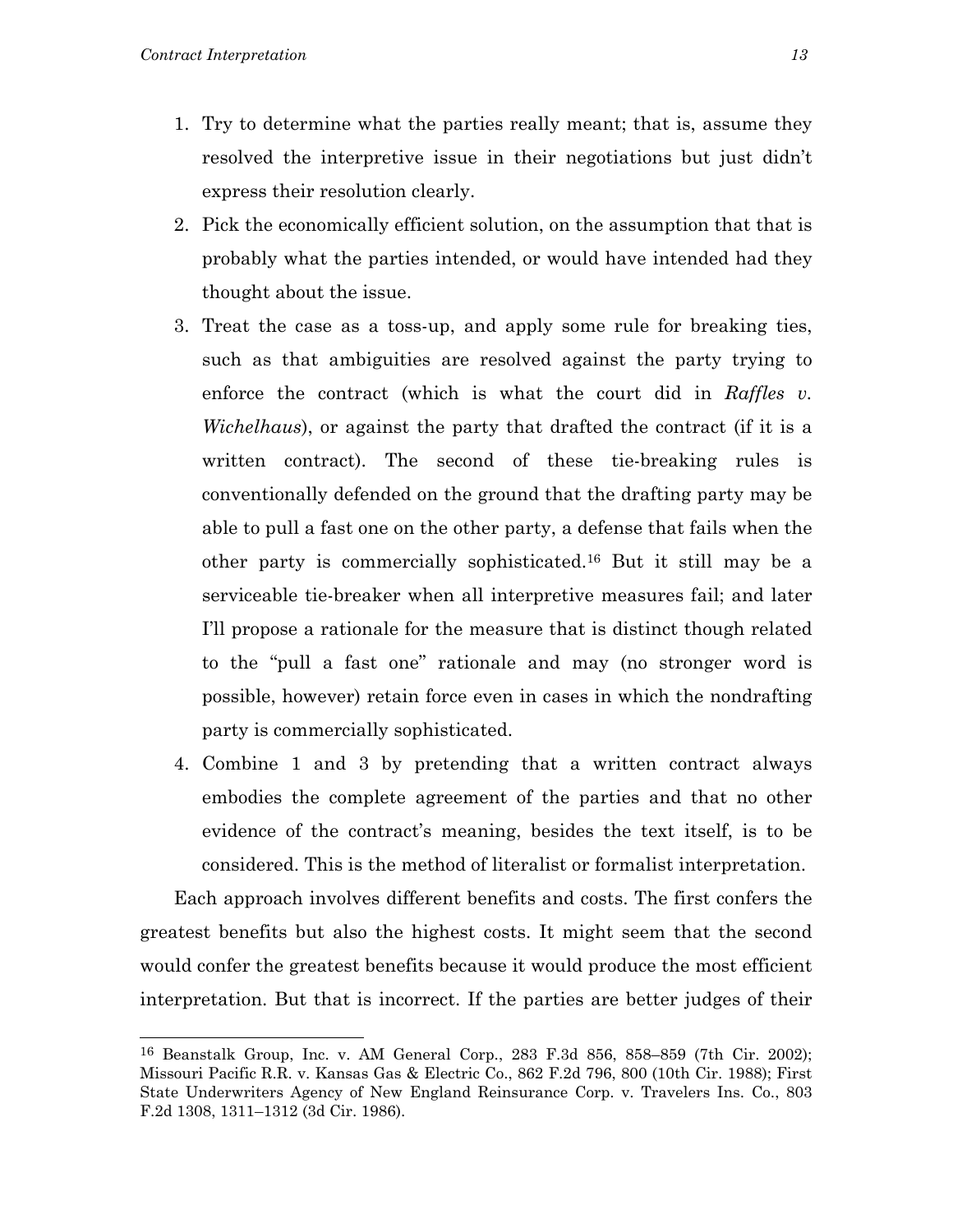1. Try to determine what the parties really meant; that is, assume they resolved the interpretive issue in their negotiations but just didn't express their resolution clearly.
2. Pick the economically efficient solution, on the assumption that that is probably what the parties intended, or would have intended had they thought about the issue.
3. Treat the case as a toss-up, and apply some rule for breaking ties, such as that ambiguities are resolved against the party trying to enforce the contract (which is what the court did in *Raffles v. Wichelhaus*), or against the party that drafted the contract (if it is a written contract). The second of these tie-breaking rules is conventionally defended on the ground that the drafting party may be able to pull a fast one on the other party, a defense that fails when the other party is commercially sophisticated.[16] But it still may be a serviceable tie-breaker when all interpretive measures fail; and later I'll propose a rationale for the measure that is distinct though related to the "pull a fast one" rationale and may (no stronger word is possible, however) retain force even in cases in which the nondrafting party is commercially sophisticated.
4. Combine 1 and 3 by pretending that a written contract always embodies the complete agreement of the parties and that no other evidence of the contract's meaning, besides the text itself, is to be considered. This is the method of literalist or formalist interpretation.

Each approach involves different benefits and costs. The first confers the greatest benefits but also the highest costs. It might seem that the second would confer the greatest benefits because it would produce the most efficient interpretation. But that is incorrect. If the parties are better judges of their

---

[16] Beanstalk Group, Inc. v. AM General Corp., 283 F.3d 856, 858–859 (7th Cir. 2002); Missouri Pacific R.R. v. Kansas Gas & Electric Co., 862 F.2d 796, 800 (10th Cir. 1988); First State Underwriters Agency of New England Reinsurance Corp. v. Travelers Ins. Co., 803 F.2d 1308, 1311–1312 (3d Cir. 1986).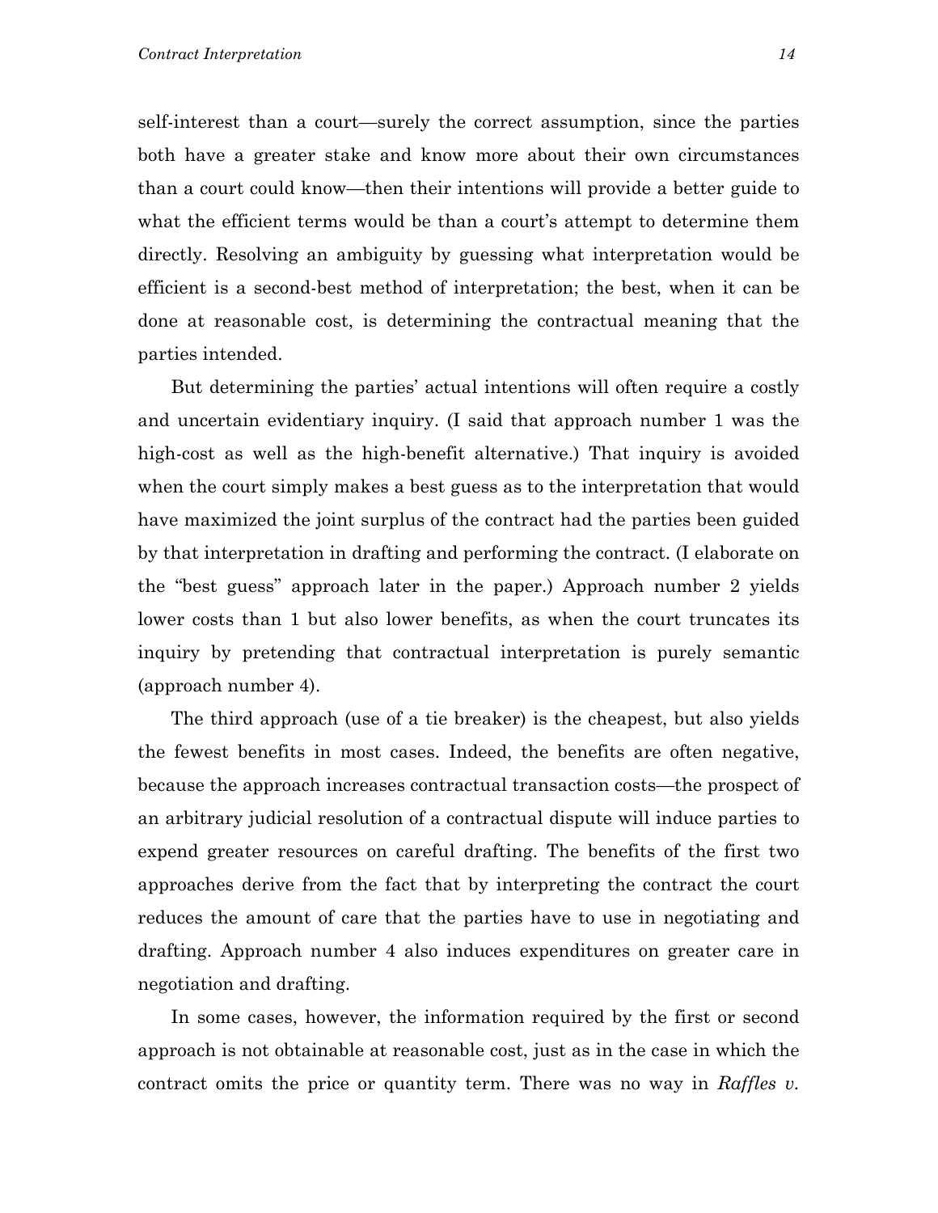self-interest than a court—surely the correct assumption, since the parties both have a greater stake and know more about their own circumstances than a court could know—then their intentions will provide a better guide to what the efficient terms would be than a court's attempt to determine them directly. Resolving an ambiguity by guessing what interpretation would be efficient is a second-best method of interpretation; the best, when it can be done at reasonable cost, is determining the contractual meaning that the parties intended.

But determining the parties' actual intentions will often require a costly and uncertain evidentiary inquiry. (I said that approach number 1 was the high-cost as well as the high-benefit alternative.) That inquiry is avoided when the court simply makes a best guess as to the interpretation that would have maximized the joint surplus of the contract had the parties been guided by that interpretation in drafting and performing the contract. (I elaborate on the "best guess" approach later in the paper.) Approach number 2 yields lower costs than 1 but also lower benefits, as when the court truncates its inquiry by pretending that contractual interpretation is purely semantic (approach number 4).

The third approach (use of a tie breaker) is the cheapest, but also yields the fewest benefits in most cases. Indeed, the benefits are often negative, because the approach increases contractual transaction costs—the prospect of an arbitrary judicial resolution of a contractual dispute will induce parties to expend greater resources on careful drafting. The benefits of the first two approaches derive from the fact that by interpreting the contract the court reduces the amount of care that the parties have to use in negotiating and drafting. Approach number 4 also induces expenditures on greater care in negotiation and drafting.

In some cases, however, the information required by the first or second approach is not obtainable at reasonable cost, just as in the case in which the contract omits the price or quantity term. There was no way in *Raffles v.*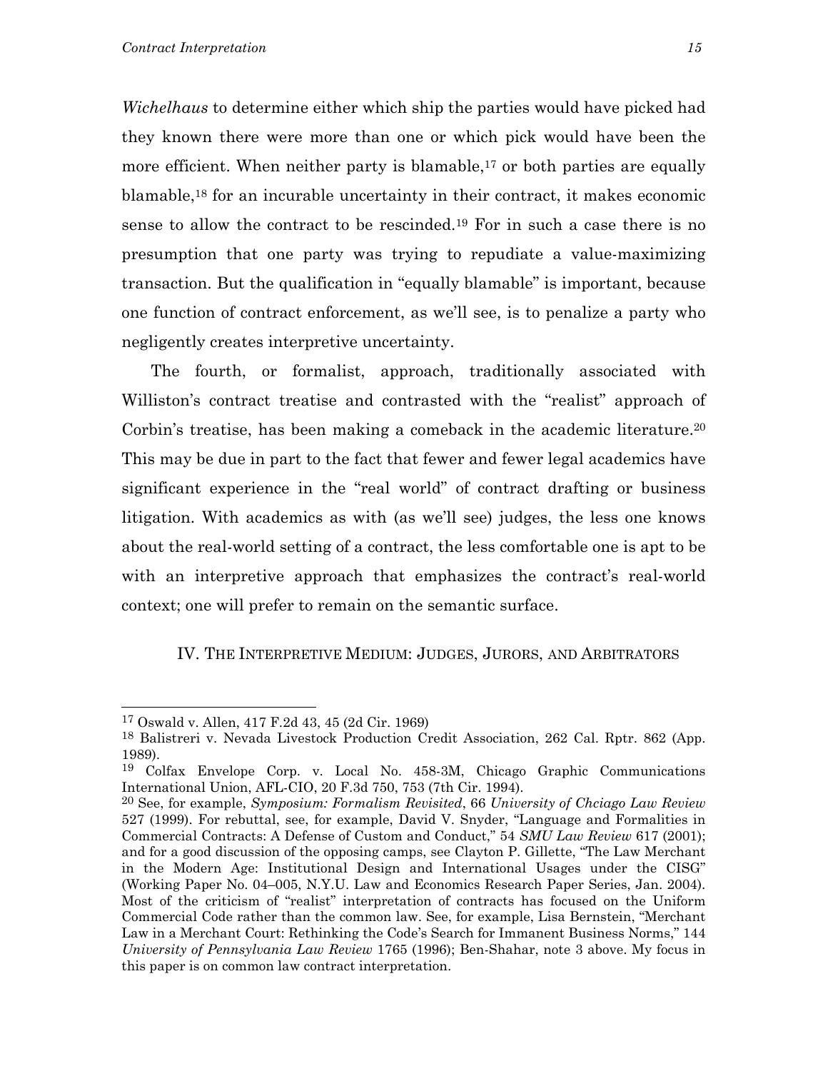*Wichelhaus* to determine either which ship the parties would have picked had they known there were more than one or which pick would have been the more efficient. When neither party is blamable,[17] or both parties are equally blamable,[18] for an incurable uncertainty in their contract, it makes economic sense to allow the contract to be rescinded.[19] For in such a case there is no presumption that one party was trying to repudiate a value-maximizing transaction. But the qualification in "equally blamable" is important, because one function of contract enforcement, as we'll see, is to penalize a party who negligently creates interpretive uncertainty.

The fourth, or formalist, approach, traditionally associated with Williston's contract treatise and contrasted with the "realist" approach of Corbin's treatise, has been making a comeback in the academic literature.[20] This may be due in part to the fact that fewer and fewer legal academics have significant experience in the "real world" of contract drafting or business litigation. With academics as with (as we'll see) judges, the less one knows about the real-world setting of a contract, the less comfortable one is apt to be with an interpretive approach that emphasizes the contract's real-world context; one will prefer to remain on the semantic surface.

## IV. The Interpretive Medium: Judges, Jurors, and Arbitrators

---

[17] Oswald v. Allen, 417 F.2d 43, 45 (2d Cir. 1969)

[18] Balistreri v. Nevada Livestock Production Credit Association, 262 Cal. Rptr. 862 (App. 1989).

[19] Colfax Envelope Corp. v. Local No. 458-3M, Chicago Graphic Communications International Union, AFL-CIO, 20 F.3d 750, 753 (7th Cir. 1994).

[20] See, for example, *Symposium: Formalism Revisited*, 66 *University of Chciago Law Review* 527 (1999). For rebuttal, see, for example, David V. Snyder, "Language and Formalities in Commercial Contracts: A Defense of Custom and Conduct," 54 *SMU Law Review* 617 (2001); and for a good discussion of the opposing camps, see Clayton P. Gillette, "The Law Merchant in the Modern Age: Institutional Design and International Usages under the CISG" (Working Paper No. 04–005, N.Y.U. Law and Economics Research Paper Series, Jan. 2004). Most of the criticism of "realist" interpretation of contracts has focused on the Uniform Commercial Code rather than the common law. See, for example, Lisa Bernstein, "Merchant Law in a Merchant Court: Rethinking the Code's Search for Immanent Business Norms," 144 *University of Pennsylvania Law Review* 1765 (1996); Ben-Shahar, note 3 above. My focus in this paper is on common law contract interpretation.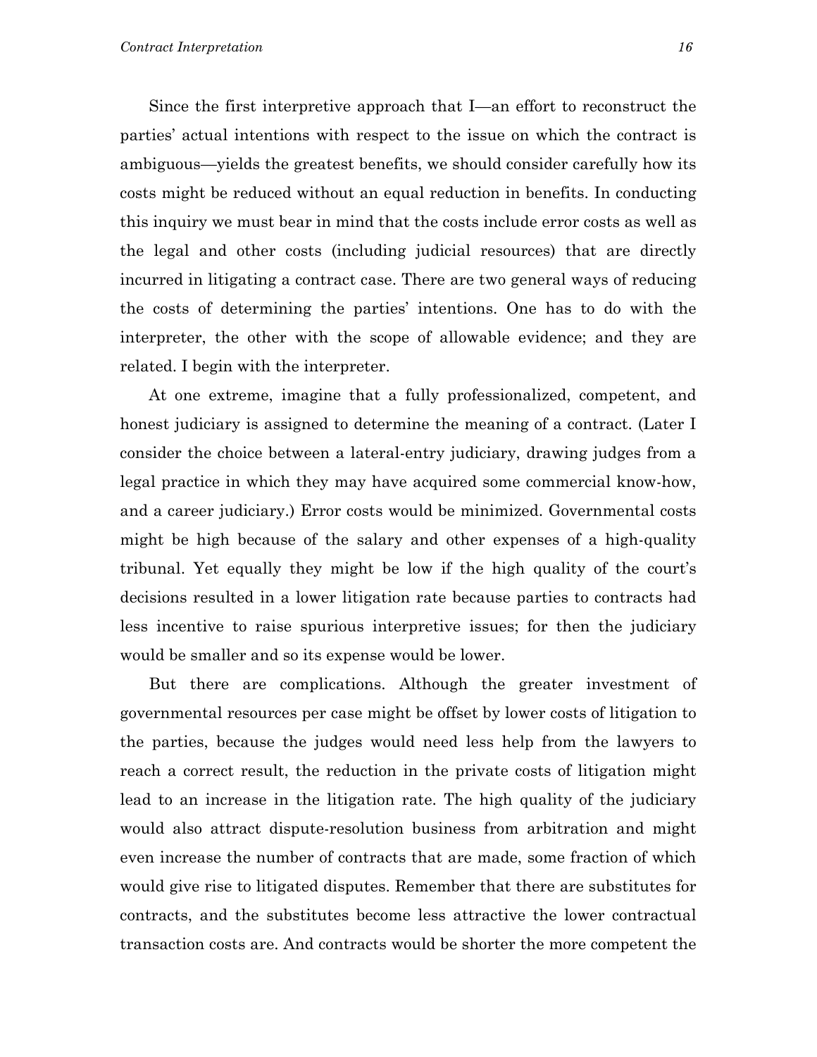Since the first interpretive approach that I—an effort to reconstruct the parties' actual intentions with respect to the issue on which the contract is ambiguous—yields the greatest benefits, we should consider carefully how its costs might be reduced without an equal reduction in benefits. In conducting this inquiry we must bear in mind that the costs include error costs as well as the legal and other costs (including judicial resources) that are directly incurred in litigating a contract case. There are two general ways of reducing the costs of determining the parties' intentions. One has to do with the interpreter, the other with the scope of allowable evidence; and they are related. I begin with the interpreter.

At one extreme, imagine that a fully professionalized, competent, and honest judiciary is assigned to determine the meaning of a contract. (Later I consider the choice between a lateral-entry judiciary, drawing judges from a legal practice in which they may have acquired some commercial know-how, and a career judiciary.) Error costs would be minimized. Governmental costs might be high because of the salary and other expenses of a high-quality tribunal. Yet equally they might be low if the high quality of the court's decisions resulted in a lower litigation rate because parties to contracts had less incentive to raise spurious interpretive issues; for then the judiciary would be smaller and so its expense would be lower.

But there are complications. Although the greater investment of governmental resources per case might be offset by lower costs of litigation to the parties, because the judges would need less help from the lawyers to reach a correct result, the reduction in the private costs of litigation might lead to an increase in the litigation rate. The high quality of the judiciary would also attract dispute-resolution business from arbitration and might even increase the number of contracts that are made, some fraction of which would give rise to litigated disputes. Remember that there are substitutes for contracts, and the substitutes become less attractive the lower contractual transaction costs are. And contracts would be shorter the more competent the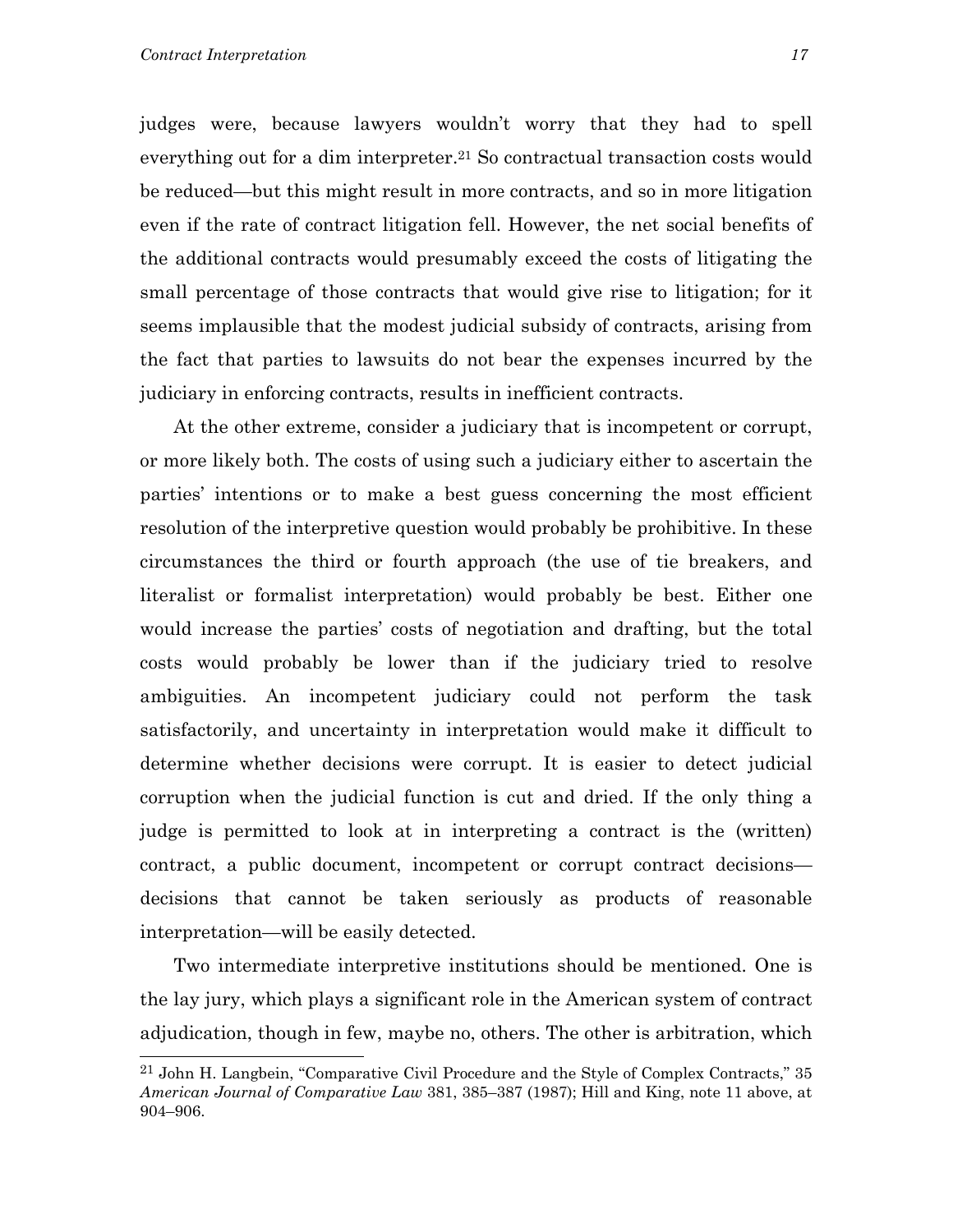judges were, because lawyers wouldn't worry that they had to spell everything out for a dim interpreter.[21] So contractual transaction costs would be reduced—but this might result in more contracts, and so in more litigation even if the rate of contract litigation fell. However, the net social benefits of the additional contracts would presumably exceed the costs of litigating the small percentage of those contracts that would give rise to litigation; for it seems implausible that the modest judicial subsidy of contracts, arising from the fact that parties to lawsuits do not bear the expenses incurred by the judiciary in enforcing contracts, results in inefficient contracts.

At the other extreme, consider a judiciary that is incompetent or corrupt, or more likely both. The costs of using such a judiciary either to ascertain the parties' intentions or to make a best guess concerning the most efficient resolution of the interpretive question would probably be prohibitive. In these circumstances the third or fourth approach (the use of tie breakers, and literalist or formalist interpretation) would probably be best. Either one would increase the parties' costs of negotiation and drafting, but the total costs would probably be lower than if the judiciary tried to resolve ambiguities. An incompetent judiciary could not perform the task satisfactorily, and uncertainty in interpretation would make it difficult to determine whether decisions were corrupt. It is easier to detect judicial corruption when the judicial function is cut and dried. If the only thing a judge is permitted to look at in interpreting a contract is the (written) contract, a public document, incompetent or corrupt contract decisions—decisions that cannot be taken seriously as products of reasonable interpretation—will be easily detected.

Two intermediate interpretive institutions should be mentioned. One is the lay jury, which plays a significant role in the American system of contract adjudication, though in few, maybe no, others. The other is arbitration, which

[21] John H. Langbein, "Comparative Civil Procedure and the Style of Complex Contracts," 35 *American Journal of Comparative Law* 381, 385–387 (1987); Hill and King, note 11 above, at 904–906.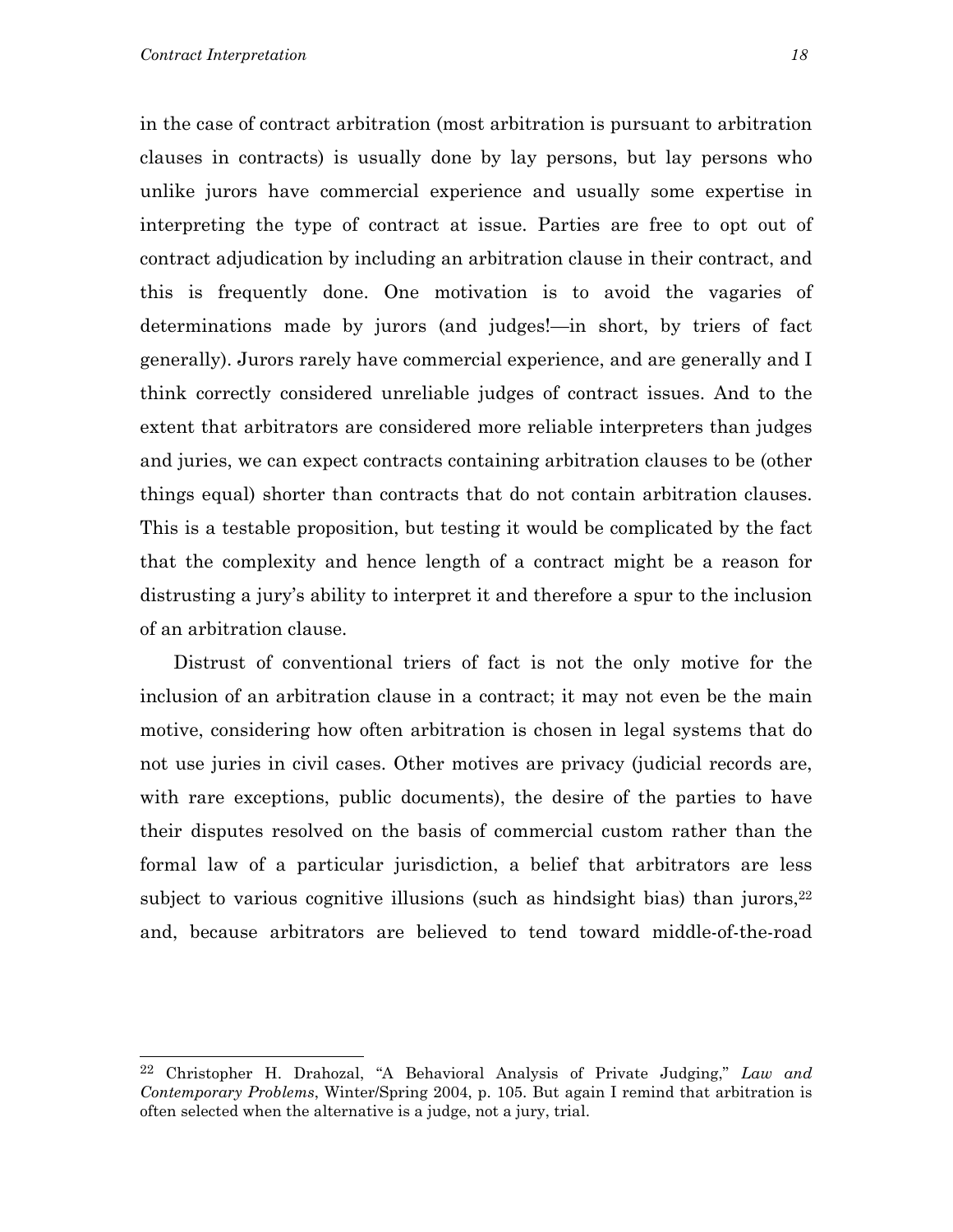in the case of contract arbitration (most arbitration is pursuant to arbitration clauses in contracts) is usually done by lay persons, but lay persons who unlike jurors have commercial experience and usually some expertise in interpreting the type of contract at issue. Parties are free to opt out of contract adjudication by including an arbitration clause in their contract, and this is frequently done. One motivation is to avoid the vagaries of determinations made by jurors (and judges!—in short, by triers of fact generally). Jurors rarely have commercial experience, and are generally and I think correctly considered unreliable judges of contract issues. And to the extent that arbitrators are considered more reliable interpreters than judges and juries, we can expect contracts containing arbitration clauses to be (other things equal) shorter than contracts that do not contain arbitration clauses. This is a testable proposition, but testing it would be complicated by the fact that the complexity and hence length of a contract might be a reason for distrusting a jury's ability to interpret it and therefore a spur to the inclusion of an arbitration clause.

Distrust of conventional triers of fact is not the only motive for the inclusion of an arbitration clause in a contract; it may not even be the main motive, considering how often arbitration is chosen in legal systems that do not use juries in civil cases. Other motives are privacy (judicial records are, with rare exceptions, public documents), the desire of the parties to have their disputes resolved on the basis of commercial custom rather than the formal law of a particular jurisdiction, a belief that arbitrators are less subject to various cognitive illusions (such as hindsight bias) than jurors,[22] and, because arbitrators are believed to tend toward middle-of-the-road

[22] Christopher H. Drahozal, "A Behavioral Analysis of Private Judging," *Law and Contemporary Problems*, Winter/Spring 2004, p. 105. But again I remind that arbitration is often selected when the alternative is a judge, not a jury, trial.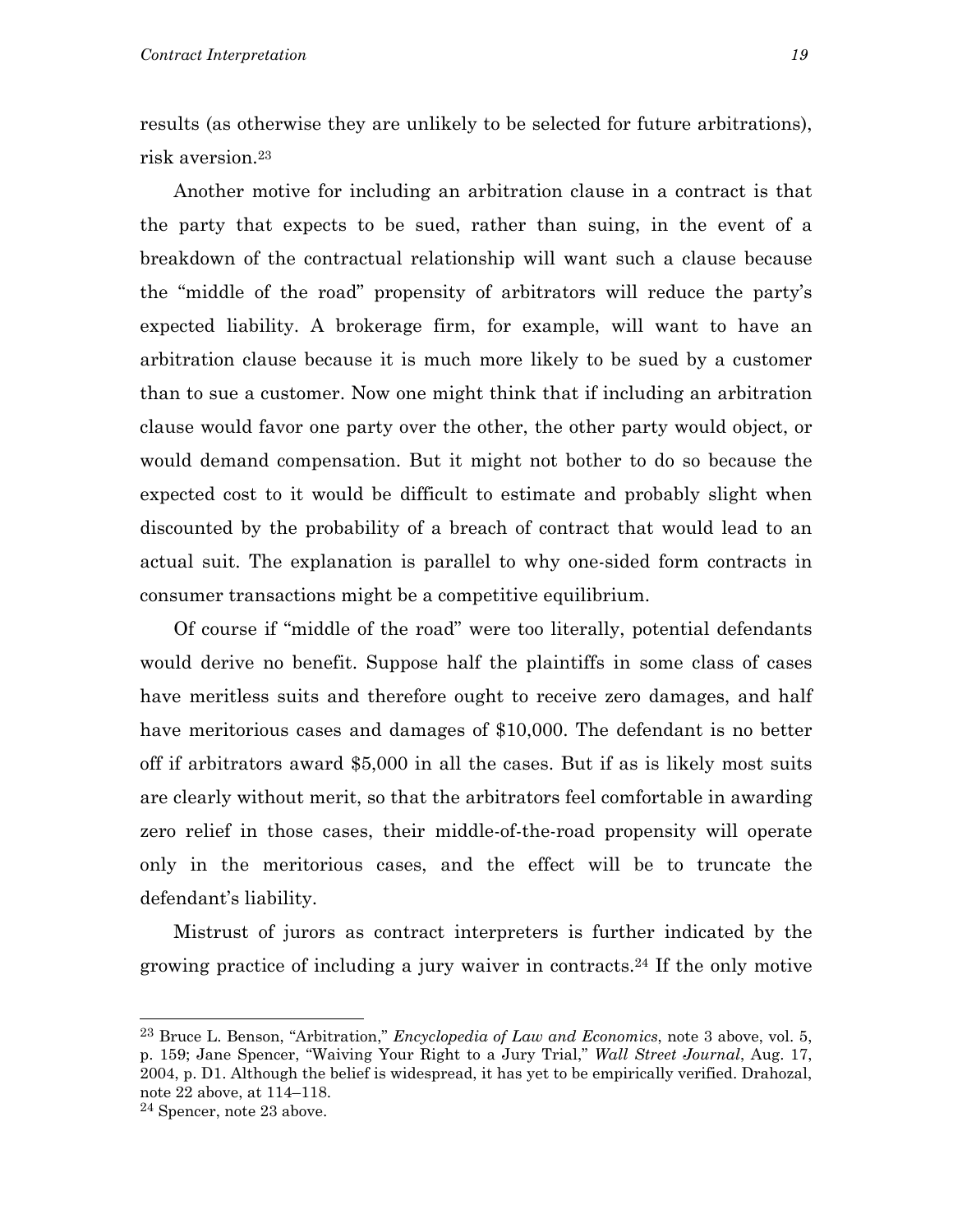results (as otherwise they are unlikely to be selected for future arbitrations), risk aversion.[23]

Another motive for including an arbitration clause in a contract is that the party that expects to be sued, rather than suing, in the event of a breakdown of the contractual relationship will want such a clause because the "middle of the road" propensity of arbitrators will reduce the party's expected liability. A brokerage firm, for example, will want to have an arbitration clause because it is much more likely to be sued by a customer than to sue a customer. Now one might think that if including an arbitration clause would favor one party over the other, the other party would object, or would demand compensation. But it might not bother to do so because the expected cost to it would be difficult to estimate and probably slight when discounted by the probability of a breach of contract that would lead to an actual suit. The explanation is parallel to why one-sided form contracts in consumer transactions might be a competitive equilibrium.

Of course if "middle of the road" were too literally, potential defendants would derive no benefit. Suppose half the plaintiffs in some class of cases have meritless suits and therefore ought to receive zero damages, and half have meritorious cases and damages of $10,000. The defendant is no better off if arbitrators award $5,000 in all the cases. But if as is likely most suits are clearly without merit, so that the arbitrators feel comfortable in awarding zero relief in those cases, their middle-of-the-road propensity will operate only in the meritorious cases, and the effect will be to truncate the defendant's liability.

Mistrust of jurors as contract interpreters is further indicated by the growing practice of including a jury waiver in contracts.[24] If the only motive

---

[23] Bruce L. Benson, "Arbitration," *Encyclopedia of Law and Economics*, note 3 above, vol. 5, p. 159; Jane Spencer, "Waiving Your Right to a Jury Trial," *Wall Street Journal*, Aug. 17, 2004, p. D1. Although the belief is widespread, it has yet to be empirically verified. Drahozal, note 22 above, at 114–118.

[24] Spencer, note 23 above.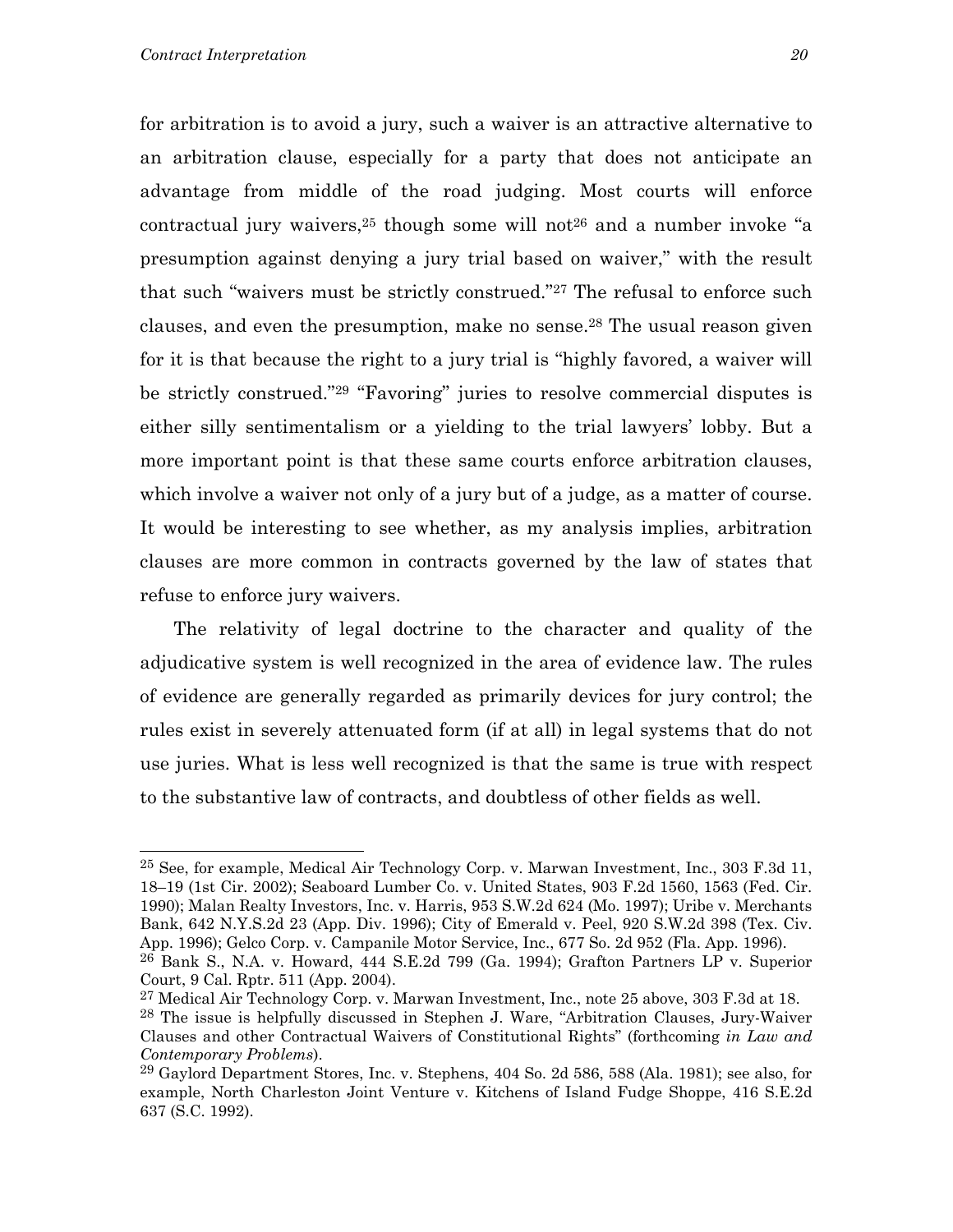for arbitration is to avoid a jury, such a waiver is an attractive alternative to an arbitration clause, especially for a party that does not anticipate an advantage from middle of the road judging. Most courts will enforce contractual jury waivers,[25] though some will not[26] and a number invoke "a presumption against denying a jury trial based on waiver," with the result that such "waivers must be strictly construed."[27] The refusal to enforce such clauses, and even the presumption, make no sense.[28] The usual reason given for it is that because the right to a jury trial is "highly favored, a waiver will be strictly construed."[29] "Favoring" juries to resolve commercial disputes is either silly sentimentalism or a yielding to the trial lawyers' lobby. But a more important point is that these same courts enforce arbitration clauses, which involve a waiver not only of a jury but of a judge, as a matter of course. It would be interesting to see whether, as my analysis implies, arbitration clauses are more common in contracts governed by the law of states that refuse to enforce jury waivers.

The relativity of legal doctrine to the character and quality of the adjudicative system is well recognized in the area of evidence law. The rules of evidence are generally regarded as primarily devices for jury control; the rules exist in severely attenuated form (if at all) in legal systems that do not use juries. What is less well recognized is that the same is true with respect to the substantive law of contracts, and doubtless of other fields as well.

---

[25] See, for example, Medical Air Technology Corp. v. Marwan Investment, Inc., 303 F.3d 11, 18–19 (1st Cir. 2002); Seaboard Lumber Co. v. United States, 903 F.2d 1560, 1563 (Fed. Cir. 1990); Malan Realty Investors, Inc. v. Harris, 953 S.W.2d 624 (Mo. 1997); Uribe v. Merchants Bank, 642 N.Y.S.2d 23 (App. Div. 1996); City of Emerald v. Peel, 920 S.W.2d 398 (Tex. Civ. App. 1996); Gelco Corp. v. Campanile Motor Service, Inc., 677 So. 2d 952 (Fla. App. 1996).

[26] Bank S., N.A. v. Howard, 444 S.E.2d 799 (Ga. 1994); Grafton Partners LP v. Superior Court, 9 Cal. Rptr. 511 (App. 2004).

[27] Medical Air Technology Corp. v. Marwan Investment, Inc., note 25 above, 303 F.3d at 18.

[28] The issue is helpfully discussed in Stephen J. Ware, "Arbitration Clauses, Jury-Waiver Clauses and other Contractual Waivers of Constitutional Rights" (forthcoming *in Law and Contemporary Problems*).

[29] Gaylord Department Stores, Inc. v. Stephens, 404 So. 2d 586, 588 (Ala. 1981); see also, for example, North Charleston Joint Venture v. Kitchens of Island Fudge Shoppe, 416 S.E.2d 637 (S.C. 1992).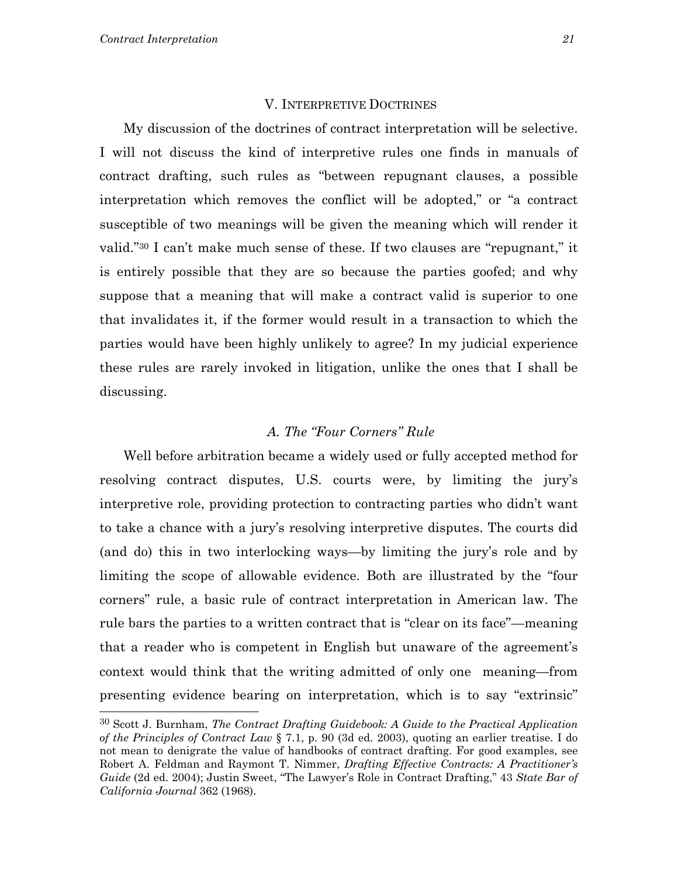## V. Interpretive Doctrines

My discussion of the doctrines of contract interpretation will be selective. I will not discuss the kind of interpretive rules one finds in manuals of contract drafting, such rules as "between repugnant clauses, a possible interpretation which removes the conflict will be adopted," or "a contract susceptible of two meanings will be given the meaning which will render it valid."[30] I can't make much sense of these. If two clauses are "repugnant," it is entirely possible that they are so because the parties goofed; and why suppose that a meaning that will make a contract valid is superior to one that invalidates it, if the former would result in a transaction to which the parties would have been highly unlikely to agree? In my judicial experience these rules are rarely invoked in litigation, unlike the ones that I shall be discussing.

### *A. The "Four Corners" Rule*

Well before arbitration became a widely used or fully accepted method for resolving contract disputes, U.S. courts were, by limiting the jury's interpretive role, providing protection to contracting parties who didn't want to take a chance with a jury's resolving interpretive disputes. The courts did (and do) this in two interlocking ways—by limiting the jury's role and by limiting the scope of allowable evidence. Both are illustrated by the "four corners" rule, a basic rule of contract interpretation in American law. The rule bars the parties to a written contract that is "clear on its face"—meaning that a reader who is competent in English but unaware of the agreement's context would think that the writing admitted of only one meaning—from presenting evidence bearing on interpretation, which is to say "extrinsic"

---

[30] Scott J. Burnham, *The Contract Drafting Guidebook: A Guide to the Practical Application of the Principles of Contract Law* § 7.1, p. 90 (3d ed. 2003), quoting an earlier treatise. I do not mean to denigrate the value of handbooks of contract drafting. For good examples, see Robert A. Feldman and Raymont T. Nimmer, *Drafting Effective Contracts: A Practitioner's Guide* (2d ed. 2004); Justin Sweet, "The Lawyer's Role in Contract Drafting," 43 *State Bar of California Journal* 362 (1968).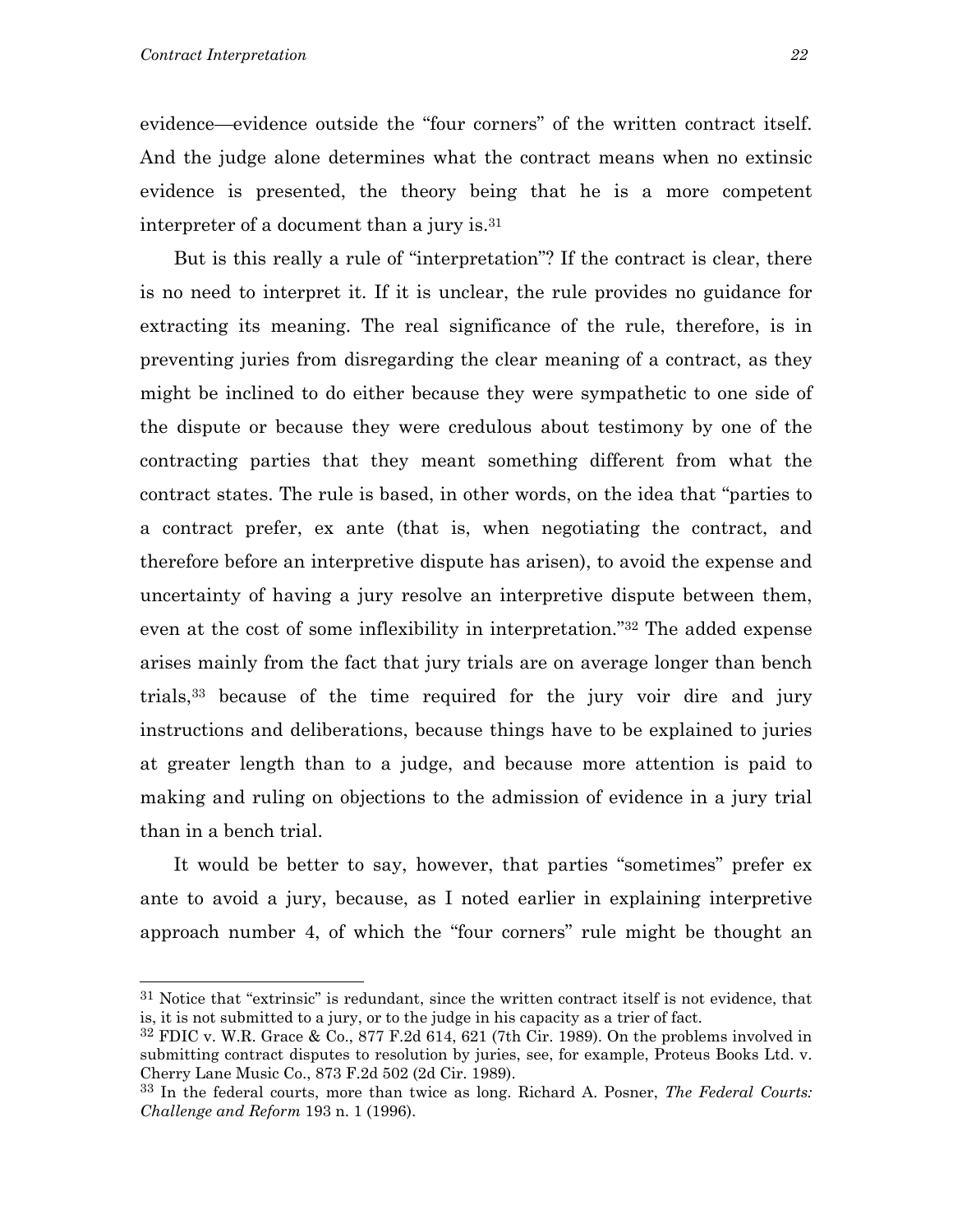evidence—evidence outside the "four corners" of the written contract itself. And the judge alone determines what the contract means when no extinsic evidence is presented, the theory being that he is a more competent interpreter of a document than a jury is.[31]

But is this really a rule of "interpretation"? If the contract is clear, there is no need to interpret it. If it is unclear, the rule provides no guidance for extracting its meaning. The real significance of the rule, therefore, is in preventing juries from disregarding the clear meaning of a contract, as they might be inclined to do either because they were sympathetic to one side of the dispute or because they were credulous about testimony by one of the contracting parties that they meant something different from what the contract states. The rule is based, in other words, on the idea that "parties to a contract prefer, ex ante (that is, when negotiating the contract, and therefore before an interpretive dispute has arisen), to avoid the expense and uncertainty of having a jury resolve an interpretive dispute between them, even at the cost of some inflexibility in interpretation."[32] The added expense arises mainly from the fact that jury trials are on average longer than bench trials,[33] because of the time required for the jury voir dire and jury instructions and deliberations, because things have to be explained to juries at greater length than to a judge, and because more attention is paid to making and ruling on objections to the admission of evidence in a jury trial than in a bench trial.

It would be better to say, however, that parties "sometimes" prefer ex ante to avoid a jury, because, as I noted earlier in explaining interpretive approach number 4, of which the "four corners" rule might be thought an

---

[31] Notice that "extrinsic" is redundant, since the written contract itself is not evidence, that is, it is not submitted to a jury, or to the judge in his capacity as a trier of fact.

[32] FDIC v. W.R. Grace & Co., 877 F.2d 614, 621 (7th Cir. 1989). On the problems involved in submitting contract disputes to resolution by juries, see, for example, Proteus Books Ltd. v. Cherry Lane Music Co., 873 F.2d 502 (2d Cir. 1989).

[33] In the federal courts, more than twice as long. Richard A. Posner, *The Federal Courts: Challenge and Reform* 193 n. 1 (1996).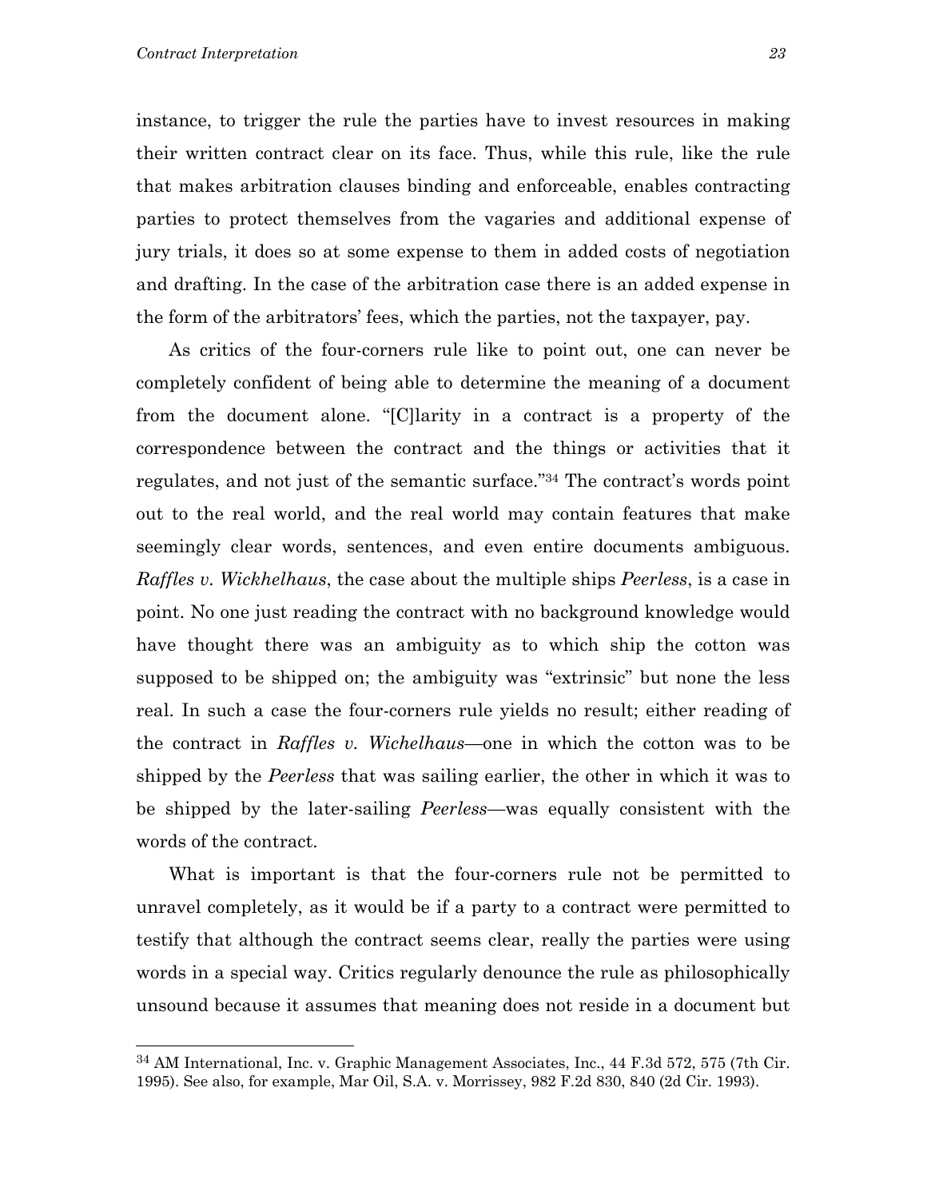instance, to trigger the rule the parties have to invest resources in making their written contract clear on its face. Thus, while this rule, like the rule that makes arbitration clauses binding and enforceable, enables contracting parties to protect themselves from the vagaries and additional expense of jury trials, it does so at some expense to them in added costs of negotiation and drafting. In the case of the arbitration case there is an added expense in the form of the arbitrators' fees, which the parties, not the taxpayer, pay.

As critics of the four-corners rule like to point out, one can never be completely confident of being able to determine the meaning of a document from the document alone. "[C]larity in a contract is a property of the correspondence between the contract and the things or activities that it regulates, and not just of the semantic surface."[34] The contract's words point out to the real world, and the real world may contain features that make seemingly clear words, sentences, and even entire documents ambiguous. *Raffles v. Wickhelhaus*, the case about the multiple ships *Peerless*, is a case in point. No one just reading the contract with no background knowledge would have thought there was an ambiguity as to which ship the cotton was supposed to be shipped on; the ambiguity was "extrinsic" but none the less real. In such a case the four-corners rule yields no result; either reading of the contract in *Raffles v. Wichelhaus*—one in which the cotton was to be shipped by the *Peerless* that was sailing earlier, the other in which it was to be shipped by the later-sailing *Peerless*—was equally consistent with the words of the contract.

What is important is that the four-corners rule not be permitted to unravel completely, as it would be if a party to a contract were permitted to testify that although the contract seems clear, really the parties were using words in a special way. Critics regularly denounce the rule as philosophically unsound because it assumes that meaning does not reside in a document but

---

[34] AM International, Inc. v. Graphic Management Associates, Inc., 44 F.3d 572, 575 (7th Cir. 1995). See also, for example, Mar Oil, S.A. v. Morrissey, 982 F.2d 830, 840 (2d Cir. 1993).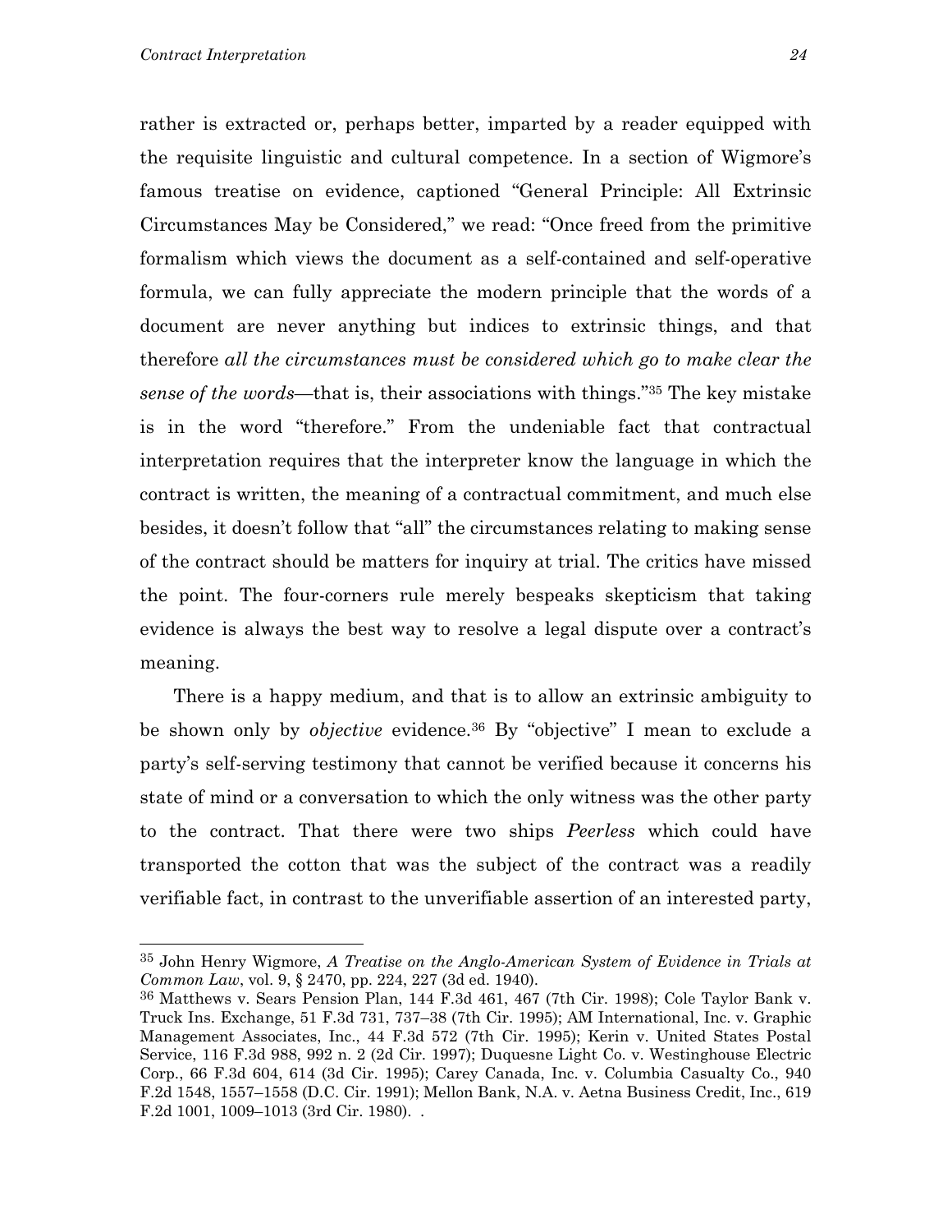rather is extracted or, perhaps better, imparted by a reader equipped with the requisite linguistic and cultural competence. In a section of Wigmore's famous treatise on evidence, captioned "General Principle: All Extrinsic Circumstances May be Considered," we read: "Once freed from the primitive formalism which views the document as a self-contained and self-operative formula, we can fully appreciate the modern principle that the words of a document are never anything but indices to extrinsic things, and that therefore *all the circumstances must be considered which go to make clear the sense of the words*—that is, their associations with things."[35] The key mistake is in the word "therefore." From the undeniable fact that contractual interpretation requires that the interpreter know the language in which the contract is written, the meaning of a contractual commitment, and much else besides, it doesn't follow that "all" the circumstances relating to making sense of the contract should be matters for inquiry at trial. The critics have missed the point. The four-corners rule merely bespeaks skepticism that taking evidence is always the best way to resolve a legal dispute over a contract's meaning.

There is a happy medium, and that is to allow an extrinsic ambiguity to be shown only by *objective* evidence.[36] By "objective" I mean to exclude a party's self-serving testimony that cannot be verified because it concerns his state of mind or a conversation to which the only witness was the other party to the contract. That there were two ships *Peerless* which could have transported the cotton that was the subject of the contract was a readily verifiable fact, in contrast to the unverifiable assertion of an interested party,

---

[35] John Henry Wigmore, *A Treatise on the Anglo-American System of Evidence in Trials at Common Law*, vol. 9, § 2470, pp. 224, 227 (3d ed. 1940).

[36] Matthews v. Sears Pension Plan, 144 F.3d 461, 467 (7th Cir. 1998); Cole Taylor Bank v. Truck Ins. Exchange, 51 F.3d 731, 737–38 (7th Cir. 1995); AM International, Inc. v. Graphic Management Associates, Inc., 44 F.3d 572 (7th Cir. 1995); Kerin v. United States Postal Service, 116 F.3d 988, 992 n. 2 (2d Cir. 1997); Duquesne Light Co. v. Westinghouse Electric Corp., 66 F.3d 604, 614 (3d Cir. 1995); Carey Canada, Inc. v. Columbia Casualty Co., 940 F.2d 1548, 1557–1558 (D.C. Cir. 1991); Mellon Bank, N.A. v. Aetna Business Credit, Inc., 619 F.2d 1001, 1009–1013 (3rd Cir. 1980). .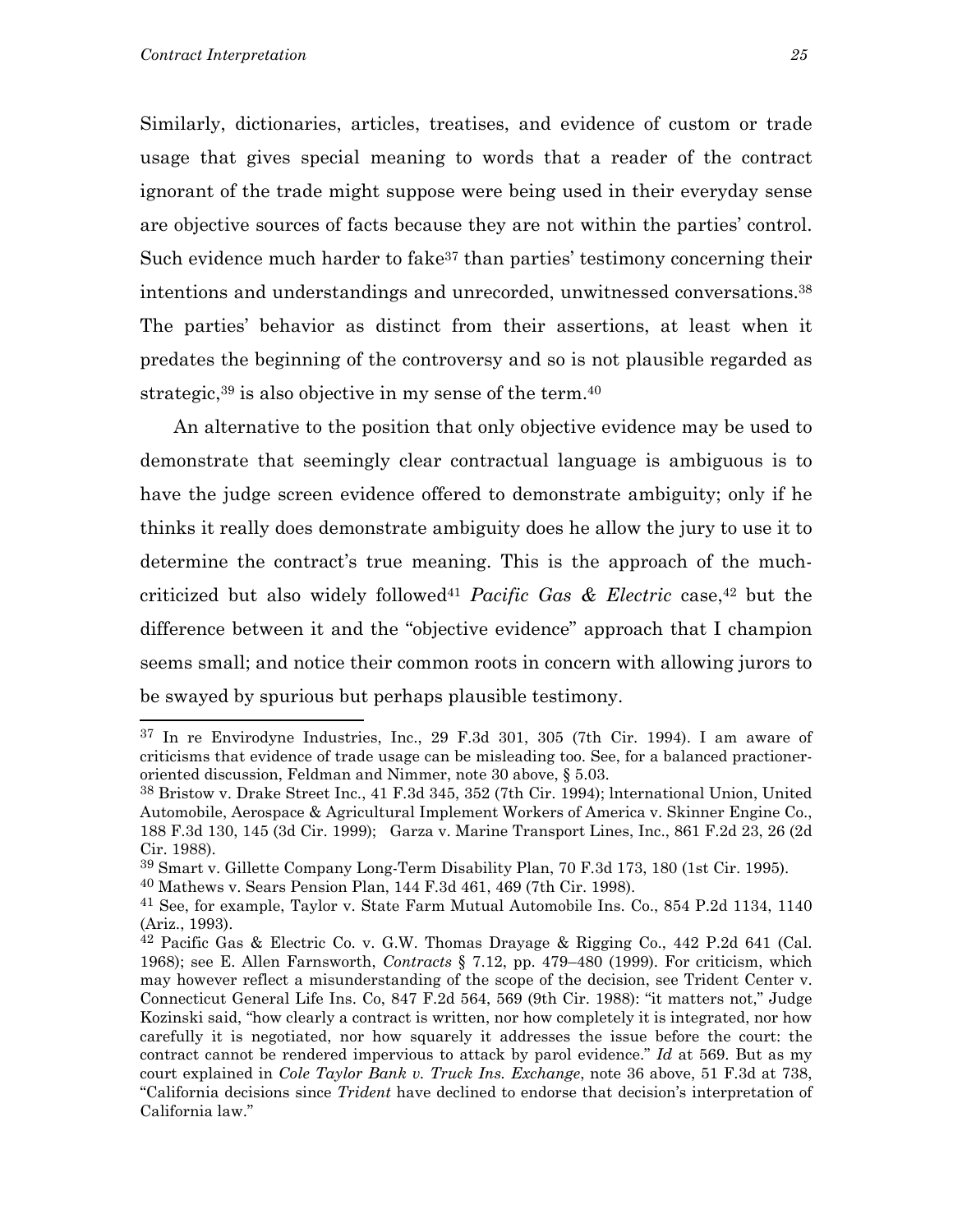Similarly, dictionaries, articles, treatises, and evidence of custom or trade usage that gives special meaning to words that a reader of the contract ignorant of the trade might suppose were being used in their everyday sense are objective sources of facts because they are not within the parties' control. Such evidence much harder to fake[37] than parties' testimony concerning their intentions and understandings and unrecorded, unwitnessed conversations.[38] The parties' behavior as distinct from their assertions, at least when it predates the beginning of the controversy and so is not plausible regarded as strategic,[39] is also objective in my sense of the term.[40]

An alternative to the position that only objective evidence may be used to demonstrate that seemingly clear contractual language is ambiguous is to have the judge screen evidence offered to demonstrate ambiguity; only if he thinks it really does demonstrate ambiguity does he allow the jury to use it to determine the contract's true meaning. This is the approach of the much-criticized but also widely followed[41] *Pacific Gas & Electric* case,[42] but the difference between it and the "objective evidence" approach that I champion seems small; and notice their common roots in concern with allowing jurors to be swayed by spurious but perhaps plausible testimony.

---

[37] In re Envirodyne Industries, Inc., 29 F.3d 301, 305 (7th Cir. 1994). I am aware of criticisms that evidence of trade usage can be misleading too. See, for a balanced practioner-oriented discussion, Feldman and Nimmer, note 30 above, § 5.03.

[38] Bristow v. Drake Street Inc., 41 F.3d 345, 352 (7th Cir. 1994); International Union, United Automobile, Aerospace & Agricultural Implement Workers of America v. Skinner Engine Co., 188 F.3d 130, 145 (3d Cir. 1999); Garza v. Marine Transport Lines, Inc., 861 F.2d 23, 26 (2d Cir. 1988).

[39] Smart v. Gillette Company Long-Term Disability Plan, 70 F.3d 173, 180 (1st Cir. 1995).

[40] Mathews v. Sears Pension Plan, 144 F.3d 461, 469 (7th Cir. 1998).

[41] See, for example, Taylor v. State Farm Mutual Automobile Ins. Co., 854 P.2d 1134, 1140 (Ariz., 1993).

[42] Pacific Gas & Electric Co. v. G.W. Thomas Drayage & Rigging Co., 442 P.2d 641 (Cal. 1968); see E. Allen Farnsworth, *Contracts* § 7.12, pp. 479–480 (1999). For criticism, which may however reflect a misunderstanding of the scope of the decision, see Trident Center v. Connecticut General Life Ins. Co, 847 F.2d 564, 569 (9th Cir. 1988): "it matters not," Judge Kozinski said, "how clearly a contract is written, nor how completely it is integrated, nor how carefully it is negotiated, nor how squarely it addresses the issue before the court: the contract cannot be rendered impervious to attack by parol evidence." *Id* at 569. But as my court explained in *Cole Taylor Bank v. Truck Ins. Exchange*, note 36 above, 51 F.3d at 738, "California decisions since *Trident* have declined to endorse that decision's interpretation of California law."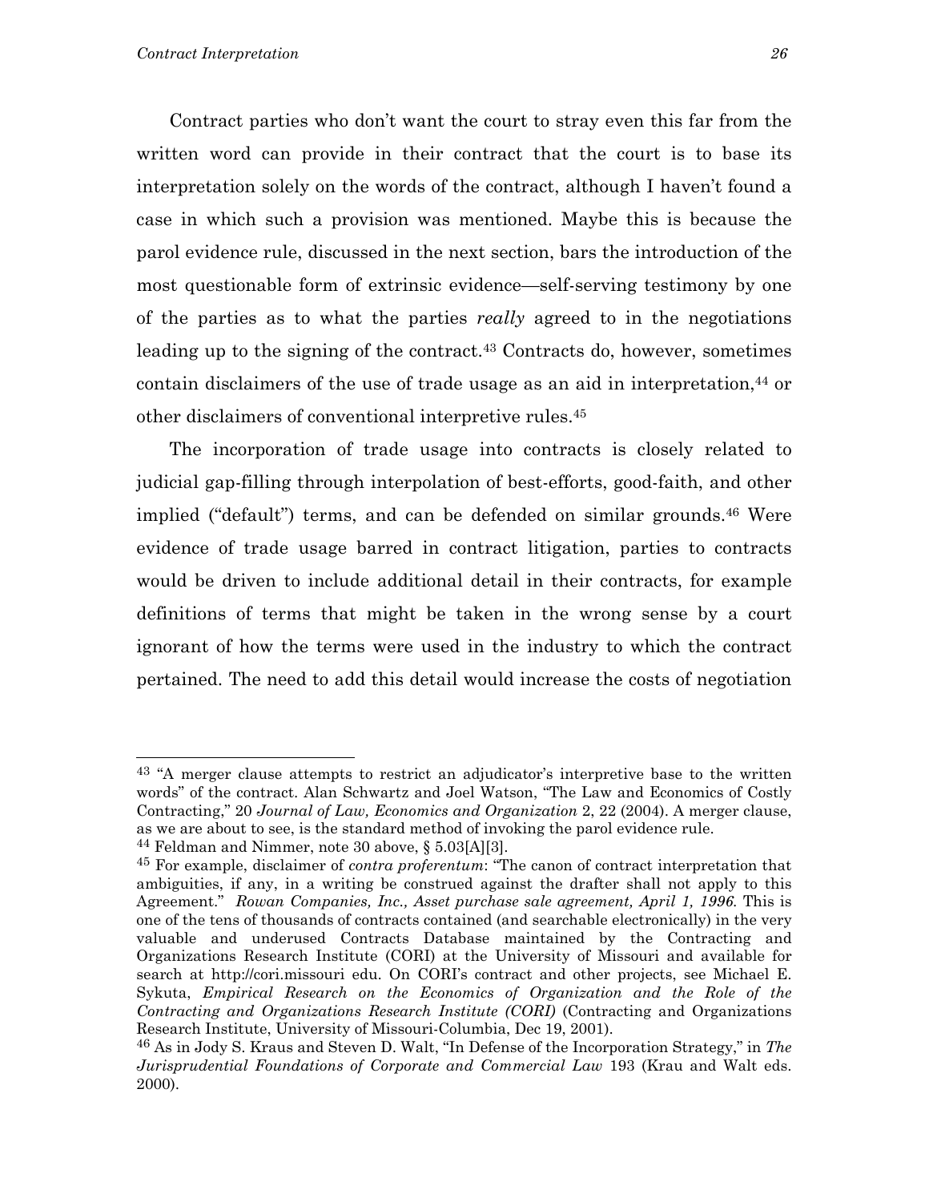Contract parties who don't want the court to stray even this far from the written word can provide in their contract that the court is to base its interpretation solely on the words of the contract, although I haven't found a case in which such a provision was mentioned. Maybe this is because the parol evidence rule, discussed in the next section, bars the introduction of the most questionable form of extrinsic evidence—self-serving testimony by one of the parties as to what the parties *really* agreed to in the negotiations leading up to the signing of the contract.[43] Contracts do, however, sometimes contain disclaimers of the use of trade usage as an aid in interpretation,[44] or other disclaimers of conventional interpretive rules.[45]

The incorporation of trade usage into contracts is closely related to judicial gap-filling through interpolation of best-efforts, good-faith, and other implied ("default") terms, and can be defended on similar grounds.[46] Were evidence of trade usage barred in contract litigation, parties to contracts would be driven to include additional detail in their contracts, for example definitions of terms that might be taken in the wrong sense by a court ignorant of how the terms were used in the industry to which the contract pertained. The need to add this detail would increase the costs of negotiation

---

[43] "A merger clause attempts to restrict an adjudicator's interpretive base to the written words" of the contract. Alan Schwartz and Joel Watson, "The Law and Economics of Costly Contracting," 20 *Journal of Law, Economics and Organization* 2, 22 (2004). A merger clause, as we are about to see, is the standard method of invoking the parol evidence rule.

[44] Feldman and Nimmer, note 30 above, § 5.03[A][3].

[45] For example, disclaimer of *contra proferentum*: "The canon of contract interpretation that ambiguities, if any, in a writing be construed against the drafter shall not apply to this Agreement." *Rowan Companies, Inc., Asset purchase sale agreement, April 1, 1996*. This is one of the tens of thousands of contracts contained (and searchable electronically) in the very valuable and underused Contracts Database maintained by the Contracting and Organizations Research Institute (CORI) at the University of Missouri and available for search at http://cori.missouri edu. On CORI's contract and other projects, see Michael E. Sykuta, *Empirical Research on the Economics of Organization and the Role of the Contracting and Organizations Research Institute (CORI)* (Contracting and Organizations Research Institute, University of Missouri-Columbia, Dec 19, 2001).

[46] As in Jody S. Kraus and Steven D. Walt, "In Defense of the Incorporation Strategy," in *The Jurisprudential Foundations of Corporate and Commercial Law* 193 (Krau and Walt eds. 2000).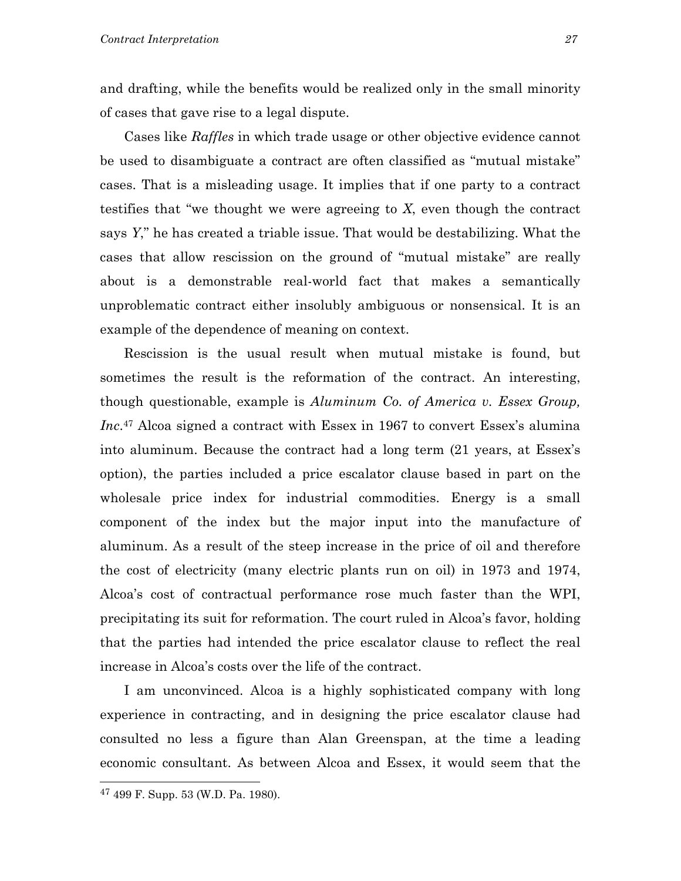and drafting, while the benefits would be realized only in the small minority of cases that gave rise to a legal dispute.

Cases like *Raffles* in which trade usage or other objective evidence cannot be used to disambiguate a contract are often classified as "mutual mistake" cases. That is a misleading usage. It implies that if one party to a contract testifies that "we thought we were agreeing to *X*, even though the contract says *Y*," he has created a triable issue. That would be destabilizing. What the cases that allow rescission on the ground of "mutual mistake" are really about is a demonstrable real-world fact that makes a semantically unproblematic contract either insolubly ambiguous or nonsensical. It is an example of the dependence of meaning on context.

Rescission is the usual result when mutual mistake is found, but sometimes the result is the reformation of the contract. An interesting, though questionable, example is *Aluminum Co. of America v. Essex Group, Inc*.[47] Alcoa signed a contract with Essex in 1967 to convert Essex's alumina into aluminum. Because the contract had a long term (21 years, at Essex's option), the parties included a price escalator clause based in part on the wholesale price index for industrial commodities. Energy is a small component of the index but the major input into the manufacture of aluminum. As a result of the steep increase in the price of oil and therefore the cost of electricity (many electric plants run on oil) in 1973 and 1974, Alcoa's cost of contractual performance rose much faster than the WPI, precipitating its suit for reformation. The court ruled in Alcoa's favor, holding that the parties had intended the price escalator clause to reflect the real increase in Alcoa's costs over the life of the contract.

I am unconvinced. Alcoa is a highly sophisticated company with long experience in contracting, and in designing the price escalator clause had consulted no less a figure than Alan Greenspan, at the time a leading economic consultant. As between Alcoa and Essex, it would seem that the

---

[47] 499 F. Supp. 53 (W.D. Pa. 1980).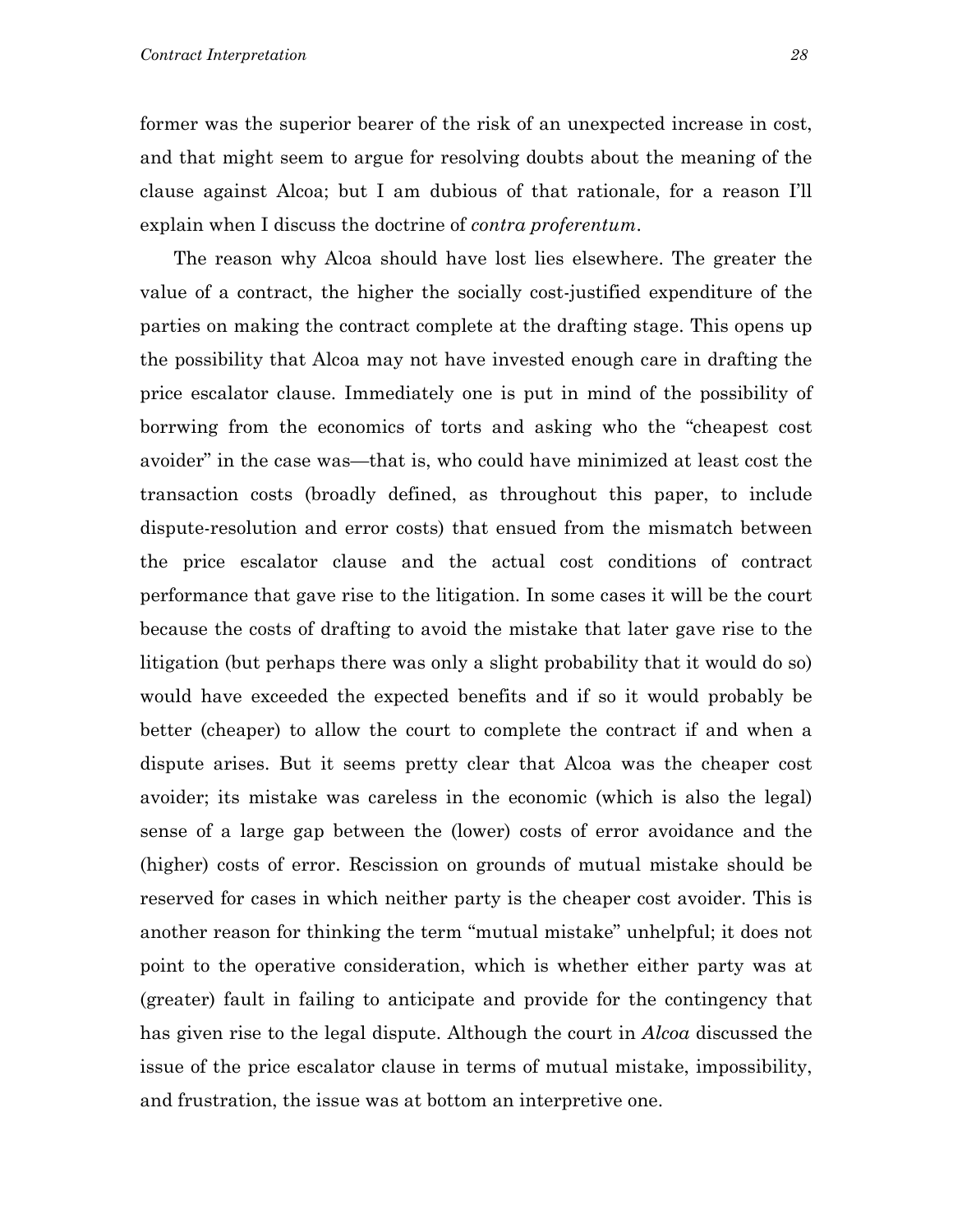former was the superior bearer of the risk of an unexpected increase in cost, and that might seem to argue for resolving doubts about the meaning of the clause against Alcoa; but I am dubious of that rationale, for a reason I'll explain when I discuss the doctrine of *contra proferentum*.

The reason why Alcoa should have lost lies elsewhere. The greater the value of a contract, the higher the socially cost-justified expenditure of the parties on making the contract complete at the drafting stage. This opens up the possibility that Alcoa may not have invested enough care in drafting the price escalator clause. Immediately one is put in mind of the possibility of borrwing from the economics of torts and asking who the "cheapest cost avoider" in the case was—that is, who could have minimized at least cost the transaction costs (broadly defined, as throughout this paper, to include dispute-resolution and error costs) that ensued from the mismatch between the price escalator clause and the actual cost conditions of contract performance that gave rise to the litigation. In some cases it will be the court because the costs of drafting to avoid the mistake that later gave rise to the litigation (but perhaps there was only a slight probability that it would do so) would have exceeded the expected benefits and if so it would probably be better (cheaper) to allow the court to complete the contract if and when a dispute arises. But it seems pretty clear that Alcoa was the cheaper cost avoider; its mistake was careless in the economic (which is also the legal) sense of a large gap between the (lower) costs of error avoidance and the (higher) costs of error. Rescission on grounds of mutual mistake should be reserved for cases in which neither party is the cheaper cost avoider. This is another reason for thinking the term "mutual mistake" unhelpful; it does not point to the operative consideration, which is whether either party was at (greater) fault in failing to anticipate and provide for the contingency that has given rise to the legal dispute. Although the court in *Alcoa* discussed the issue of the price escalator clause in terms of mutual mistake, impossibility, and frustration, the issue was at bottom an interpretive one.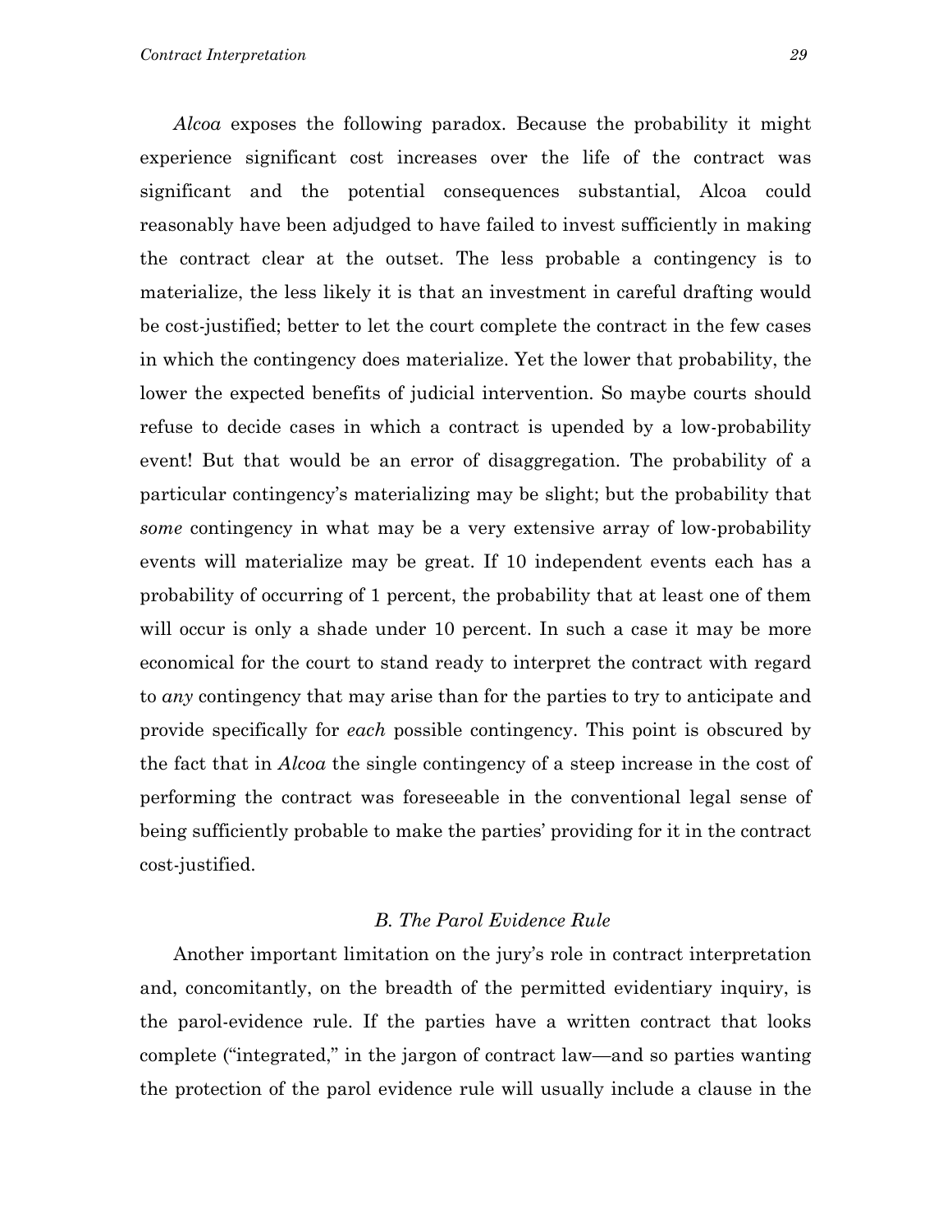*Alcoa* exposes the following paradox. Because the probability it might experience significant cost increases over the life of the contract was significant and the potential consequences substantial, Alcoa could reasonably have been adjudged to have failed to invest sufficiently in making the contract clear at the outset. The less probable a contingency is to materialize, the less likely it is that an investment in careful drafting would be cost-justified; better to let the court complete the contract in the few cases in which the contingency does materialize. Yet the lower that probability, the lower the expected benefits of judicial intervention. So maybe courts should refuse to decide cases in which a contract is upended by a low-probability event! But that would be an error of disaggregation. The probability of a particular contingency's materializing may be slight; but the probability that *some* contingency in what may be a very extensive array of low-probability events will materialize may be great. If 10 independent events each has a probability of occurring of 1 percent, the probability that at least one of them will occur is only a shade under 10 percent. In such a case it may be more economical for the court to stand ready to interpret the contract with regard to *any* contingency that may arise than for the parties to try to anticipate and provide specifically for *each* possible contingency. This point is obscured by the fact that in *Alcoa* the single contingency of a steep increase in the cost of performing the contract was foreseeable in the conventional legal sense of being sufficiently probable to make the parties' providing for it in the contract cost-justified.

### *B. The Parol Evidence Rule*

Another important limitation on the jury's role in contract interpretation and, concomitantly, on the breadth of the permitted evidentiary inquiry, is the parol-evidence rule. If the parties have a written contract that looks complete ("integrated," in the jargon of contract law—and so parties wanting the protection of the parol evidence rule will usually include a clause in the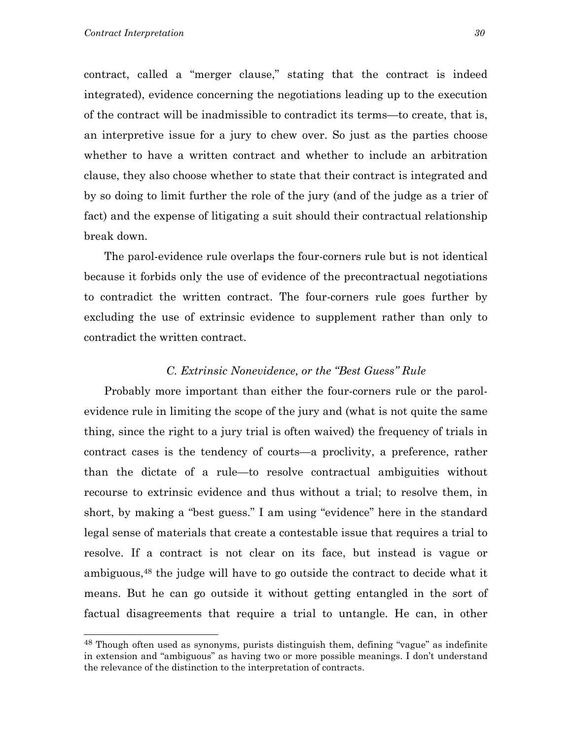contract, called a "merger clause," stating that the contract is indeed integrated), evidence concerning the negotiations leading up to the execution of the contract will be inadmissible to contradict its terms—to create, that is, an interpretive issue for a jury to chew over. So just as the parties choose whether to have a written contract and whether to include an arbitration clause, they also choose whether to state that their contract is integrated and by so doing to limit further the role of the jury (and of the judge as a trier of fact) and the expense of litigating a suit should their contractual relationship break down.

The parol-evidence rule overlaps the four-corners rule but is not identical because it forbids only the use of evidence of the precontractual negotiations to contradict the written contract. The four-corners rule goes further by excluding the use of extrinsic evidence to supplement rather than only to contradict the written contract.

### *C. Extrinsic Nonevidence, or the "Best Guess" Rule*

Probably more important than either the four-corners rule or the parol-evidence rule in limiting the scope of the jury and (what is not quite the same thing, since the right to a jury trial is often waived) the frequency of trials in contract cases is the tendency of courts—a proclivity, a preference, rather than the dictate of a rule—to resolve contractual ambiguities without recourse to extrinsic evidence and thus without a trial; to resolve them, in short, by making a "best guess." I am using "evidence" here in the standard legal sense of materials that create a contestable issue that requires a trial to resolve. If a contract is not clear on its face, but instead is vague or ambiguous,[48] the judge will have to go outside the contract to decide what it means. But he can go outside it without getting entangled in the sort of factual disagreements that require a trial to untangle. He can, in other

[48] Though often used as synonyms, purists distinguish them, defining "vague" as indefinite in extension and "ambiguous" as having two or more possible meanings. I don't understand the relevance of the distinction to the interpretation of contracts.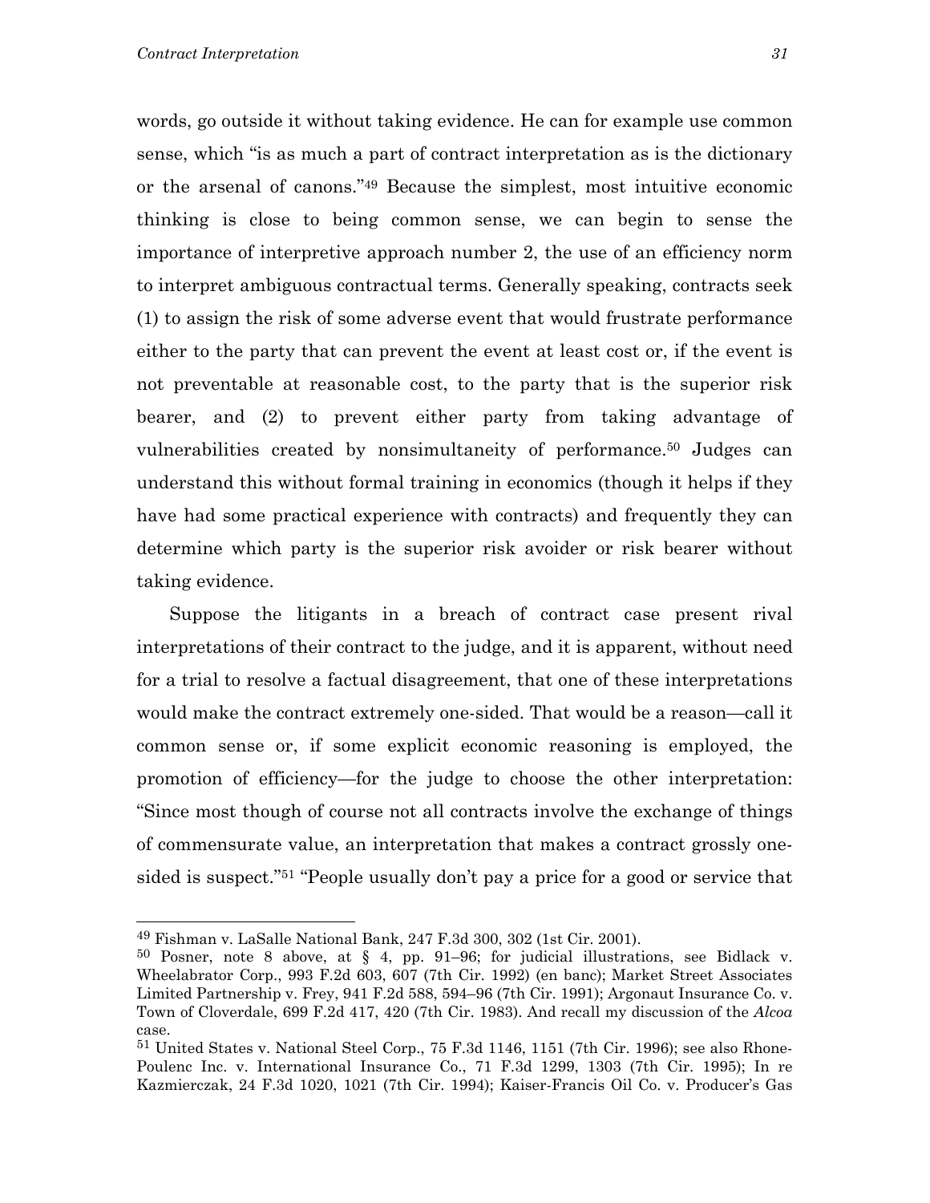words, go outside it without taking evidence. He can for example use common sense, which "is as much a part of contract interpretation as is the dictionary or the arsenal of canons."[49] Because the simplest, most intuitive economic thinking is close to being common sense, we can begin to sense the importance of interpretive approach number 2, the use of an efficiency norm to interpret ambiguous contractual terms. Generally speaking, contracts seek (1) to assign the risk of some adverse event that would frustrate performance either to the party that can prevent the event at least cost or, if the event is not preventable at reasonable cost, to the party that is the superior risk bearer, and (2) to prevent either party from taking advantage of vulnerabilities created by nonsimultaneity of performance.[50] Judges can understand this without formal training in economics (though it helps if they have had some practical experience with contracts) and frequently they can determine which party is the superior risk avoider or risk bearer without taking evidence.

Suppose the litigants in a breach of contract case present rival interpretations of their contract to the judge, and it is apparent, without need for a trial to resolve a factual disagreement, that one of these interpretations would make the contract extremely one-sided. That would be a reason—call it common sense or, if some explicit economic reasoning is employed, the promotion of efficiency—for the judge to choose the other interpretation: "Since most though of course not all contracts involve the exchange of things of commensurate value, an interpretation that makes a contract grossly one-sided is suspect."[51] "People usually don't pay a price for a good or service that

---

[49] Fishman v. LaSalle National Bank, 247 F.3d 300, 302 (1st Cir. 2001).

[50] Posner, note 8 above, at § 4, pp. 91–96; for judicial illustrations, see Bidlack v. Wheelabrator Corp., 993 F.2d 603, 607 (7th Cir. 1992) (en banc); Market Street Associates Limited Partnership v. Frey, 941 F.2d 588, 594–96 (7th Cir. 1991); Argonaut Insurance Co. v. Town of Cloverdale, 699 F.2d 417, 420 (7th Cir. 1983). And recall my discussion of the *Alcoa* case.

[51] United States v. National Steel Corp., 75 F.3d 1146, 1151 (7th Cir. 1996); see also Rhone-Poulenc Inc. v. International Insurance Co., 71 F.3d 1299, 1303 (7th Cir. 1995); In re Kazmierczak, 24 F.3d 1020, 1021 (7th Cir. 1994); Kaiser-Francis Oil Co. v. Producer's Gas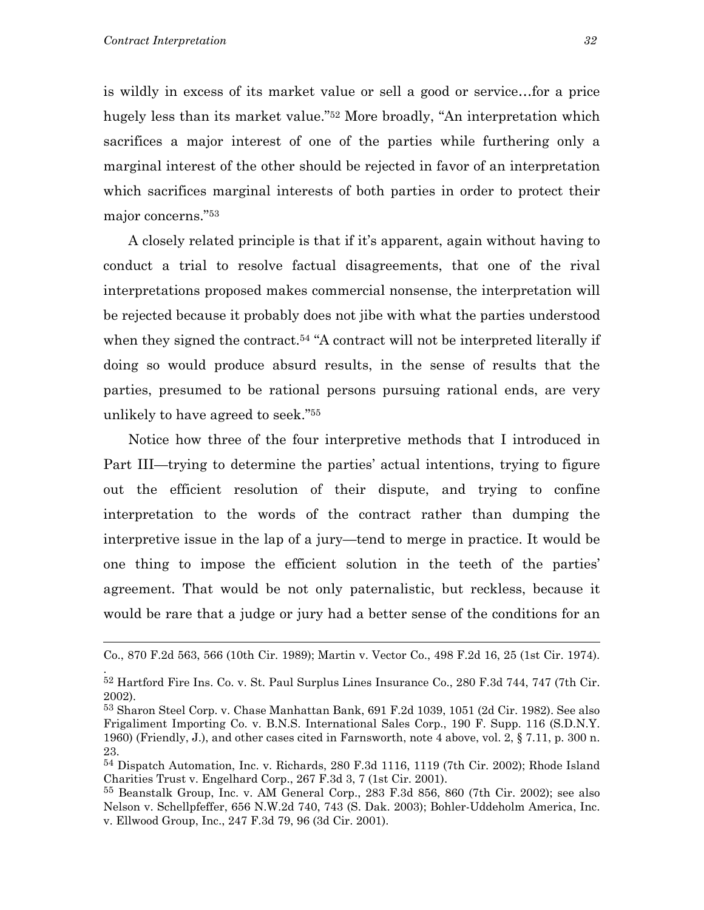is wildly in excess of its market value or sell a good or service…for a price hugely less than its market value."[52] More broadly, "An interpretation which sacrifices a major interest of one of the parties while furthering only a marginal interest of the other should be rejected in favor of an interpretation which sacrifices marginal interests of both parties in order to protect their major concerns."[53]

A closely related principle is that if it's apparent, again without having to conduct a trial to resolve factual disagreements, that one of the rival interpretations proposed makes commercial nonsense, the interpretation will be rejected because it probably does not jibe with what the parties understood when they signed the contract.[54] "A contract will not be interpreted literally if doing so would produce absurd results, in the sense of results that the parties, presumed to be rational persons pursuing rational ends, are very unlikely to have agreed to seek."[55]

Notice how three of the four interpretive methods that I introduced in Part III—trying to determine the parties' actual intentions, trying to figure out the efficient resolution of their dispute, and trying to confine interpretation to the words of the contract rather than dumping the interpretive issue in the lap of a jury—tend to merge in practice. It would be one thing to impose the efficient solution in the teeth of the parties' agreement. That would be not only paternalistic, but reckless, because it would be rare that a judge or jury had a better sense of the conditions for an

---

Co., 870 F.2d 563, 566 (10th Cir. 1989); Martin v. Vector Co., 498 F.2d 16, 25 (1st Cir. 1974).

[52] Hartford Fire Ins. Co. v. St. Paul Surplus Lines Insurance Co., 280 F.3d 744, 747 (7th Cir. 2002).

[53] Sharon Steel Corp. v. Chase Manhattan Bank, 691 F.2d 1039, 1051 (2d Cir. 1982). See also Frigaliment Importing Co. v. B.N.S. International Sales Corp., 190 F. Supp. 116 (S.D.N.Y. 1960) (Friendly, J.), and other cases cited in Farnsworth, note 4 above, vol. 2, § 7.11, p. 300 n. 23.

[54] Dispatch Automation, Inc. v. Richards, 280 F.3d 1116, 1119 (7th Cir. 2002); Rhode Island Charities Trust v. Engelhard Corp., 267 F.3d 3, 7 (1st Cir. 2001).

[55] Beanstalk Group, Inc. v. AM General Corp., 283 F.3d 856, 860 (7th Cir. 2002); see also Nelson v. Schellpfeffer, 656 N.W.2d 740, 743 (S. Dak. 2003); Bohler-Uddeholm America, Inc. v. Ellwood Group, Inc., 247 F.3d 79, 96 (3d Cir. 2001).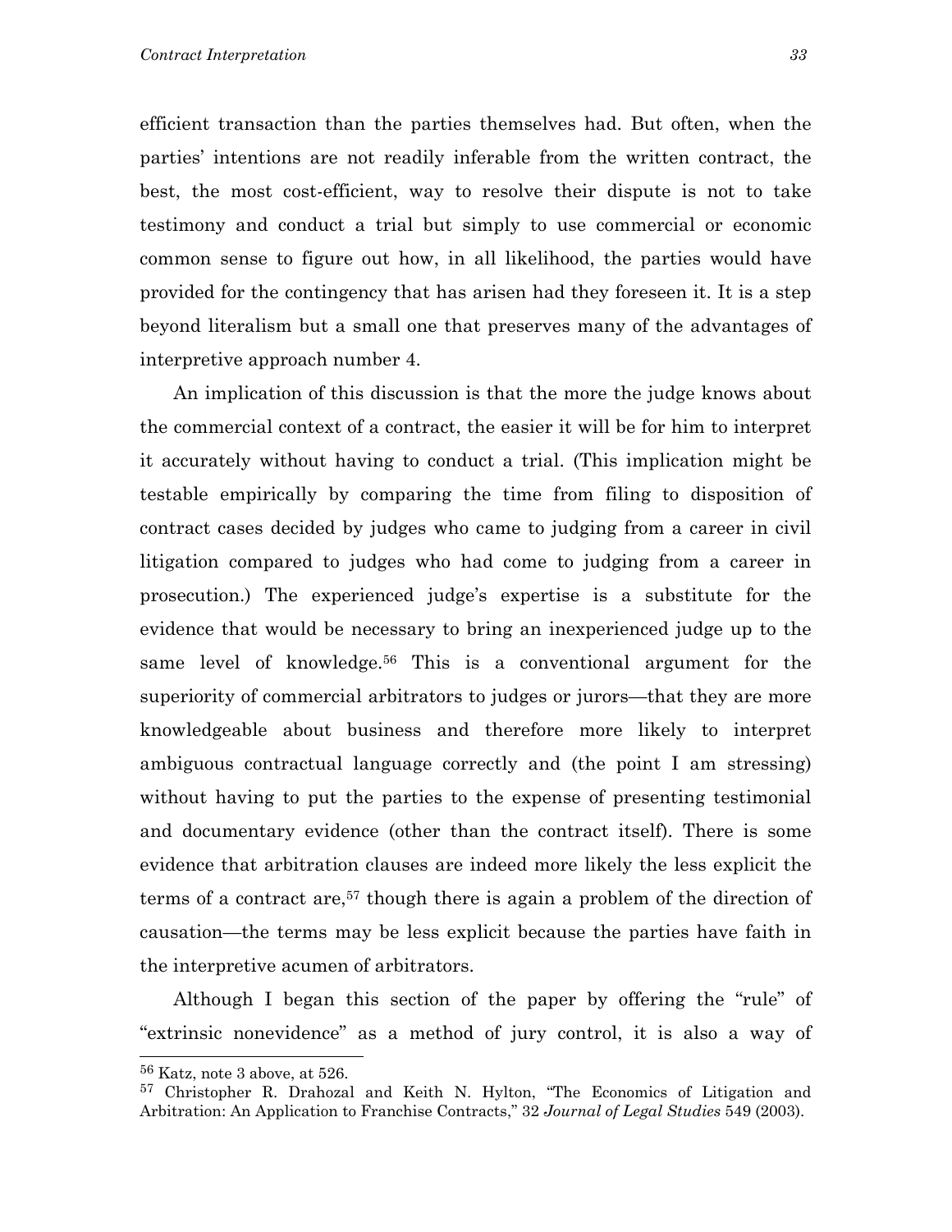efficient transaction than the parties themselves had. But often, when the parties' intentions are not readily inferable from the written contract, the best, the most cost-efficient, way to resolve their dispute is not to take testimony and conduct a trial but simply to use commercial or economic common sense to figure out how, in all likelihood, the parties would have provided for the contingency that has arisen had they foreseen it. It is a step beyond literalism but a small one that preserves many of the advantages of interpretive approach number 4.

An implication of this discussion is that the more the judge knows about the commercial context of a contract, the easier it will be for him to interpret it accurately without having to conduct a trial. (This implication might be testable empirically by comparing the time from filing to disposition of contract cases decided by judges who came to judging from a career in civil litigation compared to judges who had come to judging from a career in prosecution.) The experienced judge's expertise is a substitute for the evidence that would be necessary to bring an inexperienced judge up to the same level of knowledge.[56] This is a conventional argument for the superiority of commercial arbitrators to judges or jurors—that they are more knowledgeable about business and therefore more likely to interpret ambiguous contractual language correctly and (the point I am stressing) without having to put the parties to the expense of presenting testimonial and documentary evidence (other than the contract itself). There is some evidence that arbitration clauses are indeed more likely the less explicit the terms of a contract are,[57] though there is again a problem of the direction of causation—the terms may be less explicit because the parties have faith in the interpretive acumen of arbitrators.

Although I began this section of the paper by offering the "rule" of "extrinsic nonevidence" as a method of jury control, it is also a way of

---

[56] Katz, note 3 above, at 526.

[57] Christopher R. Drahozal and Keith N. Hylton, "The Economics of Litigation and Arbitration: An Application to Franchise Contracts," 32 *Journal of Legal Studies* 549 (2003).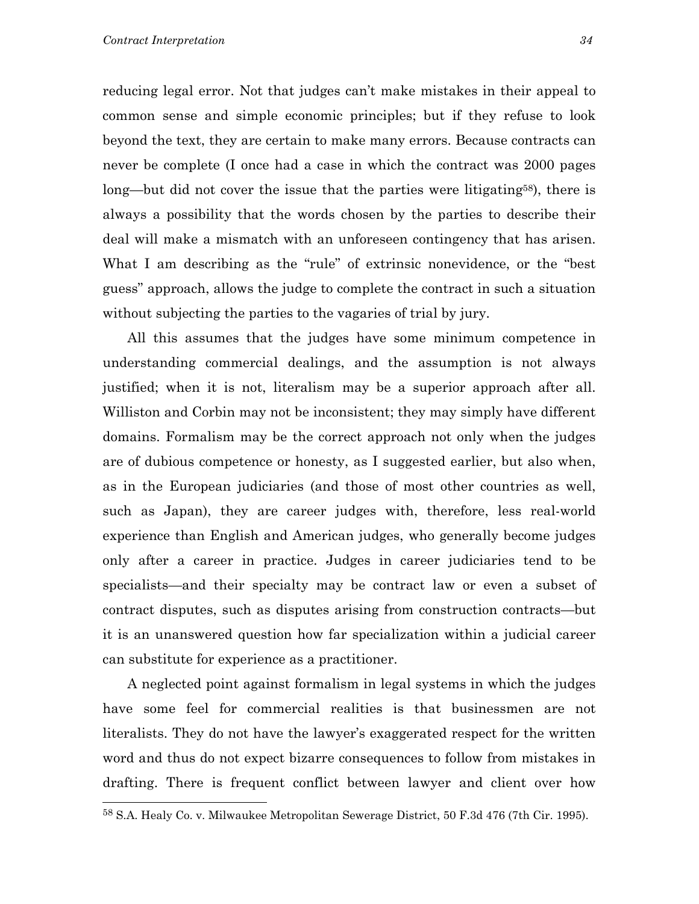reducing legal error. Not that judges can't make mistakes in their appeal to common sense and simple economic principles; but if they refuse to look beyond the text, they are certain to make many errors. Because contracts can never be complete (I once had a case in which the contract was 2000 pages long—but did not cover the issue that the parties were litigating[58]), there is always a possibility that the words chosen by the parties to describe their deal will make a mismatch with an unforeseen contingency that has arisen. What I am describing as the "rule" of extrinsic nonevidence, or the "best guess" approach, allows the judge to complete the contract in such a situation without subjecting the parties to the vagaries of trial by jury.

All this assumes that the judges have some minimum competence in understanding commercial dealings, and the assumption is not always justified; when it is not, literalism may be a superior approach after all. Williston and Corbin may not be inconsistent; they may simply have different domains. Formalism may be the correct approach not only when the judges are of dubious competence or honesty, as I suggested earlier, but also when, as in the European judiciaries (and those of most other countries as well, such as Japan), they are career judges with, therefore, less real-world experience than English and American judges, who generally become judges only after a career in practice. Judges in career judiciaries tend to be specialists—and their specialty may be contract law or even a subset of contract disputes, such as disputes arising from construction contracts—but it is an unanswered question how far specialization within a judicial career can substitute for experience as a practitioner.

A neglected point against formalism in legal systems in which the judges have some feel for commercial realities is that businessmen are not literalists. They do not have the lawyer's exaggerated respect for the written word and thus do not expect bizarre consequences to follow from mistakes in drafting. There is frequent conflict between lawyer and client over how

[58] S.A. Healy Co. v. Milwaukee Metropolitan Sewerage District, 50 F.3d 476 (7th Cir. 1995).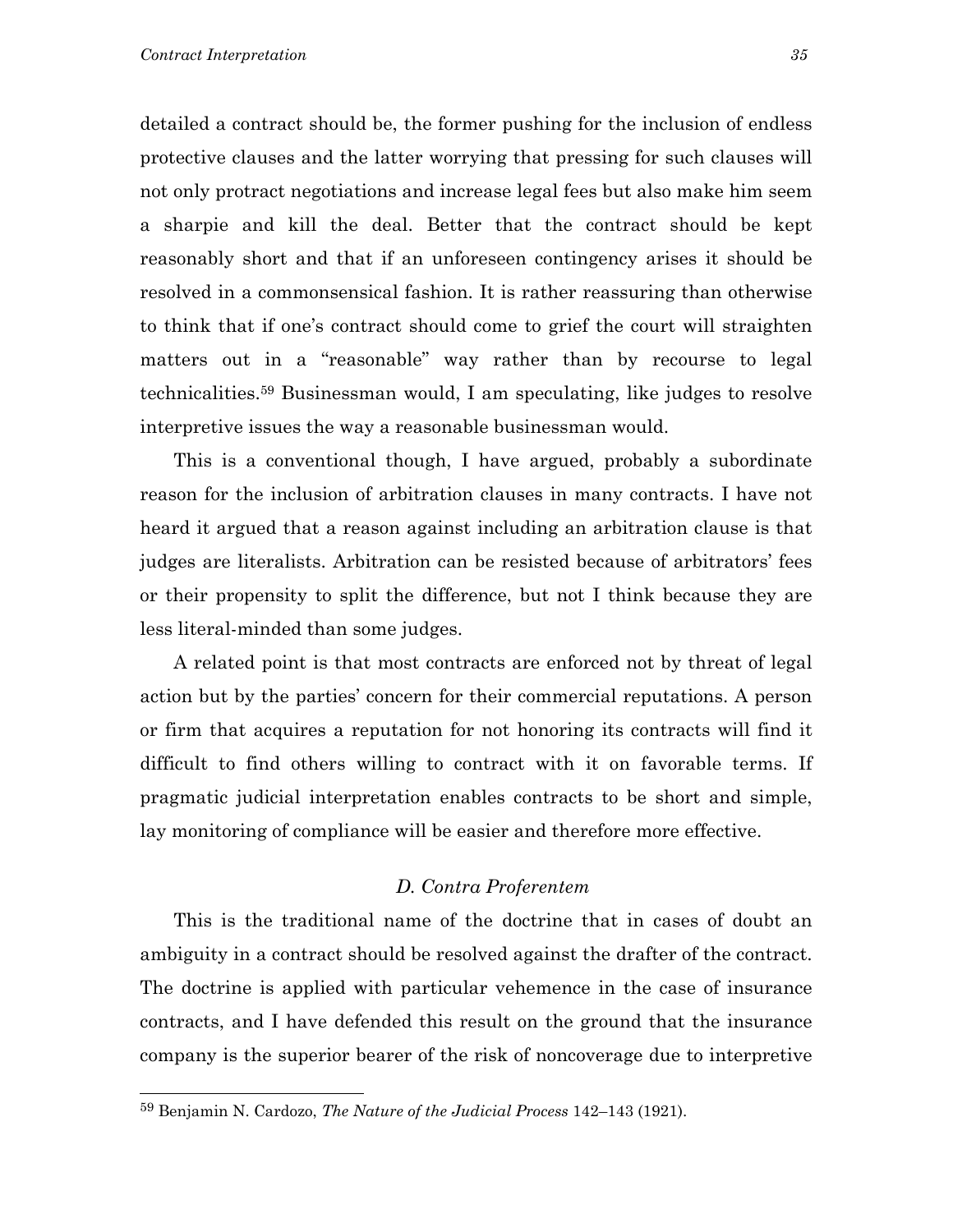detailed a contract should be, the former pushing for the inclusion of endless protective clauses and the latter worrying that pressing for such clauses will not only protract negotiations and increase legal fees but also make him seem a sharpie and kill the deal. Better that the contract should be kept reasonably short and that if an unforeseen contingency arises it should be resolved in a commonsensical fashion. It is rather reassuring than otherwise to think that if one's contract should come to grief the court will straighten matters out in a "reasonable" way rather than by recourse to legal technicalities.[59] Businessman would, I am speculating, like judges to resolve interpretive issues the way a reasonable businessman would.

This is a conventional though, I have argued, probably a subordinate reason for the inclusion of arbitration clauses in many contracts. I have not heard it argued that a reason against including an arbitration clause is that judges are literalists. Arbitration can be resisted because of arbitrators' fees or their propensity to split the difference, but not I think because they are less literal-minded than some judges.

A related point is that most contracts are enforced not by threat of legal action but by the parties' concern for their commercial reputations. A person or firm that acquires a reputation for not honoring its contracts will find it difficult to find others willing to contract with it on favorable terms. If pragmatic judicial interpretation enables contracts to be short and simple, lay monitoring of compliance will be easier and therefore more effective.

### *D. Contra Proferentem*

This is the traditional name of the doctrine that in cases of doubt an ambiguity in a contract should be resolved against the drafter of the contract. The doctrine is applied with particular vehemence in the case of insurance contracts, and I have defended this result on the ground that the insurance company is the superior bearer of the risk of noncoverage due to interpretive

[59] Benjamin N. Cardozo, *The Nature of the Judicial Process* 142–143 (1921).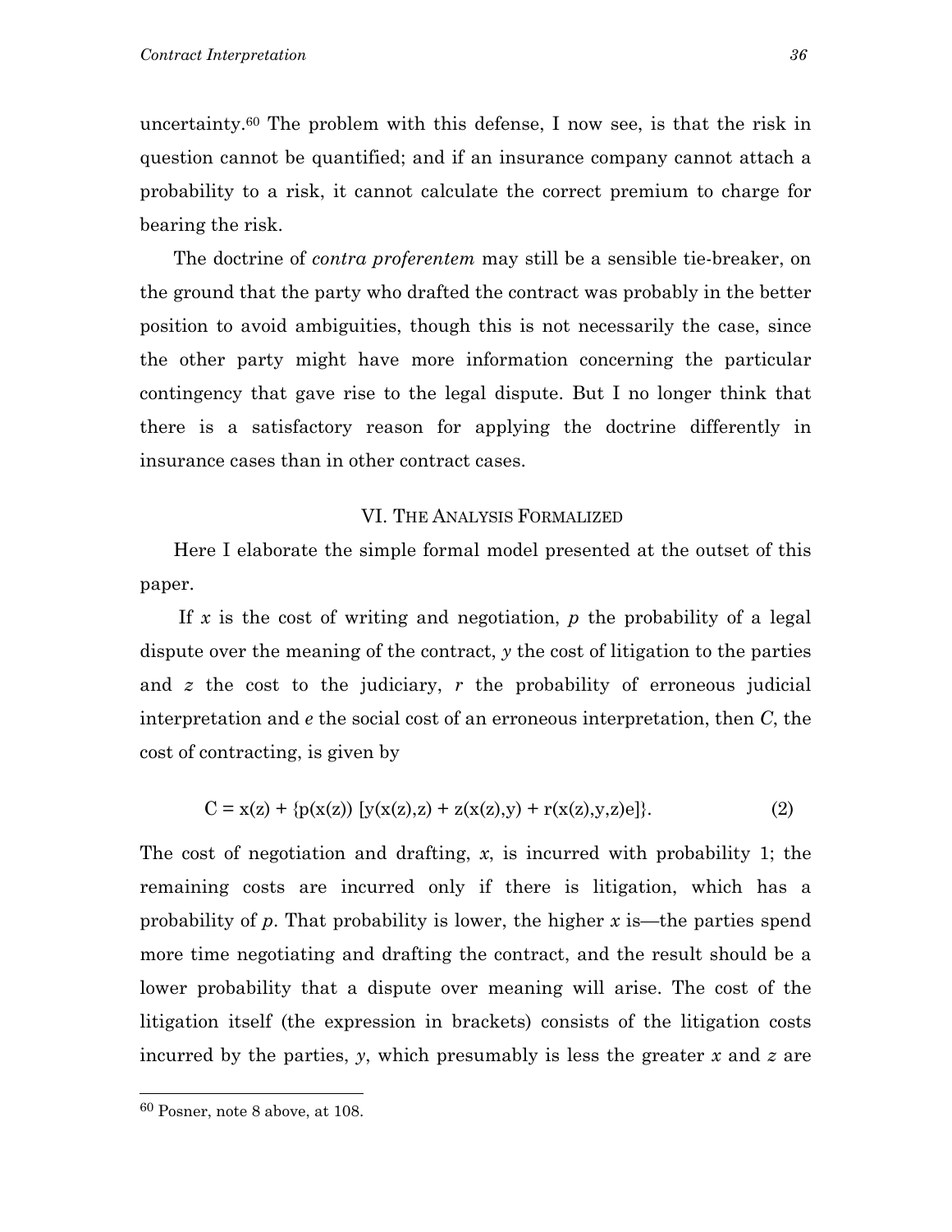uncertainty.[60] The problem with this defense, I now see, is that the risk in question cannot be quantified; and if an insurance company cannot attach a probability to a risk, it cannot calculate the correct premium to charge for bearing the risk.

The doctrine of *contra proferentem* may still be a sensible tie-breaker, on the ground that the party who drafted the contract was probably in the better position to avoid ambiguities, though this is not necessarily the case, since the other party might have more information concerning the particular contingency that gave rise to the legal dispute. But I no longer think that there is a satisfactory reason for applying the doctrine differently in insurance cases than in other contract cases.

## VI. The Analysis Formalized

Here I elaborate the simple formal model presented at the outset of this paper.

If $x$ is the cost of writing and negotiation, $p$ the probability of a legal dispute over the meaning of the contract, $y$ the cost of litigation to the parties and $z$ the cost to the judiciary, $r$ the probability of erroneous judicial interpretation and $e$ the social cost of an erroneous interpretation, then $C$, the cost of contracting, is given by

$$C = x(z) + \{p(x(z))\,[y(x(z),z) + z(x(z),y) + r(x(z),y,z)e]\}. \qquad (2)$$

The cost of negotiation and drafting, $x$, is incurred with probability 1; the remaining costs are incurred only if there is litigation, which has a probability of $p$. That probability is lower, the higher $x$ is—the parties spend more time negotiating and drafting the contract, and the result should be a lower probability that a dispute over meaning will arise. The cost of the litigation itself (the expression in brackets) consists of the litigation costs incurred by the parties, $y$, which presumably is less the greater $x$ and $z$ are

[60] Posner, note 8 above, at 108.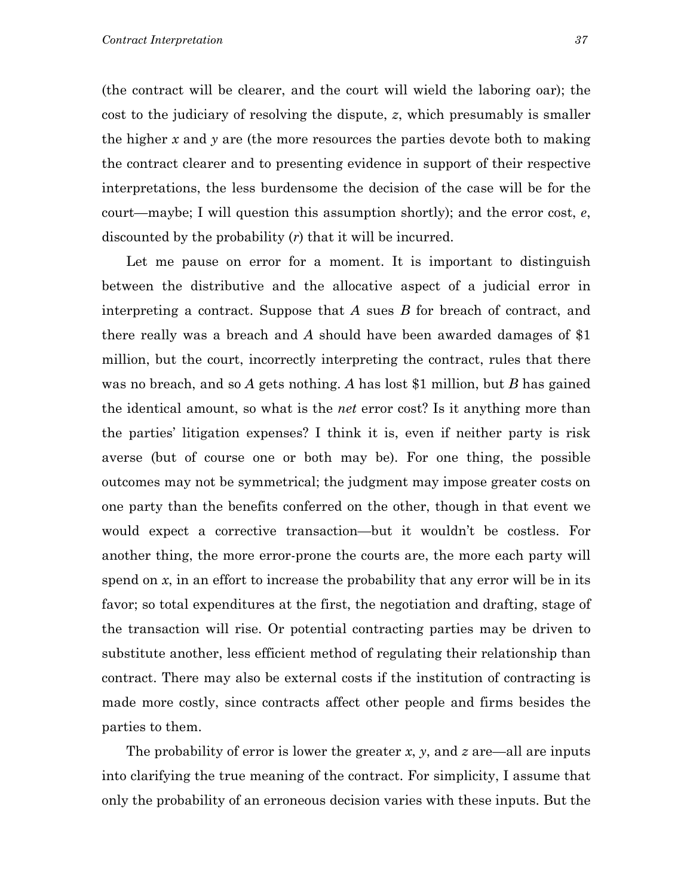(the contract will be clearer, and the court will wield the laboring oar); the cost to the judiciary of resolving the dispute, $z$, which presumably is smaller the higher $x$ and $y$ are (the more resources the parties devote both to making the contract clearer and to presenting evidence in support of their respective interpretations, the less burdensome the decision of the case will be for the court—maybe; I will question this assumption shortly); and the error cost, $e$, discounted by the probability ($r$) that it will be incurred.

Let me pause on error for a moment. It is important to distinguish between the distributive and the allocative aspect of a judicial error in interpreting a contract. Suppose that *A* sues *B* for breach of contract, and there really was a breach and *A* should have been awarded damages of $1 million, but the court, incorrectly interpreting the contract, rules that there was no breach, and so *A* gets nothing. *A* has lost $1 million, but *B* has gained the identical amount, so what is the *net* error cost? Is it anything more than the parties' litigation expenses? I think it is, even if neither party is risk averse (but of course one or both may be). For one thing, the possible outcomes may not be symmetrical; the judgment may impose greater costs on one party than the benefits conferred on the other, though in that event we would expect a corrective transaction—but it wouldn't be costless. For another thing, the more error-prone the courts are, the more each party will spend on $x$, in an effort to increase the probability that any error will be in its favor; so total expenditures at the first, the negotiation and drafting, stage of the transaction will rise. Or potential contracting parties may be driven to substitute another, less efficient method of regulating their relationship than contract. There may also be external costs if the institution of contracting is made more costly, since contracts affect other people and firms besides the parties to them.

The probability of error is lower the greater $x$, $y$, and $z$ are—all are inputs into clarifying the true meaning of the contract. For simplicity, I assume that only the probability of an erroneous decision varies with these inputs. But the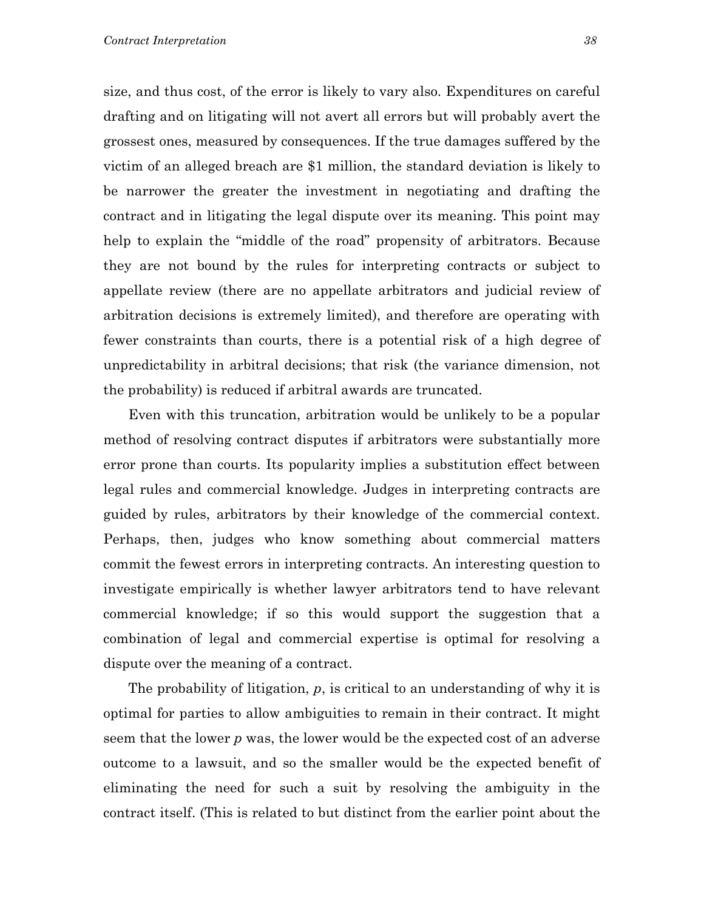size, and thus cost, of the error is likely to vary also. Expenditures on careful drafting and on litigating will not avert all errors but will probably avert the grossest ones, measured by consequences. If the true damages suffered by the victim of an alleged breach are $1 million, the standard deviation is likely to be narrower the greater the investment in negotiating and drafting the contract and in litigating the legal dispute over its meaning. This point may help to explain the "middle of the road" propensity of arbitrators. Because they are not bound by the rules for interpreting contracts or subject to appellate review (there are no appellate arbitrators and judicial review of arbitration decisions is extremely limited), and therefore are operating with fewer constraints than courts, there is a potential risk of a high degree of unpredictability in arbitral decisions; that risk (the variance dimension, not the probability) is reduced if arbitral awards are truncated.

Even with this truncation, arbitration would be unlikely to be a popular method of resolving contract disputes if arbitrators were substantially more error prone than courts. Its popularity implies a substitution effect between legal rules and commercial knowledge. Judges in interpreting contracts are guided by rules, arbitrators by their knowledge of the commercial context. Perhaps, then, judges who know something about commercial matters commit the fewest errors in interpreting contracts. An interesting question to investigate empirically is whether lawyer arbitrators tend to have relevant commercial knowledge; if so this would support the suggestion that a combination of legal and commercial expertise is optimal for resolving a dispute over the meaning of a contract.

The probability of litigation, $p$, is critical to an understanding of why it is optimal for parties to allow ambiguities to remain in their contract. It might seem that the lower $p$ was, the lower would be the expected cost of an adverse outcome to a lawsuit, and so the smaller would be the expected benefit of eliminating the need for such a suit by resolving the ambiguity in the contract itself. (This is related to but distinct from the earlier point about the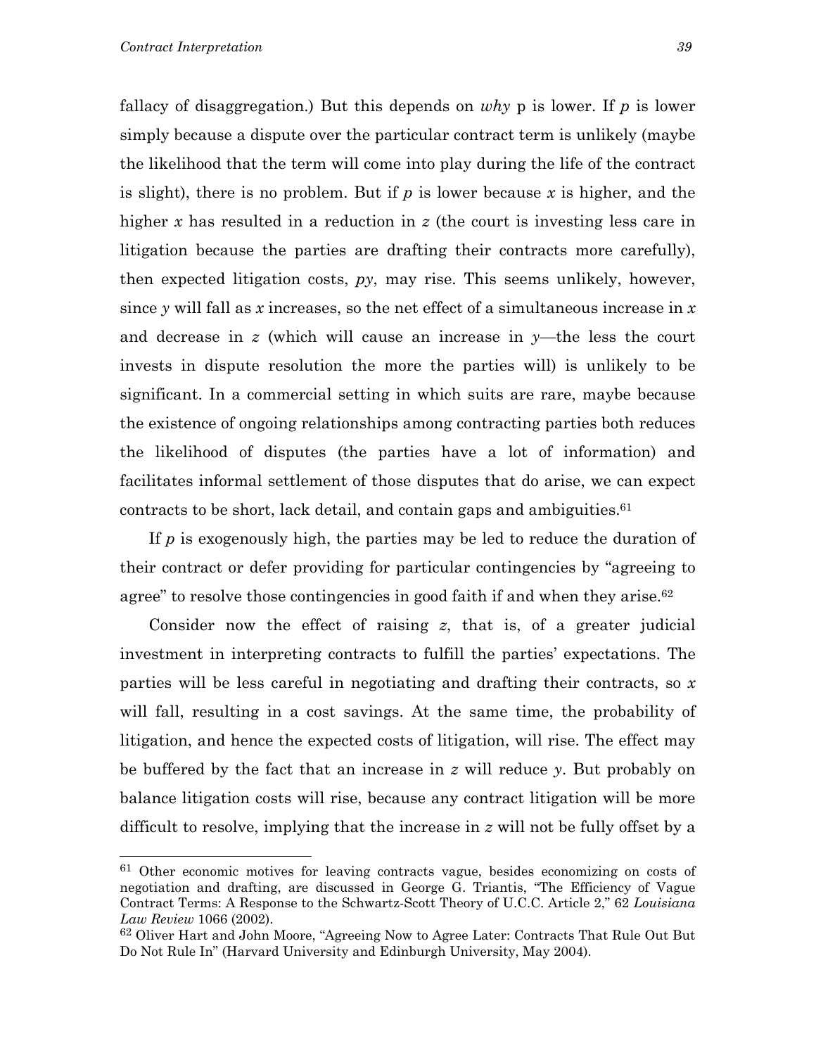fallacy of disaggregation.) But this depends on *why* p is lower. If $p$ is lower simply because a dispute over the particular contract term is unlikely (maybe the likelihood that the term will come into play during the life of the contract is slight), there is no problem. But if $p$ is lower because $x$ is higher, and the higher $x$ has resulted in a reduction in $z$ (the court is investing less care in litigation because the parties are drafting their contracts more carefully), then expected litigation costs, $py$, may rise. This seems unlikely, however, since $y$ will fall as $x$ increases, so the net effect of a simultaneous increase in $x$ and decrease in $z$ (which will cause an increase in $y$—the less the court invests in dispute resolution the more the parties will) is unlikely to be significant. In a commercial setting in which suits are rare, maybe because the existence of ongoing relationships among contracting parties both reduces the likelihood of disputes (the parties have a lot of information) and facilitates informal settlement of those disputes that do arise, we can expect contracts to be short, lack detail, and contain gaps and ambiguities.[61]

If $p$ is exogenously high, the parties may be led to reduce the duration of their contract or defer providing for particular contingencies by "agreeing to agree" to resolve those contingencies in good faith if and when they arise.[62]

Consider now the effect of raising $z$, that is, of a greater judicial investment in interpreting contracts to fulfill the parties' expectations. The parties will be less careful in negotiating and drafting their contracts, so $x$ will fall, resulting in a cost savings. At the same time, the probability of litigation, and hence the expected costs of litigation, will rise. The effect may be buffered by the fact that an increase in $z$ will reduce $y$. But probably on balance litigation costs will rise, because any contract litigation will be more difficult to resolve, implying that the increase in $z$ will not be fully offset by a

---

[61] Other economic motives for leaving contracts vague, besides economizing on costs of negotiation and drafting, are discussed in George G. Triantis, "The Efficiency of Vague Contract Terms: A Response to the Schwartz-Scott Theory of U.C.C. Article 2," 62 *Louisiana Law Review* 1066 (2002).

[62] Oliver Hart and John Moore, "Agreeing Now to Agree Later: Contracts That Rule Out But Do Not Rule In" (Harvard University and Edinburgh University, May 2004).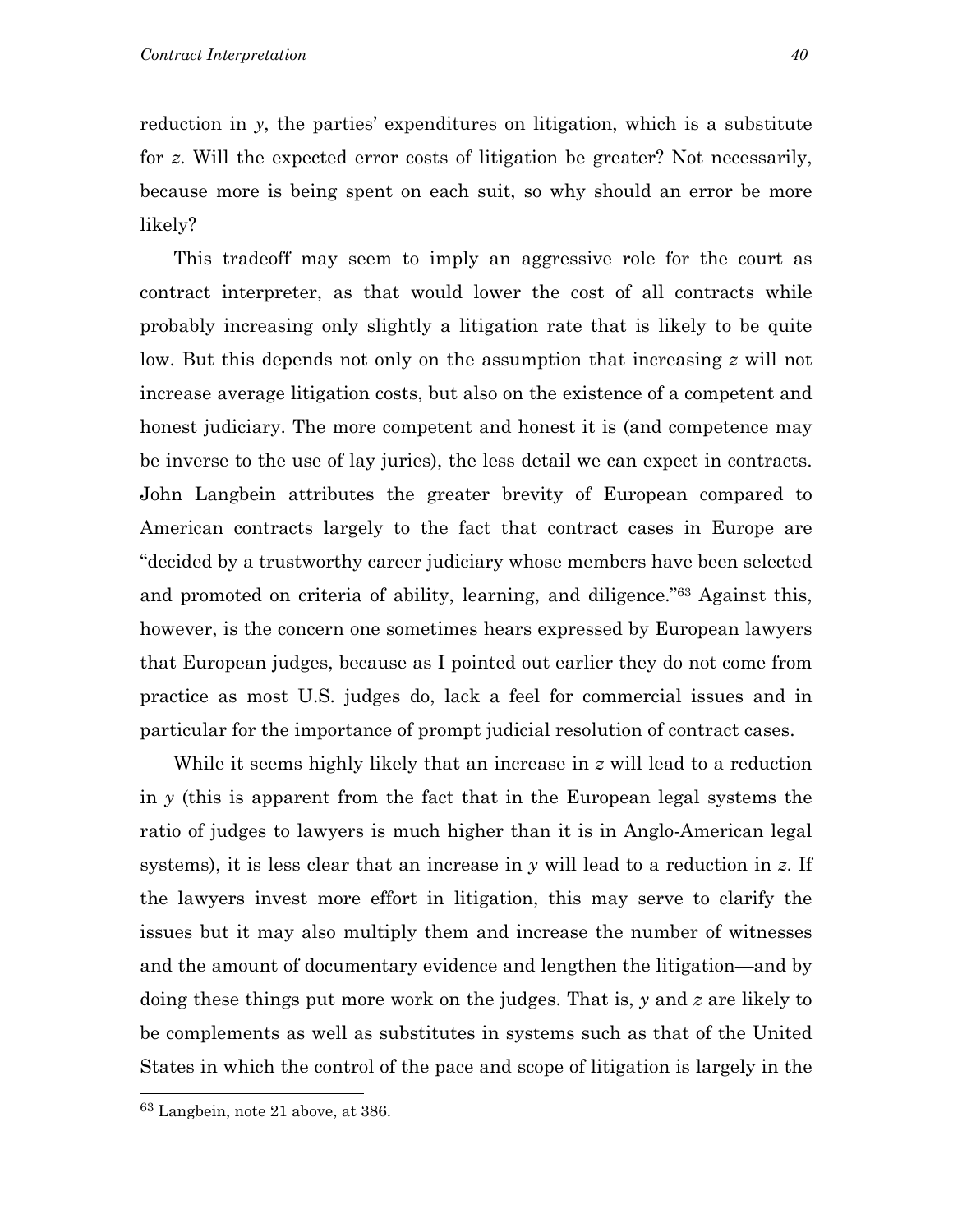reduction in $y$, the parties' expenditures on litigation, which is a substitute for $z$. Will the expected error costs of litigation be greater? Not necessarily, because more is being spent on each suit, so why should an error be more likely?

This tradeoff may seem to imply an aggressive role for the court as contract interpreter, as that would lower the cost of all contracts while probably increasing only slightly a litigation rate that is likely to be quite low. But this depends not only on the assumption that increasing $z$ will not increase average litigation costs, but also on the existence of a competent and honest judiciary. The more competent and honest it is (and competence may be inverse to the use of lay juries), the less detail we can expect in contracts. John Langbein attributes the greater brevity of European compared to American contracts largely to the fact that contract cases in Europe are "decided by a trustworthy career judiciary whose members have been selected and promoted on criteria of ability, learning, and diligence."[63] Against this, however, is the concern one sometimes hears expressed by European lawyers that European judges, because as I pointed out earlier they do not come from practice as most U.S. judges do, lack a feel for commercial issues and in particular for the importance of prompt judicial resolution of contract cases.

While it seems highly likely that an increase in $z$ will lead to a reduction in $y$ (this is apparent from the fact that in the European legal systems the ratio of judges to lawyers is much higher than it is in Anglo-American legal systems), it is less clear that an increase in $y$ will lead to a reduction in $z$. If the lawyers invest more effort in litigation, this may serve to clarify the issues but it may also multiply them and increase the number of witnesses and the amount of documentary evidence and lengthen the litigation—and by doing these things put more work on the judges. That is, $y$ and $z$ are likely to be complements as well as substitutes in systems such as that of the United States in which the control of the pace and scope of litigation is largely in the

[63] Langbein, note 21 above, at 386.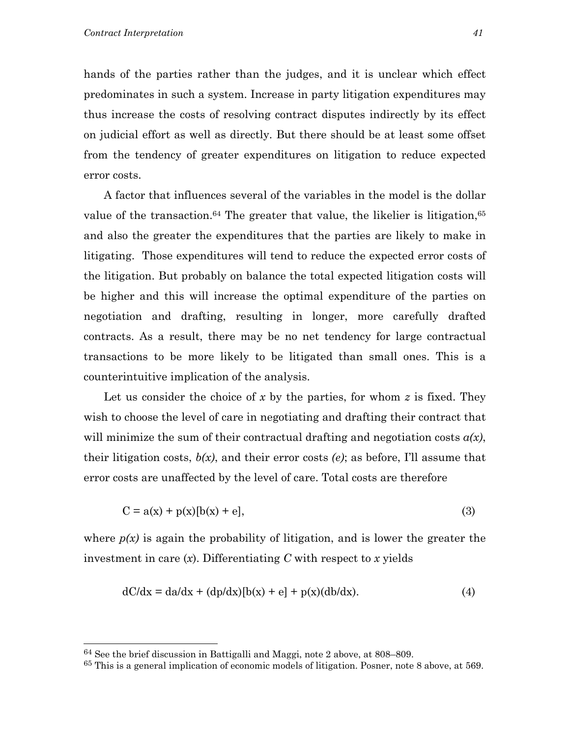hands of the parties rather than the judges, and it is unclear which effect predominates in such a system. Increase in party litigation expenditures may thus increase the costs of resolving contract disputes indirectly by its effect on judicial effort as well as directly. But there should be at least some offset from the tendency of greater expenditures on litigation to reduce expected error costs.

A factor that influences several of the variables in the model is the dollar value of the transaction.[64] The greater that value, the likelier is litigation,[65] and also the greater the expenditures that the parties are likely to make in litigating. Those expenditures will tend to reduce the expected error costs of the litigation. But probably on balance the total expected litigation costs will be higher and this will increase the optimal expenditure of the parties on negotiation and drafting, resulting in longer, more carefully drafted contracts. As a result, there may be no net tendency for large contractual transactions to be more likely to be litigated than small ones. This is a counterintuitive implication of the analysis.

Let us consider the choice of $x$ by the parties, for whom $z$ is fixed. They wish to choose the level of care in negotiating and drafting their contract that will minimize the sum of their contractual drafting and negotiation costs $a(x)$, their litigation costs, $b(x)$, and their error costs $(e)$; as before, I'll assume that error costs are unaffected by the level of care. Total costs are therefore

$$C = a(x) + p(x)[b(x) + e], \tag{3}$$

where $p(x)$ is again the probability of litigation, and is lower the greater the investment in care ($x$). Differentiating $C$ with respect to $x$ yields

$$dC/dx = da/dx + (dp/dx)[b(x) + e] + p(x)(db/dx). \tag{4}$$

---

[64] See the brief discussion in Battigalli and Maggi, note 2 above, at 808–809.

[65] This is a general implication of economic models of litigation. Posner, note 8 above, at 569.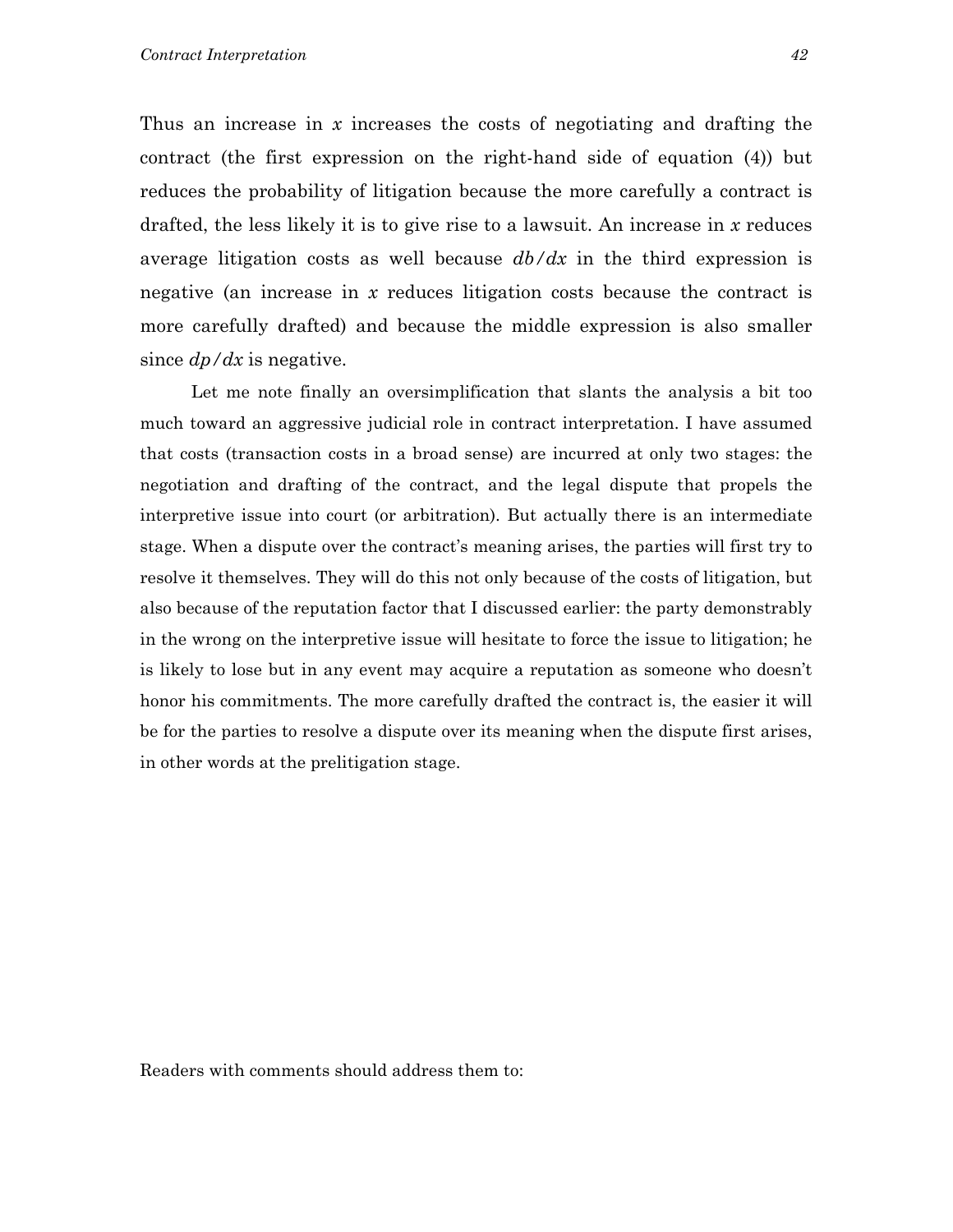Thus an increase in $x$ increases the costs of negotiating and drafting the contract (the first expression on the right-hand side of equation (4)) but reduces the probability of litigation because the more carefully a contract is drafted, the less likely it is to give rise to a lawsuit. An increase in $x$ reduces average litigation costs as well because $db/dx$ in the third expression is negative (an increase in $x$ reduces litigation costs because the contract is more carefully drafted) and because the middle expression is also smaller since $dp/dx$ is negative.

Let me note finally an oversimplification that slants the analysis a bit too much toward an aggressive judicial role in contract interpretation. I have assumed that costs (transaction costs in a broad sense) are incurred at only two stages: the negotiation and drafting of the contract, and the legal dispute that propels the interpretive issue into court (or arbitration). But actually there is an intermediate stage. When a dispute over the contract's meaning arises, the parties will first try to resolve it themselves. They will do this not only because of the costs of litigation, but also because of the reputation factor that I discussed earlier: the party demonstrably in the wrong on the interpretive issue will hesitate to force the issue to litigation; he is likely to lose but in any event may acquire a reputation as someone who doesn't honor his commitments. The more carefully drafted the contract is, the easier it will be for the parties to resolve a dispute over its meaning when the dispute first arises, in other words at the prelitigation stage.

Readers with comments should address them to: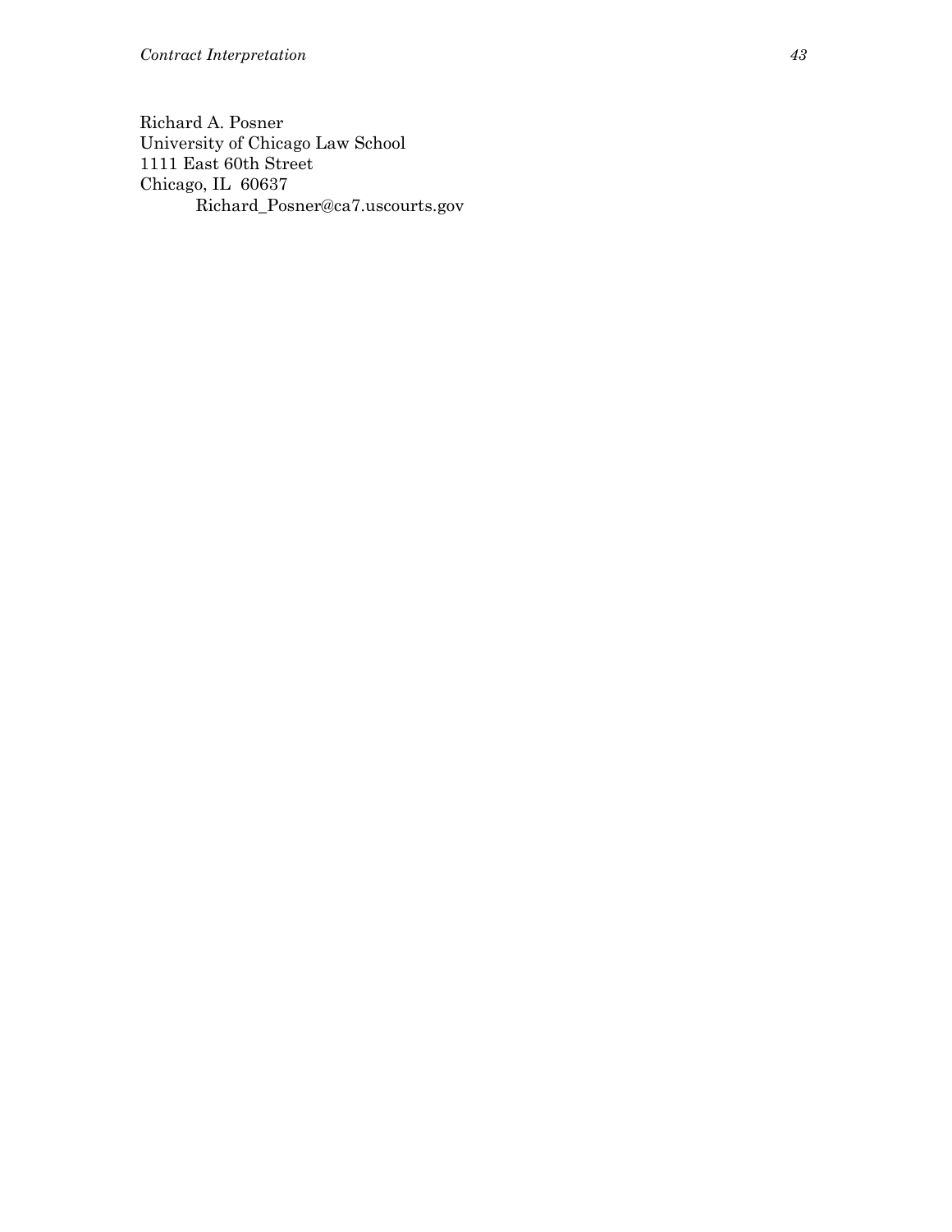Richard A. Posner
University of Chicago Law School
1111 East 60th Street
Chicago, IL 60637
Richard_Posner@ca7.uscourts.gov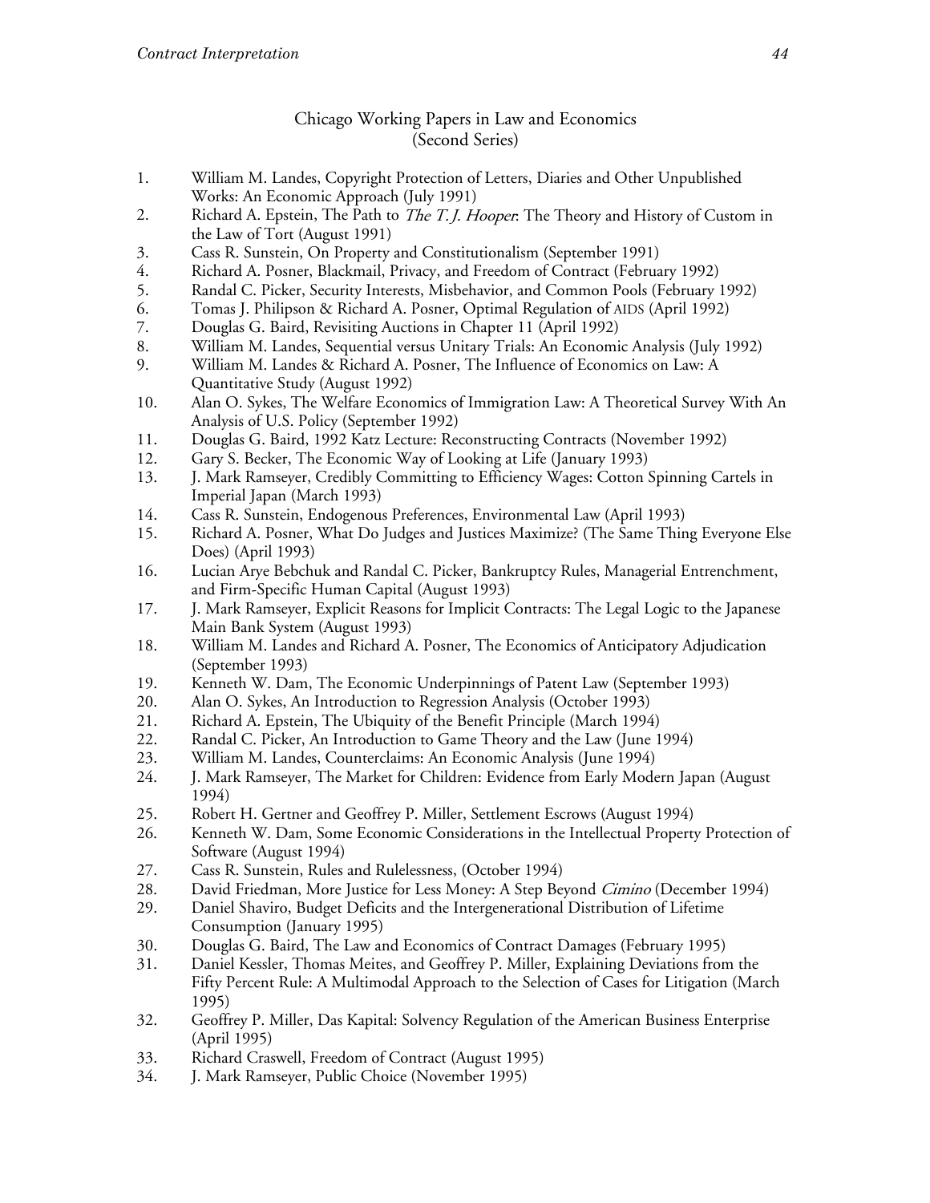# Chicago Working Papers in Law and Economics
(Second Series)

1. William M. Landes, Copyright Protection of Letters, Diaries and Other Unpublished Works: An Economic Approach (July 1991)
2. Richard A. Epstein, The Path to *The T. J. Hooper*: The Theory and History of Custom in the Law of Tort (August 1991)
3. Cass R. Sunstein, On Property and Constitutionalism (September 1991)
4. Richard A. Posner, Blackmail, Privacy, and Freedom of Contract (February 1992)
5. Randal C. Picker, Security Interests, Misbehavior, and Common Pools (February 1992)
6. Tomas J. Philipson & Richard A. Posner, Optimal Regulation of AIDS (April 1992)
7. Douglas G. Baird, Revisiting Auctions in Chapter 11 (April 1992)
8. William M. Landes, Sequential versus Unitary Trials: An Economic Analysis (July 1992)
9. William M. Landes & Richard A. Posner, The Influence of Economics on Law: A Quantitative Study (August 1992)
10. Alan O. Sykes, The Welfare Economics of Immigration Law: A Theoretical Survey With An Analysis of U.S. Policy (September 1992)
11. Douglas G. Baird, 1992 Katz Lecture: Reconstructing Contracts (November 1992)
12. Gary S. Becker, The Economic Way of Looking at Life (January 1993)
13. J. Mark Ramseyer, Credibly Committing to Efficiency Wages: Cotton Spinning Cartels in Imperial Japan (March 1993)
14. Cass R. Sunstein, Endogenous Preferences, Environmental Law (April 1993)
15. Richard A. Posner, What Do Judges and Justices Maximize? (The Same Thing Everyone Else Does) (April 1993)
16. Lucian Arye Bebchuk and Randal C. Picker, Bankruptcy Rules, Managerial Entrenchment, and Firm-Specific Human Capital (August 1993)
17. J. Mark Ramseyer, Explicit Reasons for Implicit Contracts: The Legal Logic to the Japanese Main Bank System (August 1993)
18. William M. Landes and Richard A. Posner, The Economics of Anticipatory Adjudication (September 1993)
19. Kenneth W. Dam, The Economic Underpinnings of Patent Law (September 1993)
20. Alan O. Sykes, An Introduction to Regression Analysis (October 1993)
21. Richard A. Epstein, The Ubiquity of the Benefit Principle (March 1994)
22. Randal C. Picker, An Introduction to Game Theory and the Law (June 1994)
23. William M. Landes, Counterclaims: An Economic Analysis (June 1994)
24. J. Mark Ramseyer, The Market for Children: Evidence from Early Modern Japan (August 1994)
25. Robert H. Gertner and Geoffrey P. Miller, Settlement Escrows (August 1994)
26. Kenneth W. Dam, Some Economic Considerations in the Intellectual Property Protection of Software (August 1994)
27. Cass R. Sunstein, Rules and Rulelessness, (October 1994)
28. David Friedman, More Justice for Less Money: A Step Beyond *Cimino* (December 1994)
29. Daniel Shaviro, Budget Deficits and the Intergenerational Distribution of Lifetime Consumption (January 1995)
30. Douglas G. Baird, The Law and Economics of Contract Damages (February 1995)
31. Daniel Kessler, Thomas Meites, and Geoffrey P. Miller, Explaining Deviations from the Fifty Percent Rule: A Multimodal Approach to the Selection of Cases for Litigation (March 1995)
32. Geoffrey P. Miller, Das Kapital: Solvency Regulation of the American Business Enterprise (April 1995)
33. Richard Craswell, Freedom of Contract (August 1995)
34. J. Mark Ramseyer, Public Choice (November 1995)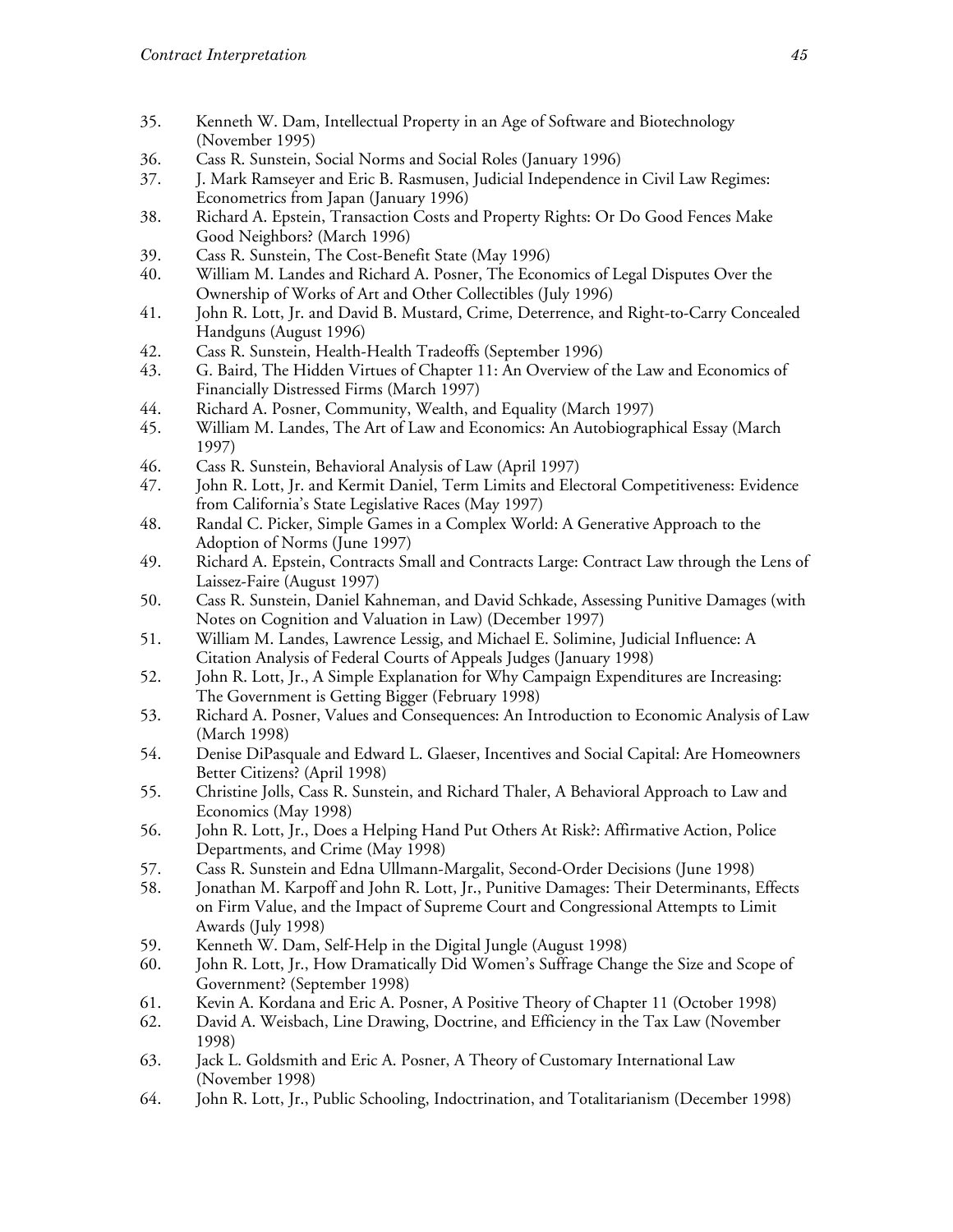35. Kenneth W. Dam, Intellectual Property in an Age of Software and Biotechnology (November 1995)
36. Cass R. Sunstein, Social Norms and Social Roles (January 1996)
37. J. Mark Ramseyer and Eric B. Rasmusen, Judicial Independence in Civil Law Regimes: Econometrics from Japan (January 1996)
38. Richard A. Epstein, Transaction Costs and Property Rights: Or Do Good Fences Make Good Neighbors? (March 1996)
39. Cass R. Sunstein, The Cost-Benefit State (May 1996)
40. William M. Landes and Richard A. Posner, The Economics of Legal Disputes Over the Ownership of Works of Art and Other Collectibles (July 1996)
41. John R. Lott, Jr. and David B. Mustard, Crime, Deterrence, and Right-to-Carry Concealed Handguns (August 1996)
42. Cass R. Sunstein, Health-Health Tradeoffs (September 1996)
43. G. Baird, The Hidden Virtues of Chapter 11: An Overview of the Law and Economics of Financially Distressed Firms (March 1997)
44. Richard A. Posner, Community, Wealth, and Equality (March 1997)
45. William M. Landes, The Art of Law and Economics: An Autobiographical Essay (March 1997)
46. Cass R. Sunstein, Behavioral Analysis of Law (April 1997)
47. John R. Lott, Jr. and Kermit Daniel, Term Limits and Electoral Competitiveness: Evidence from California's State Legislative Races (May 1997)
48. Randal C. Picker, Simple Games in a Complex World: A Generative Approach to the Adoption of Norms (June 1997)
49. Richard A. Epstein, Contracts Small and Contracts Large: Contract Law through the Lens of Laissez-Faire (August 1997)
50. Cass R. Sunstein, Daniel Kahneman, and David Schkade, Assessing Punitive Damages (with Notes on Cognition and Valuation in Law) (December 1997)
51. William M. Landes, Lawrence Lessig, and Michael E. Solimine, Judicial Influence: A Citation Analysis of Federal Courts of Appeals Judges (January 1998)
52. John R. Lott, Jr., A Simple Explanation for Why Campaign Expenditures are Increasing: The Government is Getting Bigger (February 1998)
53. Richard A. Posner, Values and Consequences: An Introduction to Economic Analysis of Law (March 1998)
54. Denise DiPasquale and Edward L. Glaeser, Incentives and Social Capital: Are Homeowners Better Citizens? (April 1998)
55. Christine Jolls, Cass R. Sunstein, and Richard Thaler, A Behavioral Approach to Law and Economics (May 1998)
56. John R. Lott, Jr., Does a Helping Hand Put Others At Risk?: Affirmative Action, Police Departments, and Crime (May 1998)
57. Cass R. Sunstein and Edna Ullmann-Margalit, Second-Order Decisions (June 1998)
58. Jonathan M. Karpoff and John R. Lott, Jr., Punitive Damages: Their Determinants, Effects on Firm Value, and the Impact of Supreme Court and Congressional Attempts to Limit Awards (July 1998)
59. Kenneth W. Dam, Self-Help in the Digital Jungle (August 1998)
60. John R. Lott, Jr., How Dramatically Did Women's Suffrage Change the Size and Scope of Government? (September 1998)
61. Kevin A. Kordana and Eric A. Posner, A Positive Theory of Chapter 11 (October 1998)
62. David A. Weisbach, Line Drawing, Doctrine, and Efficiency in the Tax Law (November 1998)
63. Jack L. Goldsmith and Eric A. Posner, A Theory of Customary International Law (November 1998)
64. John R. Lott, Jr., Public Schooling, Indoctrination, and Totalitarianism (December 1998)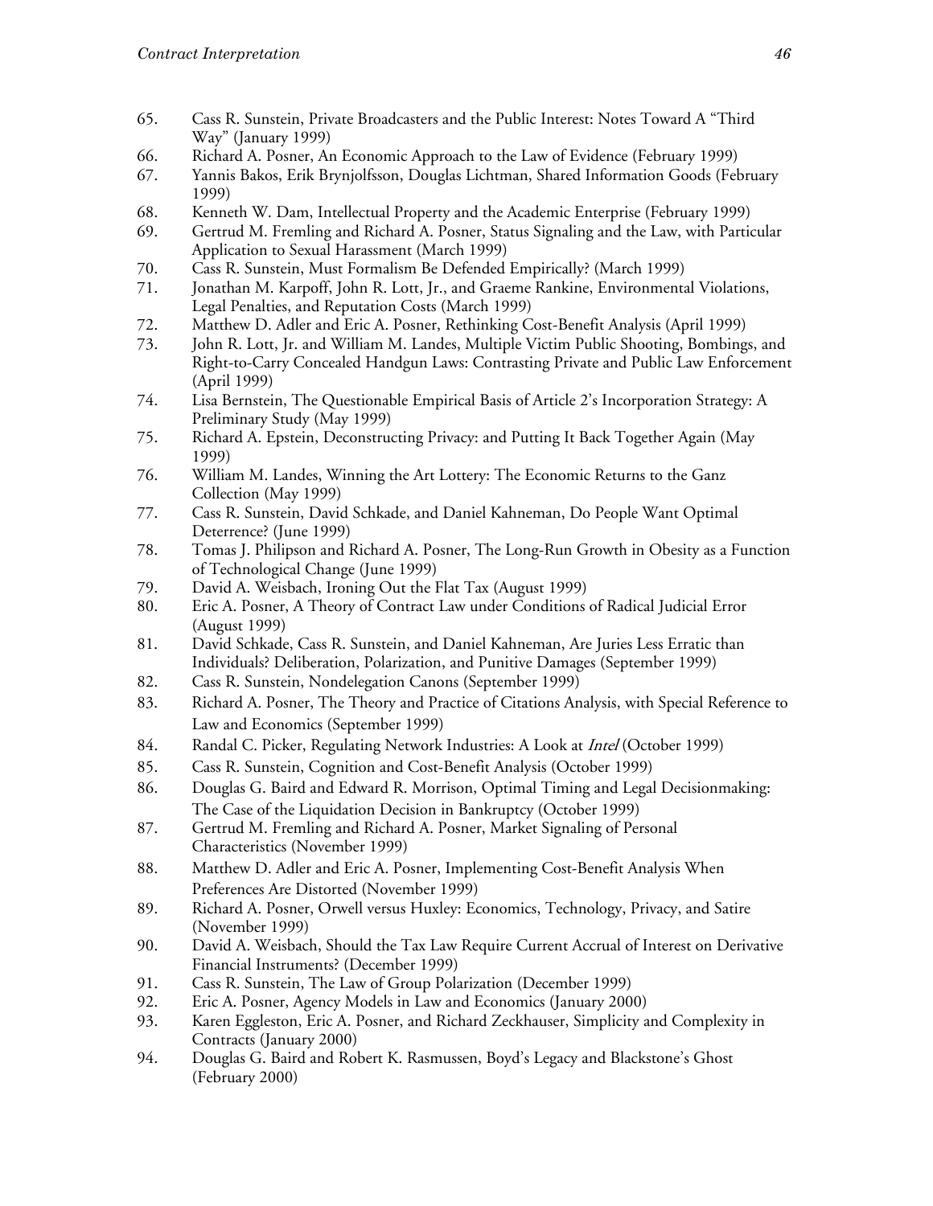65. Cass R. Sunstein, Private Broadcasters and the Public Interest: Notes Toward A "Third Way" (January 1999)
66. Richard A. Posner, An Economic Approach to the Law of Evidence (February 1999)
67. Yannis Bakos, Erik Brynjolfsson, Douglas Lichtman, Shared Information Goods (February 1999)
68. Kenneth W. Dam, Intellectual Property and the Academic Enterprise (February 1999)
69. Gertrud M. Fremling and Richard A. Posner, Status Signaling and the Law, with Particular Application to Sexual Harassment (March 1999)
70. Cass R. Sunstein, Must Formalism Be Defended Empirically? (March 1999)
71. Jonathan M. Karpoff, John R. Lott, Jr., and Graeme Rankine, Environmental Violations, Legal Penalties, and Reputation Costs (March 1999)
72. Matthew D. Adler and Eric A. Posner, Rethinking Cost-Benefit Analysis (April 1999)
73. John R. Lott, Jr. and William M. Landes, Multiple Victim Public Shooting, Bombings, and Right-to-Carry Concealed Handgun Laws: Contrasting Private and Public Law Enforcement (April 1999)
74. Lisa Bernstein, The Questionable Empirical Basis of Article 2's Incorporation Strategy: A Preliminary Study (May 1999)
75. Richard A. Epstein, Deconstructing Privacy: and Putting It Back Together Again (May 1999)
76. William M. Landes, Winning the Art Lottery: The Economic Returns to the Ganz Collection (May 1999)
77. Cass R. Sunstein, David Schkade, and Daniel Kahneman, Do People Want Optimal Deterrence? (June 1999)
78. Tomas J. Philipson and Richard A. Posner, The Long-Run Growth in Obesity as a Function of Technological Change (June 1999)
79. David A. Weisbach, Ironing Out the Flat Tax (August 1999)
80. Eric A. Posner, A Theory of Contract Law under Conditions of Radical Judicial Error (August 1999)
81. David Schkade, Cass R. Sunstein, and Daniel Kahneman, Are Juries Less Erratic than Individuals? Deliberation, Polarization, and Punitive Damages (September 1999)
82. Cass R. Sunstein, Nondelegation Canons (September 1999)
83. Richard A. Posner, The Theory and Practice of Citations Analysis, with Special Reference to Law and Economics (September 1999)
84. Randal C. Picker, Regulating Network Industries: A Look at *Intel* (October 1999)
85. Cass R. Sunstein, Cognition and Cost-Benefit Analysis (October 1999)
86. Douglas G. Baird and Edward R. Morrison, Optimal Timing and Legal Decisionmaking: The Case of the Liquidation Decision in Bankruptcy (October 1999)
87. Gertrud M. Fremling and Richard A. Posner, Market Signaling of Personal Characteristics (November 1999)
88. Matthew D. Adler and Eric A. Posner, Implementing Cost-Benefit Analysis When Preferences Are Distorted (November 1999)
89. Richard A. Posner, Orwell versus Huxley: Economics, Technology, Privacy, and Satire (November 1999)
90. David A. Weisbach, Should the Tax Law Require Current Accrual of Interest on Derivative Financial Instruments? (December 1999)
91. Cass R. Sunstein, The Law of Group Polarization (December 1999)
92. Eric A. Posner, Agency Models in Law and Economics (January 2000)
93. Karen Eggleston, Eric A. Posner, and Richard Zeckhauser, Simplicity and Complexity in Contracts (January 2000)
94. Douglas G. Baird and Robert K. Rasmussen, Boyd's Legacy and Blackstone's Ghost (February 2000)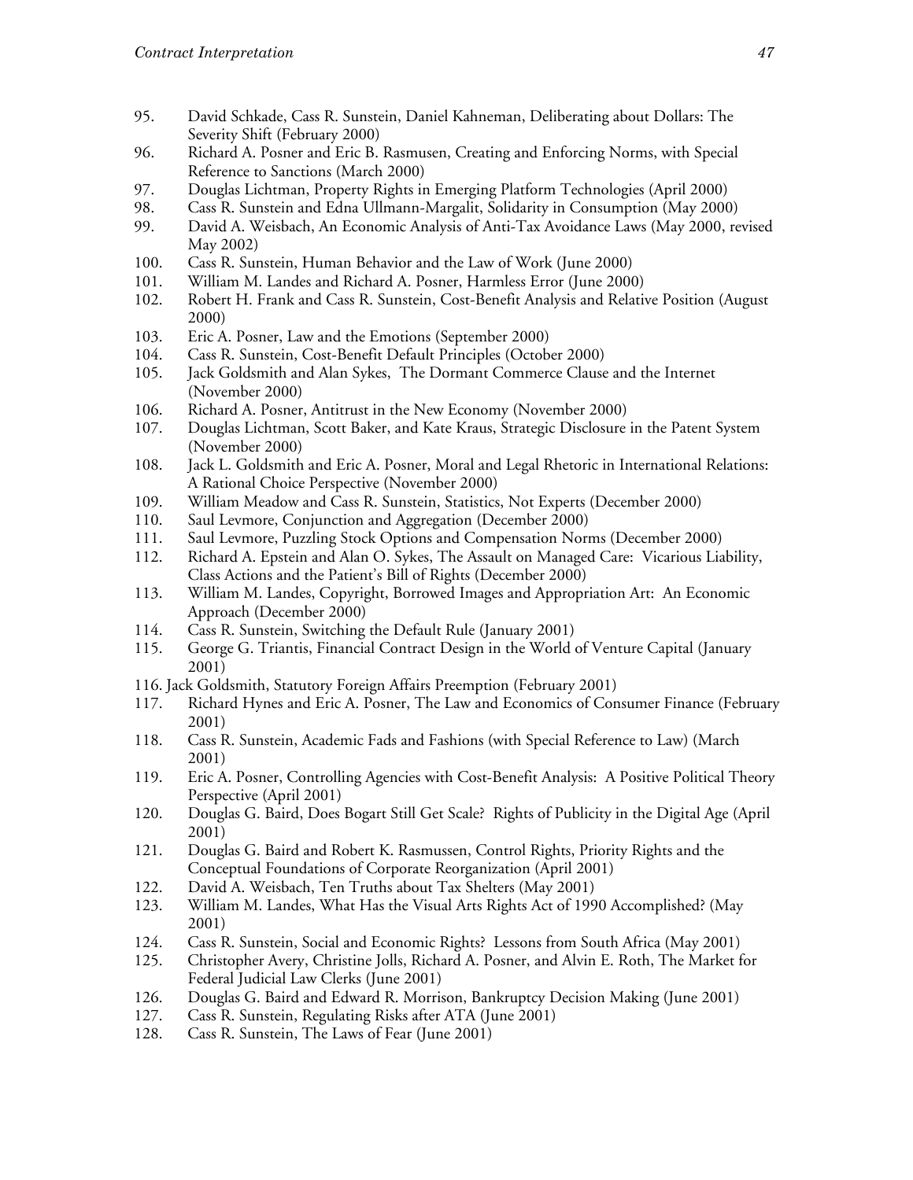95. David Schkade, Cass R. Sunstein, Daniel Kahneman, Deliberating about Dollars: The Severity Shift (February 2000)
96. Richard A. Posner and Eric B. Rasmusen, Creating and Enforcing Norms, with Special Reference to Sanctions (March 2000)
97. Douglas Lichtman, Property Rights in Emerging Platform Technologies (April 2000)
98. Cass R. Sunstein and Edna Ullmann-Margalit, Solidarity in Consumption (May 2000)
99. David A. Weisbach, An Economic Analysis of Anti-Tax Avoidance Laws (May 2000, revised May 2002)
100. Cass R. Sunstein, Human Behavior and the Law of Work (June 2000)
101. William M. Landes and Richard A. Posner, Harmless Error (June 2000)
102. Robert H. Frank and Cass R. Sunstein, Cost-Benefit Analysis and Relative Position (August 2000)
103. Eric A. Posner, Law and the Emotions (September 2000)
104. Cass R. Sunstein, Cost-Benefit Default Principles (October 2000)
105. Jack Goldsmith and Alan Sykes, The Dormant Commerce Clause and the Internet (November 2000)
106. Richard A. Posner, Antitrust in the New Economy (November 2000)
107. Douglas Lichtman, Scott Baker, and Kate Kraus, Strategic Disclosure in the Patent System (November 2000)
108. Jack L. Goldsmith and Eric A. Posner, Moral and Legal Rhetoric in International Relations: A Rational Choice Perspective (November 2000)
109. William Meadow and Cass R. Sunstein, Statistics, Not Experts (December 2000)
110. Saul Levmore, Conjunction and Aggregation (December 2000)
111. Saul Levmore, Puzzling Stock Options and Compensation Norms (December 2000)
112. Richard A. Epstein and Alan O. Sykes, The Assault on Managed Care: Vicarious Liability, Class Actions and the Patient's Bill of Rights (December 2000)
113. William M. Landes, Copyright, Borrowed Images and Appropriation Art: An Economic Approach (December 2000)
114. Cass R. Sunstein, Switching the Default Rule (January 2001)
115. George G. Triantis, Financial Contract Design in the World of Venture Capital (January 2001)
116. Jack Goldsmith, Statutory Foreign Affairs Preemption (February 2001)
117. Richard Hynes and Eric A. Posner, The Law and Economics of Consumer Finance (February 2001)
118. Cass R. Sunstein, Academic Fads and Fashions (with Special Reference to Law) (March 2001)
119. Eric A. Posner, Controlling Agencies with Cost-Benefit Analysis: A Positive Political Theory Perspective (April 2001)
120. Douglas G. Baird, Does Bogart Still Get Scale? Rights of Publicity in the Digital Age (April 2001)
121. Douglas G. Baird and Robert K. Rasmussen, Control Rights, Priority Rights and the Conceptual Foundations of Corporate Reorganization (April 2001)
122. David A. Weisbach, Ten Truths about Tax Shelters (May 2001)
123. William M. Landes, What Has the Visual Arts Rights Act of 1990 Accomplished? (May 2001)
124. Cass R. Sunstein, Social and Economic Rights? Lessons from South Africa (May 2001)
125. Christopher Avery, Christine Jolls, Richard A. Posner, and Alvin E. Roth, The Market for Federal Judicial Law Clerks (June 2001)
126. Douglas G. Baird and Edward R. Morrison, Bankruptcy Decision Making (June 2001)
127. Cass R. Sunstein, Regulating Risks after ATA (June 2001)
128. Cass R. Sunstein, The Laws of Fear (June 2001)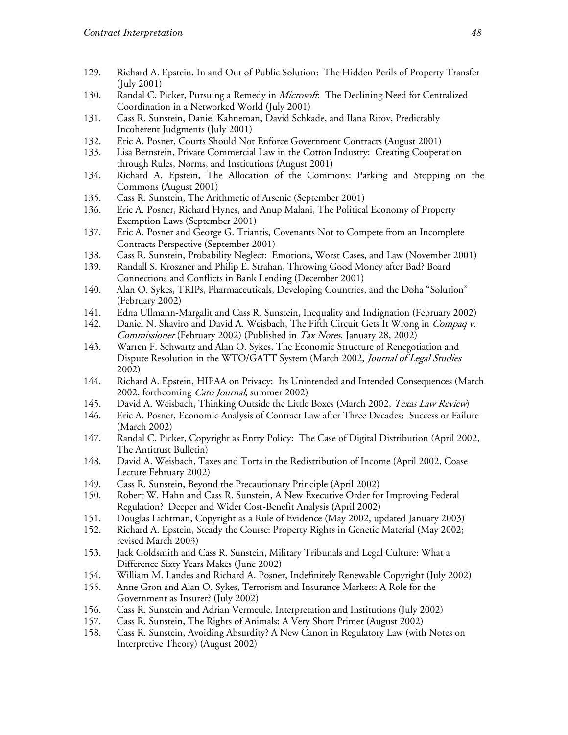129. Richard A. Epstein, In and Out of Public Solution: The Hidden Perils of Property Transfer (July 2001)
130. Randal C. Picker, Pursuing a Remedy in *Microsoft*: The Declining Need for Centralized Coordination in a Networked World (July 2001)
131. Cass R. Sunstein, Daniel Kahneman, David Schkade, and Ilana Ritov, Predictably Incoherent Judgments (July 2001)
132. Eric A. Posner, Courts Should Not Enforce Government Contracts (August 2001)
133. Lisa Bernstein, Private Commercial Law in the Cotton Industry: Creating Cooperation through Rules, Norms, and Institutions (August 2001)
134. Richard A. Epstein, The Allocation of the Commons: Parking and Stopping on the Commons (August 2001)
135. Cass R. Sunstein, The Arithmetic of Arsenic (September 2001)
136. Eric A. Posner, Richard Hynes, and Anup Malani, The Political Economy of Property Exemption Laws (September 2001)
137. Eric A. Posner and George G. Triantis, Covenants Not to Compete from an Incomplete Contracts Perspective (September 2001)
138. Cass R. Sunstein, Probability Neglect: Emotions, Worst Cases, and Law (November 2001)
139. Randall S. Kroszner and Philip E. Strahan, Throwing Good Money after Bad? Board Connections and Conflicts in Bank Lending (December 2001)
140. Alan O. Sykes, TRIPs, Pharmaceuticals, Developing Countries, and the Doha "Solution" (February 2002)
141. Edna Ullmann-Margalit and Cass R. Sunstein, Inequality and Indignation (February 2002)
142. Daniel N. Shaviro and David A. Weisbach, The Fifth Circuit Gets It Wrong in *Compaq v. Commissioner* (February 2002) (Published in *Tax Notes*, January 28, 2002)
143. Warren F. Schwartz and Alan O. Sykes, The Economic Structure of Renegotiation and Dispute Resolution in the WTO/GATT System (March 2002, *Journal of Legal Studies* 2002)
144. Richard A. Epstein, HIPAA on Privacy: Its Unintended and Intended Consequences (March 2002, forthcoming *Cato Journal*, summer 2002)
145. David A. Weisbach, Thinking Outside the Little Boxes (March 2002, *Texas Law Review*)
146. Eric A. Posner, Economic Analysis of Contract Law after Three Decades: Success or Failure (March 2002)
147. Randal C. Picker, Copyright as Entry Policy: The Case of Digital Distribution (April 2002, The Antitrust Bulletin)
148. David A. Weisbach, Taxes and Torts in the Redistribution of Income (April 2002, Coase Lecture February 2002)
149. Cass R. Sunstein, Beyond the Precautionary Principle (April 2002)
150. Robert W. Hahn and Cass R. Sunstein, A New Executive Order for Improving Federal Regulation? Deeper and Wider Cost-Benefit Analysis (April 2002)
151. Douglas Lichtman, Copyright as a Rule of Evidence (May 2002, updated January 2003)
152. Richard A. Epstein, Steady the Course: Property Rights in Genetic Material (May 2002; revised March 2003)
153. Jack Goldsmith and Cass R. Sunstein, Military Tribunals and Legal Culture: What a Difference Sixty Years Makes (June 2002)
154. William M. Landes and Richard A. Posner, Indefinitely Renewable Copyright (July 2002)
155. Anne Gron and Alan O. Sykes, Terrorism and Insurance Markets: A Role for the Government as Insurer? (July 2002)
156. Cass R. Sunstein and Adrian Vermeule, Interpretation and Institutions (July 2002)
157. Cass R. Sunstein, The Rights of Animals: A Very Short Primer (August 2002)
158. Cass R. Sunstein, Avoiding Absurdity? A New Canon in Regulatory Law (with Notes on Interpretive Theory) (August 2002)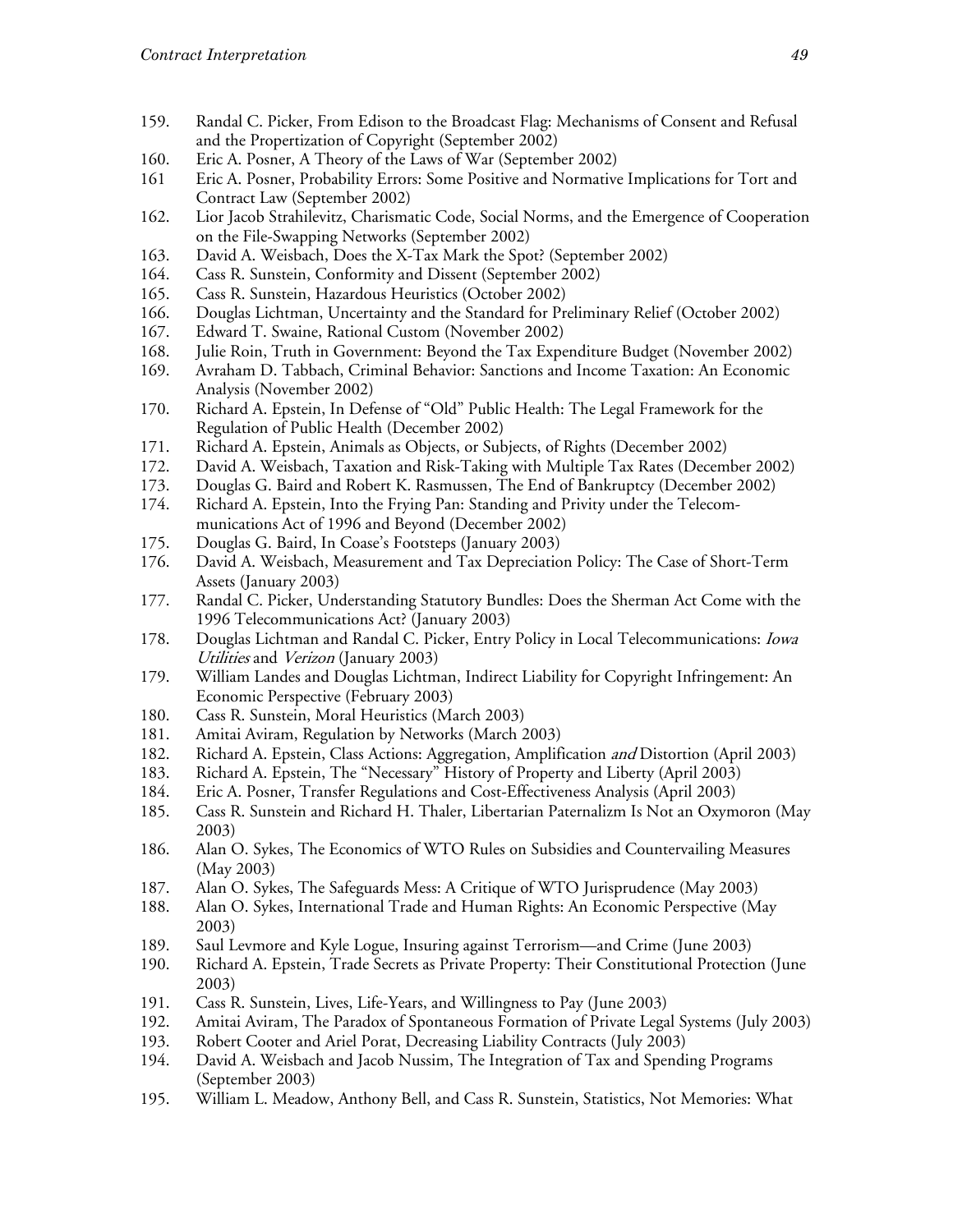159. Randal C. Picker, From Edison to the Broadcast Flag: Mechanisms of Consent and Refusal and the Propertization of Copyright (September 2002)
160. Eric A. Posner, A Theory of the Laws of War (September 2002)
161 Eric A. Posner, Probability Errors: Some Positive and Normative Implications for Tort and Contract Law (September 2002)
162. Lior Jacob Strahilevitz, Charismatic Code, Social Norms, and the Emergence of Cooperation on the File-Swapping Networks (September 2002)
163. David A. Weisbach, Does the X-Tax Mark the Spot? (September 2002)
164. Cass R. Sunstein, Conformity and Dissent (September 2002)
165. Cass R. Sunstein, Hazardous Heuristics (October 2002)
166. Douglas Lichtman, Uncertainty and the Standard for Preliminary Relief (October 2002)
167. Edward T. Swaine, Rational Custom (November 2002)
168. Julie Roin, Truth in Government: Beyond the Tax Expenditure Budget (November 2002)
169. Avraham D. Tabbach, Criminal Behavior: Sanctions and Income Taxation: An Economic Analysis (November 2002)
170. Richard A. Epstein, In Defense of "Old" Public Health: The Legal Framework for the Regulation of Public Health (December 2002)
171. Richard A. Epstein, Animals as Objects, or Subjects, of Rights (December 2002)
172. David A. Weisbach, Taxation and Risk-Taking with Multiple Tax Rates (December 2002)
173. Douglas G. Baird and Robert K. Rasmussen, The End of Bankruptcy (December 2002)
174. Richard A. Epstein, Into the Frying Pan: Standing and Privity under the Telecommunications Act of 1996 and Beyond (December 2002)
175. Douglas G. Baird, In Coase's Footsteps (January 2003)
176. David A. Weisbach, Measurement and Tax Depreciation Policy: The Case of Short-Term Assets (January 2003)
177. Randal C. Picker, Understanding Statutory Bundles: Does the Sherman Act Come with the 1996 Telecommunications Act? (January 2003)
178. Douglas Lichtman and Randal C. Picker, Entry Policy in Local Telecommunications: *Iowa Utilities* and *Verizon* (January 2003)
179. William Landes and Douglas Lichtman, Indirect Liability for Copyright Infringement: An Economic Perspective (February 2003)
180. Cass R. Sunstein, Moral Heuristics (March 2003)
181. Amitai Aviram, Regulation by Networks (March 2003)
182. Richard A. Epstein, Class Actions: Aggregation, Amplification *and* Distortion (April 2003)
183. Richard A. Epstein, The "Necessary" History of Property and Liberty (April 2003)
184. Eric A. Posner, Transfer Regulations and Cost-Effectiveness Analysis (April 2003)
185. Cass R. Sunstein and Richard H. Thaler, Libertarian Paternalizm Is Not an Oxymoron (May 2003)
186. Alan O. Sykes, The Economics of WTO Rules on Subsidies and Countervailing Measures (May 2003)
187. Alan O. Sykes, The Safeguards Mess: A Critique of WTO Jurisprudence (May 2003)
188. Alan O. Sykes, International Trade and Human Rights: An Economic Perspective (May 2003)
189. Saul Levmore and Kyle Logue, Insuring against Terrorism—and Crime (June 2003)
190. Richard A. Epstein, Trade Secrets as Private Property: Their Constitutional Protection (June 2003)
191. Cass R. Sunstein, Lives, Life-Years, and Willingness to Pay (June 2003)
192. Amitai Aviram, The Paradox of Spontaneous Formation of Private Legal Systems (July 2003)
193. Robert Cooter and Ariel Porat, Decreasing Liability Contracts (July 2003)
194. David A. Weisbach and Jacob Nussim, The Integration of Tax and Spending Programs (September 2003)
195. William L. Meadow, Anthony Bell, and Cass R. Sunstein, Statistics, Not Memories: What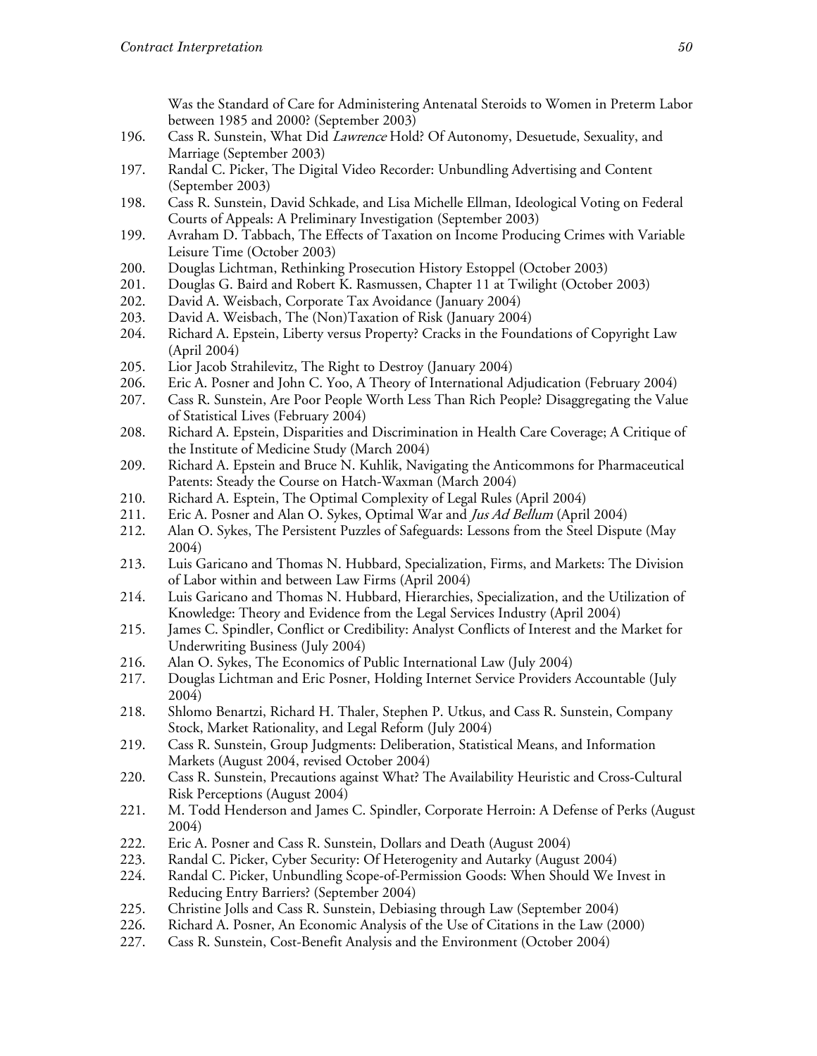Was the Standard of Care for Administering Antenatal Steroids to Women in Preterm Labor between 1985 and 2000? (September 2003)

196. Cass R. Sunstein, What Did *Lawrence* Hold? Of Autonomy, Desuetude, Sexuality, and Marriage (September 2003)
197. Randal C. Picker, The Digital Video Recorder: Unbundling Advertising and Content (September 2003)
198. Cass R. Sunstein, David Schkade, and Lisa Michelle Ellman, Ideological Voting on Federal Courts of Appeals: A Preliminary Investigation (September 2003)
199. Avraham D. Tabbach, The Effects of Taxation on Income Producing Crimes with Variable Leisure Time (October 2003)
200. Douglas Lichtman, Rethinking Prosecution History Estoppel (October 2003)
201. Douglas G. Baird and Robert K. Rasmussen, Chapter 11 at Twilight (October 2003)
202. David A. Weisbach, Corporate Tax Avoidance (January 2004)
203. David A. Weisbach, The (Non)Taxation of Risk (January 2004)
204. Richard A. Epstein, Liberty versus Property? Cracks in the Foundations of Copyright Law (April 2004)
205. Lior Jacob Strahilevitz, The Right to Destroy (January 2004)
206. Eric A. Posner and John C. Yoo, A Theory of International Adjudication (February 2004)
207. Cass R. Sunstein, Are Poor People Worth Less Than Rich People? Disaggregating the Value of Statistical Lives (February 2004)
208. Richard A. Epstein, Disparities and Discrimination in Health Care Coverage; A Critique of the Institute of Medicine Study (March 2004)
209. Richard A. Epstein and Bruce N. Kuhlik, Navigating the Anticommons for Pharmaceutical Patents: Steady the Course on Hatch-Waxman (March 2004)
210. Richard A. Esptein, The Optimal Complexity of Legal Rules (April 2004)
211. Eric A. Posner and Alan O. Sykes, Optimal War and *Jus Ad Bellum* (April 2004)
212. Alan O. Sykes, The Persistent Puzzles of Safeguards: Lessons from the Steel Dispute (May 2004)
213. Luis Garicano and Thomas N. Hubbard, Specialization, Firms, and Markets: The Division of Labor within and between Law Firms (April 2004)
214. Luis Garicano and Thomas N. Hubbard, Hierarchies, Specialization, and the Utilization of Knowledge: Theory and Evidence from the Legal Services Industry (April 2004)
215. James C. Spindler, Conflict or Credibility: Analyst Conflicts of Interest and the Market for Underwriting Business (July 2004)
216. Alan O. Sykes, The Economics of Public International Law (July 2004)
217. Douglas Lichtman and Eric Posner, Holding Internet Service Providers Accountable (July 2004)
218. Shlomo Benartzi, Richard H. Thaler, Stephen P. Utkus, and Cass R. Sunstein, Company Stock, Market Rationality, and Legal Reform (July 2004)
219. Cass R. Sunstein, Group Judgments: Deliberation, Statistical Means, and Information Markets (August 2004, revised October 2004)
220. Cass R. Sunstein, Precautions against What? The Availability Heuristic and Cross-Cultural Risk Perceptions (August 2004)
221. M. Todd Henderson and James C. Spindler, Corporate Herroin: A Defense of Perks (August 2004)
222. Eric A. Posner and Cass R. Sunstein, Dollars and Death (August 2004)
223. Randal C. Picker, Cyber Security: Of Heterogenity and Autarky (August 2004)
224. Randal C. Picker, Unbundling Scope-of-Permission Goods: When Should We Invest in Reducing Entry Barriers? (September 2004)
225. Christine Jolls and Cass R. Sunstein, Debiasing through Law (September 2004)
226. Richard A. Posner, An Economic Analysis of the Use of Citations in the Law (2000)
227. Cass R. Sunstein, Cost-Benefit Analysis and the Environment (October 2004)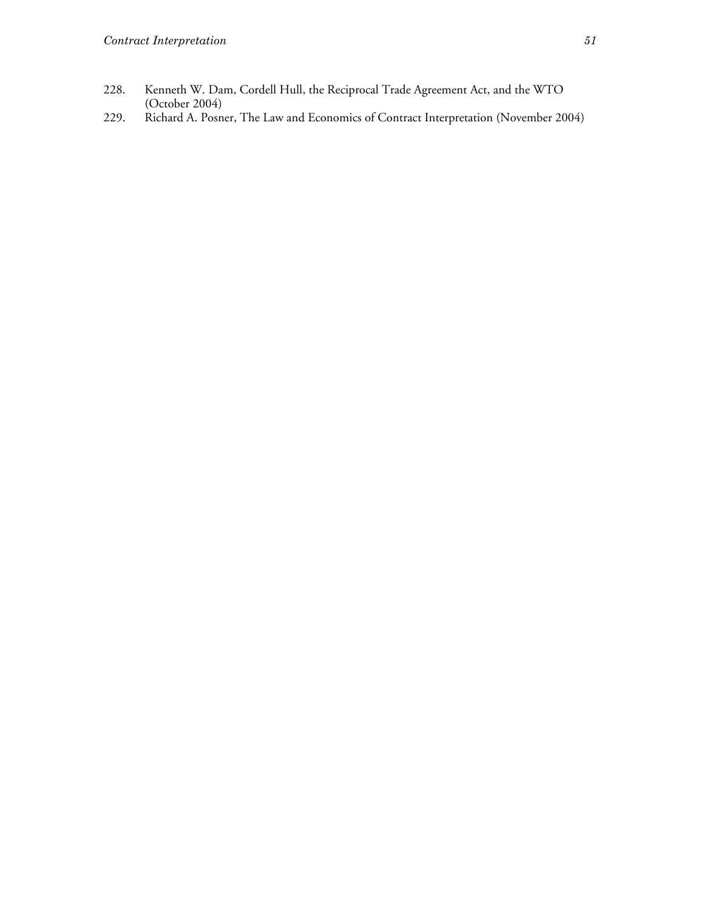228. Kenneth W. Dam, Cordell Hull, the Reciprocal Trade Agreement Act, and the WTO (October 2004)
229. Richard A. Posner, The Law and Economics of Contract Interpretation (November 2004)